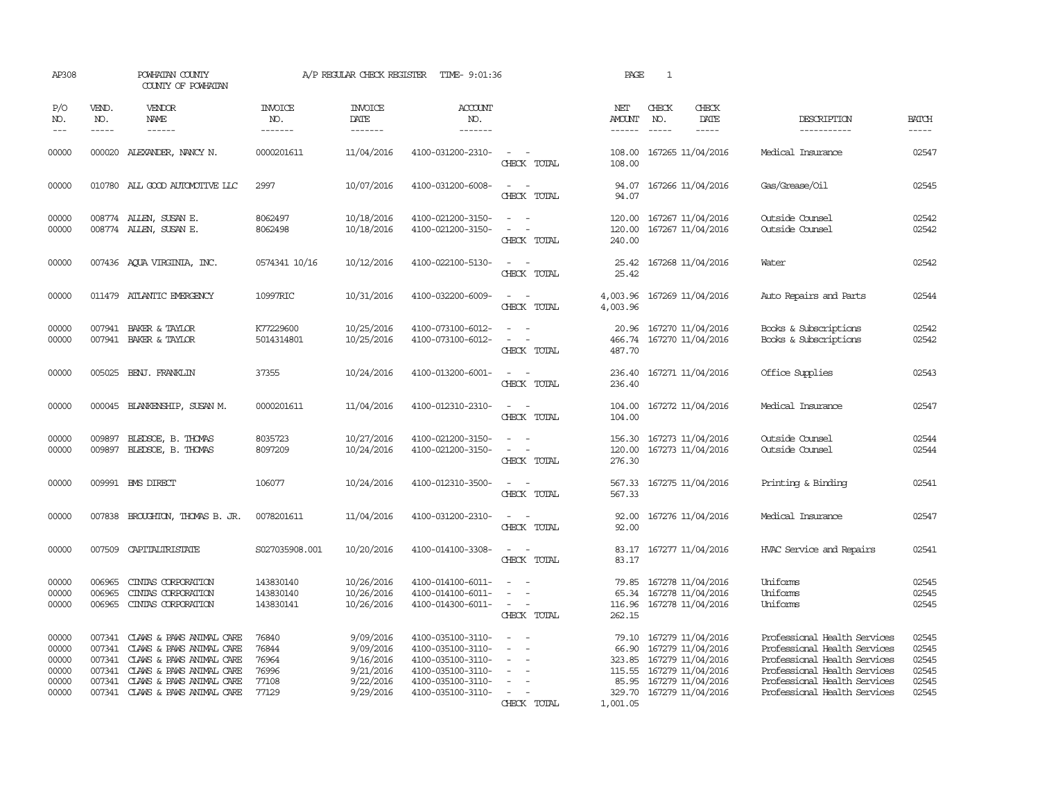AP308 POWHATAN COUNTY A/P REGULAR CHECK REGISTER TIME- 9:01:36 PAGE 1

COUNTY OF POWHATAN

| P/O NO. | VEND. NO. | VENDOR NAME | INVOICE NO. | INVOICE DATE | ACCOUNT NO. | | NET AMOUNT | CHECK NO. | CHECK DATE | DESCRIPTION | BATCH |
|---|---|---|---|---|---|---|---|---|---|---|---|
| 00000 | 000020 | ALEXANDER, NANCY N. | 0000201611 | 11/04/2016 | 4100-031200-2310- | - - | 108.00 | 167265 | 11/04/2016 | Medical Insurance | 02547 |
| | | | | | | CHECK TOTAL | 108.00 | | | | |
| 00000 | 010780 | ALL GOOD AUTOMOTIVE LLC | 2997 | 10/07/2016 | 4100-031200-6008- | - - | 94.07 | 167266 | 11/04/2016 | Gas/Grease/Oil | 02545 |
| | | | | | | CHECK TOTAL | 94.07 | | | | |
| 00000 | 008774 | ALLEN, SUSAN E. | 8062497 | 10/18/2016 | 4100-021200-3150- | - - | 120.00 | 167267 | 11/04/2016 | Outside Counsel | 02542 |
| 00000 | 008774 | ALLEN, SUSAN E. | 8062498 | 10/18/2016 | 4100-021200-3150- | - - | 120.00 | 167267 | 11/04/2016 | Outside Counsel | 02542 |
| | | | | | | CHECK TOTAL | 240.00 | | | | |
| 00000 | 007436 | AQUA VIRGINIA, INC. | 0574341 10/16 | 10/12/2016 | 4100-022100-5130- | - - | 25.42 | 167268 | 11/04/2016 | Water | 02542 |
| | | | | | | CHECK TOTAL | 25.42 | | | | |
| 00000 | 011479 | ATLANTIC EMERGENCY | 10997RIC | 10/31/2016 | 4100-032200-6009- | - - | 4,003.96 | 167269 | 11/04/2016 | Auto Repairs and Parts | 02544 |
| | | | | | | CHECK TOTAL | 4,003.96 | | | | |
| 00000 | 007941 | BAKER & TAYLOR | K77229600 | 10/25/2016 | 4100-073100-6012- | - - | 20.96 | 167270 | 11/04/2016 | Books & Subscriptions | 02542 |
| 00000 | 007941 | BAKER & TAYLOR | 5014314801 | 10/25/2016 | 4100-073100-6012- | - - | 466.74 | 167270 | 11/04/2016 | Books & Subscriptions | 02542 |
| | | | | | | CHECK TOTAL | 487.70 | | | | |
| 00000 | 005025 | BENJ. FRANKLIN | 37355 | 10/24/2016 | 4100-013200-6001- | - - | 236.40 | 167271 | 11/04/2016 | Office Supplies | 02543 |
| | | | | | | CHECK TOTAL | 236.40 | | | | |
| 00000 | 000045 | BLANKENSHIP, SUSAN M. | 0000201611 | 11/04/2016 | 4100-012310-2310- | - - | 104.00 | 167272 | 11/04/2016 | Medical Insurance | 02547 |
| | | | | | | CHECK TOTAL | 104.00 | | | | |
| 00000 | 009897 | BLEDSOE, B. THOMAS | 8035723 | 10/27/2016 | 4100-021200-3150- | - - | 156.30 | 167273 | 11/04/2016 | Outside Counsel | 02544 |
| 00000 | 009897 | BLEDSOE, B. THOMAS | 8097209 | 10/24/2016 | 4100-021200-3150- | - - | 120.00 | 167273 | 11/04/2016 | Outside Counsel | 02544 |
| | | | | | | CHECK TOTAL | 276.30 | | | | |
| 00000 | 009991 | BMS DIRECT | 106077 | 10/24/2016 | 4100-012310-3500- | - - | 567.33 | 167275 | 11/04/2016 | Printing & Binding | 02541 |
| | | | | | | CHECK TOTAL | 567.33 | | | | |
| 00000 | 007838 | BROUGHTON, THOMAS B. JR. | 0078201611 | 11/04/2016 | 4100-031200-2310- | - - | 92.00 | 167276 | 11/04/2016 | Medical Insurance | 02547 |
| | | | | | | CHECK TOTAL | 92.00 | | | | |
| 00000 | 007509 | CAPITALTRISTATE | S027035908.001 | 10/20/2016 | 4100-014100-3308- | - - | 83.17 | 167277 | 11/04/2016 | HVAC Service and Repairs | 02541 |
| | | | | | | CHECK TOTAL | 83.17 | | | | |
| 00000 | 006965 | CINTAS CORPORATION | 143830140 | 10/26/2016 | 4100-014100-6011- | - - | 79.85 | 167278 | 11/04/2016 | Uniforms | 02545 |
| 00000 | 006965 | CINTAS CORPORATION | 143830140 | 10/26/2016 | 4100-014100-6011- | - - | 65.34 | 167278 | 11/04/2016 | Uniforms | 02545 |
| 00000 | 006965 | CINTAS CORPORATION | 143830141 | 10/26/2016 | 4100-014300-6011- | - - | 116.96 | 167278 | 11/04/2016 | Uniforms | 02545 |
| | | | | | | CHECK TOTAL | 262.15 | | | | |
| 00000 | 007341 | CLAWS & PAWS ANIMAL CARE | 76840 | 9/09/2016 | 4100-035100-3110- | - - | 79.10 | 167279 | 11/04/2016 | Professional Health Services | 02545 |
| 00000 | 007341 | CLAWS & PAWS ANIMAL CARE | 76844 | 9/09/2016 | 4100-035100-3110- | - - | 66.90 | 167279 | 11/04/2016 | Professional Health Services | 02545 |
| 00000 | 007341 | CLAWS & PAWS ANIMAL CARE | 76964 | 9/16/2016 | 4100-035100-3110- | - - | 323.85 | 167279 | 11/04/2016 | Professional Health Services | 02545 |
| 00000 | 007341 | CLAWS & PAWS ANIMAL CARE | 76996 | 9/21/2016 | 4100-035100-3110- | - - | 115.55 | 167279 | 11/04/2016 | Professional Health Services | 02545 |
| 00000 | 007341 | CLAWS & PAWS ANIMAL CARE | 77108 | 9/22/2016 | 4100-035100-3110- | - - | 85.95 | 167279 | 11/04/2016 | Professional Health Services | 02545 |
| 00000 | 007341 | CLAWS & PAWS ANIMAL CARE | 77129 | 9/29/2016 | 4100-035100-3110- | - - | 329.70 | 167279 | 11/04/2016 | Professional Health Services | 02545 |
| | | | | | | CHECK TOTAL | 1,001.05 | | | | |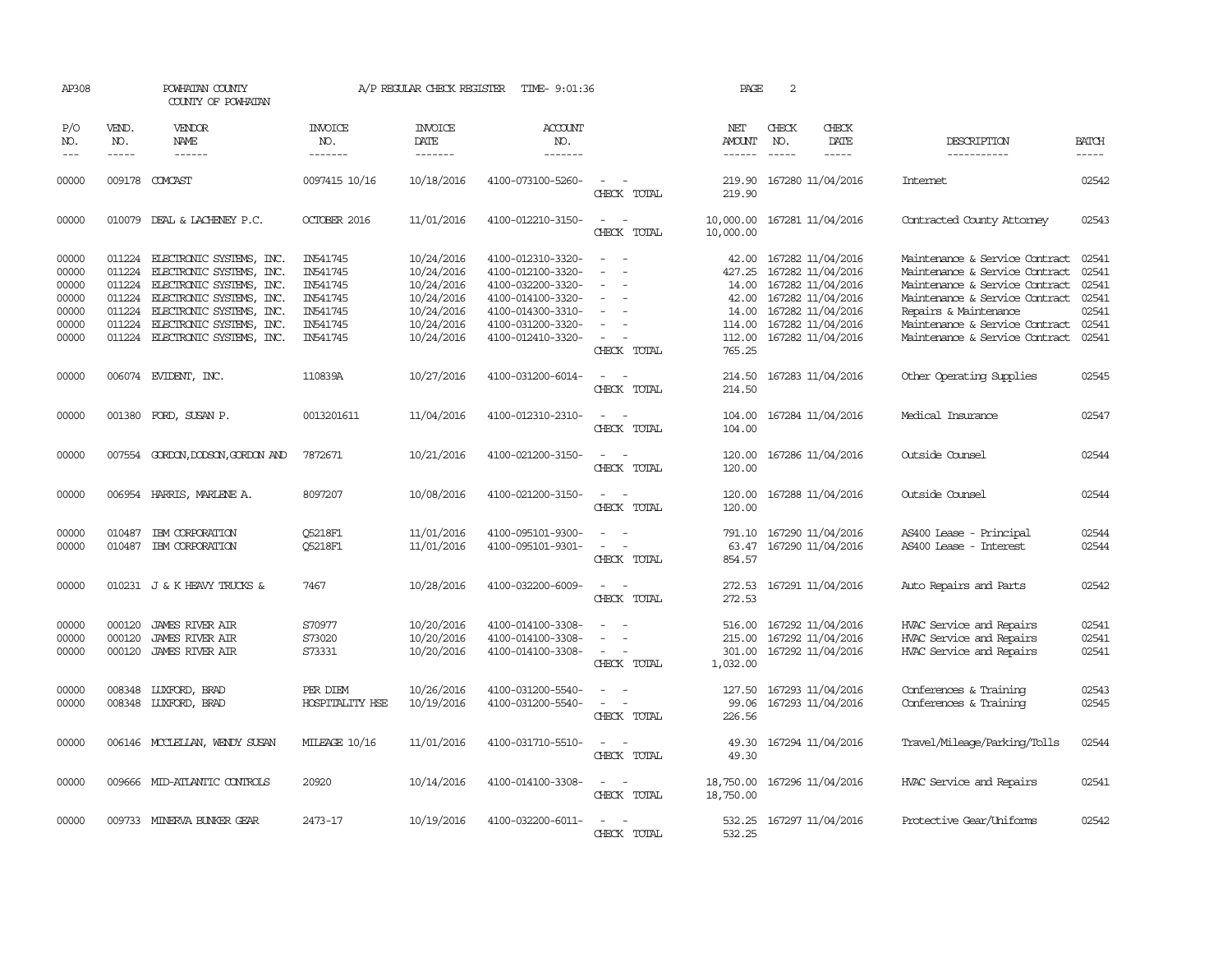AP308 POWHATAN COUNTY A/P REGULAR CHECK REGISTER TIME- 9:01:36 PAGE 2
COUNTY OF POWHATAN

| P/O NO. | VEND. NO. | VENDOR NAME | INVOICE NO. | INVOICE DATE | ACCOUNT NO. | | NET AMOUNT | CHECK NO. | CHECK DATE | DESCRIPTION | BATCH |
|---|---|---|---|---|---|---|---|---|---|---|---|
| 00000 | 009178 | COMCAST | 0097415 10/16 | 10/18/2016 | 4100-073100-5260- | - - | 219.90 | 167280 | 11/04/2016 | Internet | 02542 |
| | | | | | | CHECK TOTAL | 219.90 | | | | |
| 00000 | 010079 | DEAL & LACHENEY P.C. | OCTOBER 2016 | 11/01/2016 | 4100-012210-3150- | - - | 10,000.00 | 167281 | 11/04/2016 | Contracted County Attorney | 02543 |
| | | | | | | CHECK TOTAL | 10,000.00 | | | | |
| 00000 | 011224 | ELECTRONIC SYSTEMS, INC. | IN541745 | 10/24/2016 | 4100-012310-3320- | - - | 42.00 | 167282 | 11/04/2016 | Maintenance & Service Contract | 02541 |
| 00000 | 011224 | ELECTRONIC SYSTEMS, INC. | IN541745 | 10/24/2016 | 4100-012100-3320- | - - | 427.25 | 167282 | 11/04/2016 | Maintenance & Service Contract | 02541 |
| 00000 | 011224 | ELECTRONIC SYSTEMS, INC. | IN541745 | 10/24/2016 | 4100-032200-3320- | - - | 14.00 | 167282 | 11/04/2016 | Maintenance & Service Contract | 02541 |
| 00000 | 011224 | ELECTRONIC SYSTEMS, INC. | IN541745 | 10/24/2016 | 4100-014100-3320- | - - | 42.00 | 167282 | 11/04/2016 | Maintenance & Service Contract | 02541 |
| 00000 | 011224 | ELECTRONIC SYSTEMS, INC. | IN541745 | 10/24/2016 | 4100-014300-3310- | - - | 14.00 | 167282 | 11/04/2016 | Repairs & Maintenance | 02541 |
| 00000 | 011224 | ELECTRONIC SYSTEMS, INC. | IN541745 | 10/24/2016 | 4100-031200-3320- | - - | 114.00 | 167282 | 11/04/2016 | Maintenance & Service Contract | 02541 |
| 00000 | 011224 | ELECTRONIC SYSTEMS, INC. | IN541745 | 10/24/2016 | 4100-012410-3320- | - - | 112.00 | 167282 | 11/04/2016 | Maintenance & Service Contract | 02541 |
| | | | | | | CHECK TOTAL | 765.25 | | | | |
| 00000 | 006074 | EVIDENT, INC. | 110839A | 10/27/2016 | 4100-031200-6014- | - - | 214.50 | 167283 | 11/04/2016 | Other Operating Supplies | 02545 |
| | | | | | | CHECK TOTAL | 214.50 | | | | |
| 00000 | 001380 | FORD, SUSAN P. | 0013201611 | 11/04/2016 | 4100-012310-2310- | - - | 104.00 | 167284 | 11/04/2016 | Medical Insurance | 02547 |
| | | | | | | CHECK TOTAL | 104.00 | | | | |
| 00000 | 007554 | GORDON,DODSON,GORDON AND | 7872671 | 10/21/2016 | 4100-021200-3150- | - - | 120.00 | 167286 | 11/04/2016 | Outside Counsel | 02544 |
| | | | | | | CHECK TOTAL | 120.00 | | | | |
| 00000 | 006954 | HARRIS, MARLENE A. | 8097207 | 10/08/2016 | 4100-021200-3150- | - - | 120.00 | 167288 | 11/04/2016 | Outside Counsel | 02544 |
| | | | | | | CHECK TOTAL | 120.00 | | | | |
| 00000 | 010487 | IBM CORPORATION | Q5218F1 | 11/01/2016 | 4100-095101-9300- | - - | 791.10 | 167290 | 11/04/2016 | AS400 Lease - Principal | 02544 |
| 00000 | 010487 | IBM CORPORATION | Q5218F1 | 11/01/2016 | 4100-095101-9301- | - - | 63.47 | 167290 | 11/04/2016 | AS400 Lease - Interest | 02544 |
| | | | | | | CHECK TOTAL | 854.57 | | | | |
| 00000 | 010231 | J & K HEAVY TRUCKS & | 7467 | 10/28/2016 | 4100-032200-6009- | - - | 272.53 | 167291 | 11/04/2016 | Auto Repairs and Parts | 02542 |
| | | | | | | CHECK TOTAL | 272.53 | | | | |
| 00000 | 000120 | JAMES RIVER AIR | S70977 | 10/20/2016 | 4100-014100-3308- | - - | 516.00 | 167292 | 11/04/2016 | HVAC Service and Repairs | 02541 |
| 00000 | 000120 | JAMES RIVER AIR | S73020 | 10/20/2016 | 4100-014100-3308- | - - | 215.00 | 167292 | 11/04/2016 | HVAC Service and Repairs | 02541 |
| 00000 | 000120 | JAMES RIVER AIR | S73331 | 10/20/2016 | 4100-014100-3308- | - - | 301.00 | 167292 | 11/04/2016 | HVAC Service and Repairs | 02541 |
| | | | | | | CHECK TOTAL | 1,032.00 | | | | |
| 00000 | 008348 | LUXFORD, BRAD | PER DIEM | 10/26/2016 | 4100-031200-5540- | - - | 127.50 | 167293 | 11/04/2016 | Conferences & Training | 02543 |
| 00000 | 008348 | LUXFORD, BRAD | HOSPITALITY HSE | 10/19/2016 | 4100-031200-5540- | - - | 99.06 | 167293 | 11/04/2016 | Conferences & Training | 02545 |
| | | | | | | CHECK TOTAL | 226.56 | | | | |
| 00000 | 006146 | MCCLELLAN, WENDY SUSAN | MILEAGE 10/16 | 11/01/2016 | 4100-031710-5510- | - - | 49.30 | 167294 | 11/04/2016 | Travel/Mileage/Parking/Tolls | 02544 |
| | | | | | | CHECK TOTAL | 49.30 | | | | |
| 00000 | 009666 | MID-ATLANTIC CONTROLS | 20920 | 10/14/2016 | 4100-014100-3308- | - - | 18,750.00 | 167296 | 11/04/2016 | HVAC Service and Repairs | 02541 |
| | | | | | | CHECK TOTAL | 18,750.00 | | | | |
| 00000 | 009733 | MINERVA BUNKER GEAR | 2473-17 | 10/19/2016 | 4100-032200-6011- | - - | 532.25 | 167297 | 11/04/2016 | Protective Gear/Uniforms | 02542 |
| | | | | | | CHECK TOTAL | 532.25 | | | | |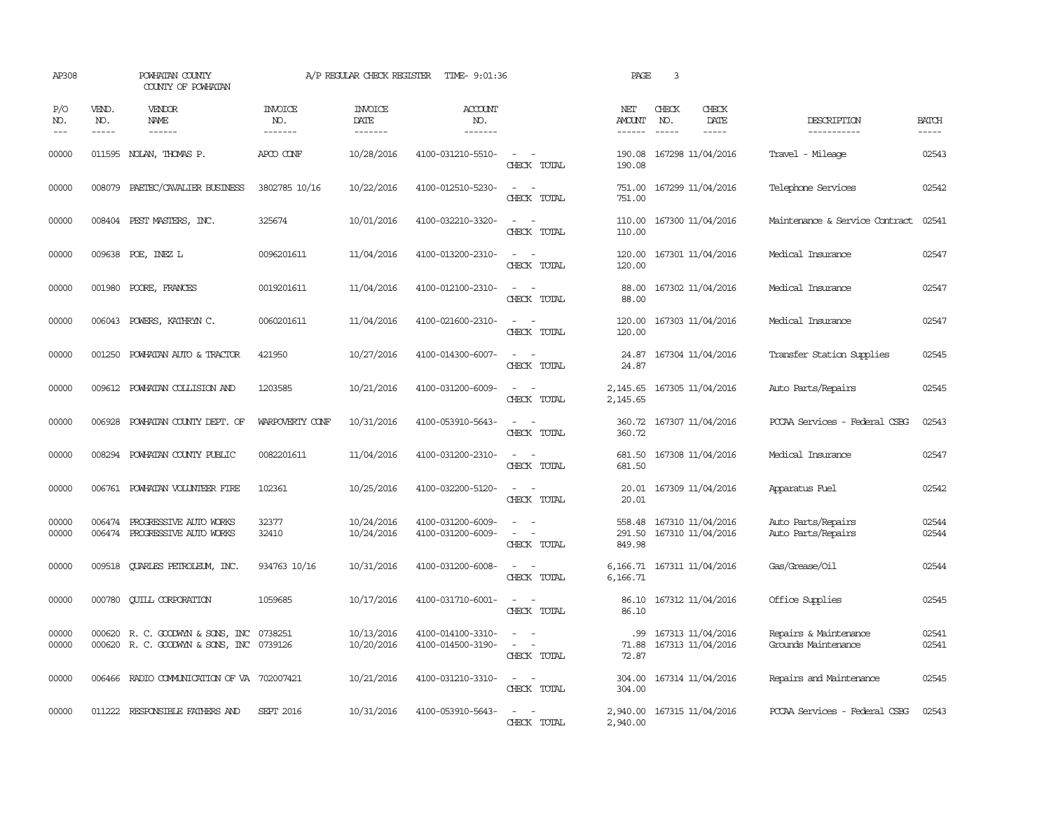AP308 POWHATAN COUNTY A/P REGULAR CHECK REGISTER TIME- 9:01:36 PAGE 3

COUNTY OF POWHATAN

| P/O NO. | VEND. NO. | VENDOR NAME | INVOICE NO. | INVOICE DATE | ACCOUNT NO. | | NET AMOUNT | CHECK NO. | CHECK DATE | DESCRIPTION | BATCH |
|---|---|---|---|---|---|---|---|---|---|---|---|
| --- | ----- | ------ | ------- | ------- | ------- | | ------ | ----- | ----- | ----------- | ----- |
| 00000 | 011595 | NOLAN, THOMAS P. | APCO CONF | 10/28/2016 | 4100-031210-5510- | - - | 190.08 | 167298 | 11/04/2016 | Travel - Mileage | 02543 |
| | | | | | | CHECK TOTAL | 190.08 | | | | |
| 00000 | 008079 | PAETEC/CAVALIER BUSINESS | 3802785 10/16 | 10/22/2016 | 4100-012510-5230- | - - | 751.00 | 167299 | 11/04/2016 | Telephone Services | 02542 |
| | | | | | | CHECK TOTAL | 751.00 | | | | |
| 00000 | 008404 | PEST MASTERS, INC. | 325674 | 10/01/2016 | 4100-032210-3320- | - - | 110.00 | 167300 | 11/04/2016 | Maintenance & Service Contract | 02541 |
| | | | | | | CHECK TOTAL | 110.00 | | | | |
| 00000 | 009638 | POE, INEZ L | 0096201611 | 11/04/2016 | 4100-013200-2310- | - - | 120.00 | 167301 | 11/04/2016 | Medical Insurance | 02547 |
| | | | | | | CHECK TOTAL | 120.00 | | | | |
| 00000 | 001980 | POORE, FRANCES | 0019201611 | 11/04/2016 | 4100-012100-2310- | - - | 88.00 | 167302 | 11/04/2016 | Medical Insurance | 02547 |
| | | | | | | CHECK TOTAL | 88.00 | | | | |
| 00000 | 006043 | POWERS, KATHRYN C. | 0060201611 | 11/04/2016 | 4100-021600-2310- | - - | 120.00 | 167303 | 11/04/2016 | Medical Insurance | 02547 |
| | | | | | | CHECK TOTAL | 120.00 | | | | |
| 00000 | 001250 | POWHATAN AUTO & TRACTOR | 421950 | 10/27/2016 | 4100-014300-6007- | - - | 24.87 | 167304 | 11/04/2016 | Transfer Station Supplies | 02545 |
| | | | | | | CHECK TOTAL | 24.87 | | | | |
| 00000 | 009612 | POWHATAN COLLISION AND | 1203585 | 10/21/2016 | 4100-031200-6009- | - - | 2,145.65 | 167305 | 11/04/2016 | Auto Parts/Repairs | 02545 |
| | | | | | | CHECK TOTAL | 2,145.65 | | | | |
| 00000 | 006928 | POWHATAN COUNTY DEPT. OF | WARPOVERTY CONF | 10/31/2016 | 4100-053910-5643- | - - | 360.72 | 167307 | 11/04/2016 | PCCAA Services - Federal CSBG | 02543 |
| | | | | | | CHECK TOTAL | 360.72 | | | | |
| 00000 | 008294 | POWHATAN COUNTY PUBLIC | 0082201611 | 11/04/2016 | 4100-031200-2310- | - - | 681.50 | 167308 | 11/04/2016 | Medical Insurance | 02547 |
| | | | | | | CHECK TOTAL | 681.50 | | | | |
| 00000 | 006761 | POWHATAN VOLUNTEER FIRE | 102361 | 10/25/2016 | 4100-032200-5120- | - - | 20.01 | 167309 | 11/04/2016 | Apparatus Fuel | 02542 |
| | | | | | | CHECK TOTAL | 20.01 | | | | |
| 00000 | 006474 | PROGRESSIVE AUTO WORKS | 32377 | 10/24/2016 | 4100-031200-6009- | - - | 558.48 | 167310 | 11/04/2016 | Auto Parts/Repairs | 02544 |
| 00000 | 006474 | PROGRESSIVE AUTO WORKS | 32410 | 10/24/2016 | 4100-031200-6009- | - - | 291.50 | 167310 | 11/04/2016 | Auto Parts/Repairs | 02544 |
| | | | | | | CHECK TOTAL | 849.98 | | | | |
| 00000 | 009518 | QUARLES PETROLEUM, INC. | 934763 10/16 | 10/31/2016 | 4100-031200-6008- | - - | 6,166.71 | 167311 | 11/04/2016 | Gas/Grease/Oil | 02544 |
| | | | | | | CHECK TOTAL | 6,166.71 | | | | |
| 00000 | 000780 | QUILL CORPORATION | 1059685 | 10/17/2016 | 4100-031710-6001- | - - | 86.10 | 167312 | 11/04/2016 | Office Supplies | 02545 |
| | | | | | | CHECK TOTAL | 86.10 | | | | |
| 00000 | 000620 | R. C. GOODWYN & SONS, INC | 0738251 | 10/13/2016 | 4100-014100-3310- | - - | .99 | 167313 | 11/04/2016 | Repairs & Maintenance | 02541 |
| 00000 | 000620 | R. C. GOODWYN & SONS, INC | 0739126 | 10/20/2016 | 4100-014500-3190- | - - | 71.88 | 167313 | 11/04/2016 | Grounds Maintenance | 02541 |
| | | | | | | CHECK TOTAL | 72.87 | | | | |
| 00000 | 006466 | RADIO COMMUNICATION OF VA | 702007421 | 10/21/2016 | 4100-031210-3310- | - - | 304.00 | 167314 | 11/04/2016 | Repairs and Maintenance | 02545 |
| | | | | | | CHECK TOTAL | 304.00 | | | | |
| 00000 | 011222 | RESPONSIBLE FATHERS AND | SEPT 2016 | 10/31/2016 | 4100-053910-5643- | - - | 2,940.00 | 167315 | 11/04/2016 | PCCAA Services - Federal CSBG | 02543 |
| | | | | | | CHECK TOTAL | 2,940.00 | | | | |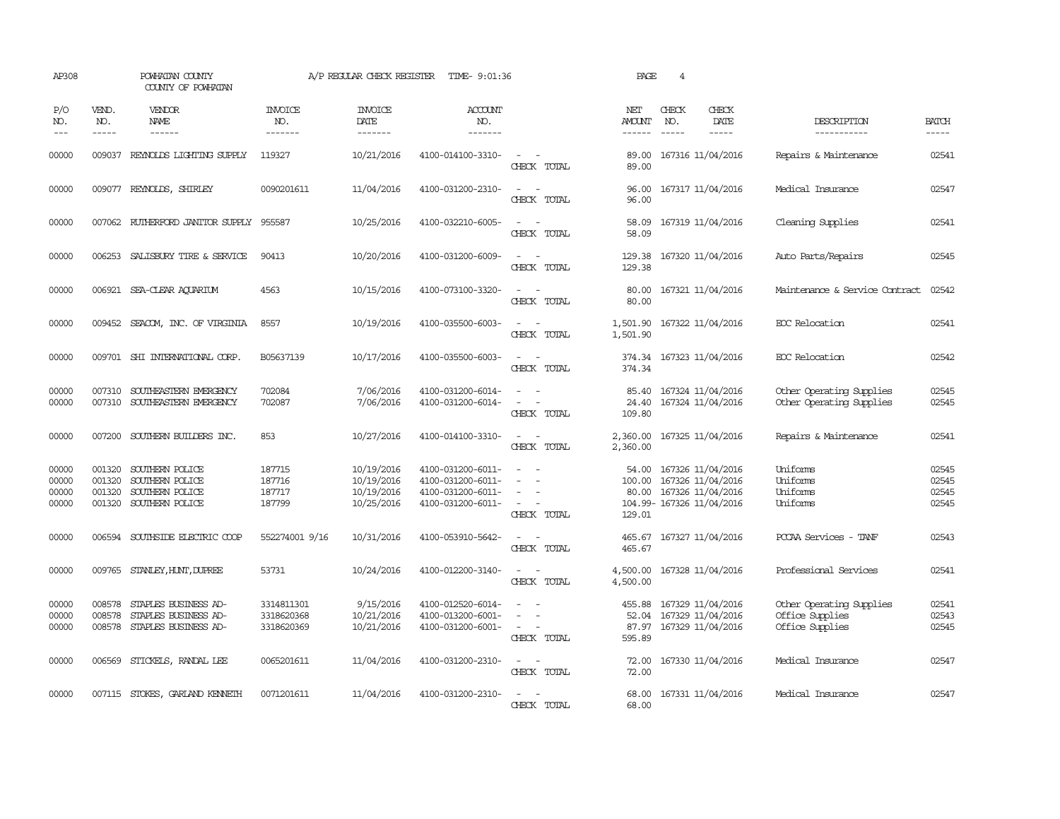AP308 POWHATAN COUNTY A/P REGULAR CHECK REGISTER TIME- 9:01:36 PAGE 4

COUNTY OF POWHATAN

| P/O NO. | VEND. NO. | VENDOR NAME | INVOICE NO. | INVOICE DATE | ACCOUNT NO. | | NET AMOUNT | CHECK NO. | CHECK DATE | DESCRIPTION | BATCH |
|---|---|---|---|---|---|---|---|---|---|---|---|
| 00000 | 009037 | REYNOLDS LIGHTING SUPPLY | 119327 | 10/21/2016 | 4100-014100-3310- | - - | 89.00 | 167316 | 11/04/2016 | Repairs & Maintenance | 02541 |
| | | | | | | CHECK TOTAL | 89.00 | | | | |
| 00000 | 009077 | REYNOLDS, SHIRLEY | 0090201611 | 11/04/2016 | 4100-031200-2310- | - - | 96.00 | 167317 | 11/04/2016 | Medical Insurance | 02547 |
| | | | | | | CHECK TOTAL | 96.00 | | | | |
| 00000 | 007062 | RUTHERFORD JANITOR SUPPLY | 955587 | 10/25/2016 | 4100-032210-6005- | - - | 58.09 | 167319 | 11/04/2016 | Cleaning Supplies | 02541 |
| | | | | | | CHECK TOTAL | 58.09 | | | | |
| 00000 | 006253 | SALISBURY TIRE & SERVICE | 90413 | 10/20/2016 | 4100-031200-6009- | - - | 129.38 | 167320 | 11/04/2016 | Auto Parts/Repairs | 02545 |
| | | | | | | CHECK TOTAL | 129.38 | | | | |
| 00000 | 006921 | SEA-CLEAR AQUARIUM | 4563 | 10/15/2016 | 4100-073100-3320- | - - | 80.00 | 167321 | 11/04/2016 | Maintenance & Service Contract | 02542 |
| | | | | | | CHECK TOTAL | 80.00 | | | | |
| 00000 | 009452 | SEACOM, INC. OF VIRGINIA | 8557 | 10/19/2016 | 4100-035500-6003- | - - | 1,501.90 | 167322 | 11/04/2016 | EOC Relocation | 02541 |
| | | | | | | CHECK TOTAL | 1,501.90 | | | | |
| 00000 | 009701 | SHI INTERNATIONAL CORP. | B05637139 | 10/17/2016 | 4100-035500-6003- | - - | 374.34 | 167323 | 11/04/2016 | EOC Relocation | 02542 |
| | | | | | | CHECK TOTAL | 374.34 | | | | |
| 00000 | 007310 | SOUTHEASTERN EMERGENCY | 702084 | 7/06/2016 | 4100-031200-6014- | - - | 85.40 | 167324 | 11/04/2016 | Other Operating Supplies | 02545 |
| 00000 | 007310 | SOUTHEASTERN EMERGENCY | 702087 | 7/06/2016 | 4100-031200-6014- | - - | 24.40 | 167324 | 11/04/2016 | Other Operating Supplies | 02545 |
| | | | | | | CHECK TOTAL | 109.80 | | | | |
| 00000 | 007200 | SOUTHERN BUILDERS INC. | 853 | 10/27/2016 | 4100-014100-3310- | - - | 2,360.00 | 167325 | 11/04/2016 | Repairs & Maintenance | 02541 |
| | | | | | | CHECK TOTAL | 2,360.00 | | | | |
| 00000 | 001320 | SOUTHERN POLICE | 187715 | 10/19/2016 | 4100-031200-6011- | - - | 54.00 | 167326 | 11/04/2016 | Uniforms | 02545 |
| 00000 | 001320 | SOUTHERN POLICE | 187716 | 10/19/2016 | 4100-031200-6011- | - - | 100.00 | 167326 | 11/04/2016 | Uniforms | 02545 |
| 00000 | 001320 | SOUTHERN POLICE | 187717 | 10/19/2016 | 4100-031200-6011- | - - | 80.00 | 167326 | 11/04/2016 | Uniforms | 02545 |
| 00000 | 001320 | SOUTHERN POLICE | 187799 | 10/25/2016 | 4100-031200-6011- | - - | 104.99- | 167326 | 11/04/2016 | Uniforms | 02545 |
| | | | | | | CHECK TOTAL | 129.01 | | | | |
| 00000 | 006594 | SOUTHSIDE ELECTRIC COOP | 552274001 9/16 | 10/31/2016 | 4100-053910-5642- | - - | 465.67 | 167327 | 11/04/2016 | PCCAA Services - TANF | 02543 |
| | | | | | | CHECK TOTAL | 465.67 | | | | |
| 00000 | 009765 | STANLEY,HUNT,DUPREE | 53731 | 10/24/2016 | 4100-012200-3140- | - - | 4,500.00 | 167328 | 11/04/2016 | Professional Services | 02541 |
| | | | | | | CHECK TOTAL | 4,500.00 | | | | |
| 00000 | 008578 | STAPLES BUSINESS AD- | 3314811301 | 9/15/2016 | 4100-012520-6014- | - - | 455.88 | 167329 | 11/04/2016 | Other Operating Supplies | 02541 |
| 00000 | 008578 | STAPLES BUSINESS AD- | 3318620368 | 10/21/2016 | 4100-013200-6001- | - - | 52.04 | 167329 | 11/04/2016 | Office Supplies | 02543 |
| 00000 | 008578 | STAPLES BUSINESS AD- | 3318620369 | 10/21/2016 | 4100-031200-6001- | - - | 87.97 | 167329 | 11/04/2016 | Office Supplies | 02545 |
| | | | | | | CHECK TOTAL | 595.89 | | | | |
| 00000 | 006569 | STICKELS, RANDAL LEE | 0065201611 | 11/04/2016 | 4100-031200-2310- | - - | 72.00 | 167330 | 11/04/2016 | Medical Insurance | 02547 |
| | | | | | | CHECK TOTAL | 72.00 | | | | |
| 00000 | 007115 | STOKES, GARLAND KENNETH | 0071201611 | 11/04/2016 | 4100-031200-2310- | - - | 68.00 | 167331 | 11/04/2016 | Medical Insurance | 02547 |
| | | | | | | CHECK TOTAL | 68.00 | | | | |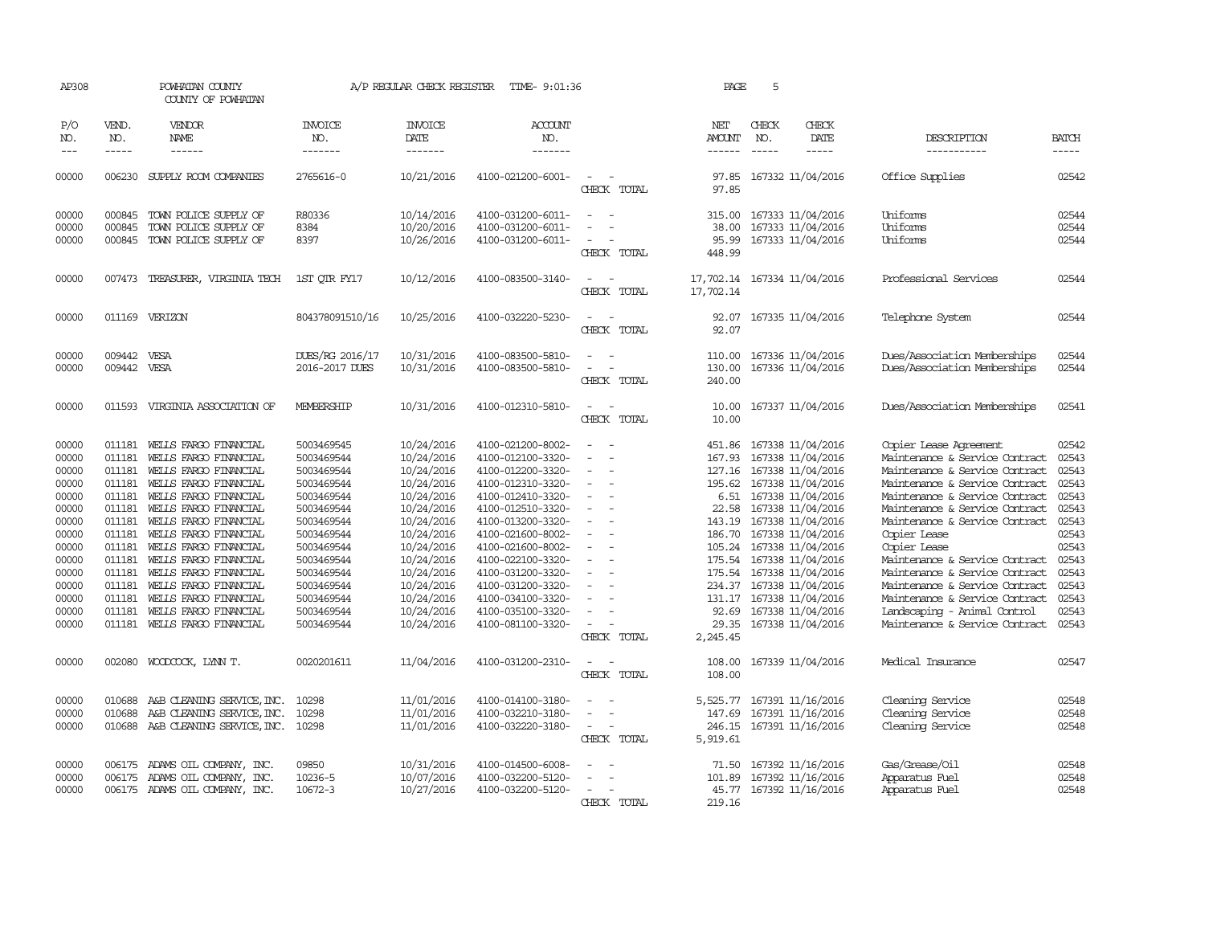AP308 POWHATAN COUNTY A/P REGULAR CHECK REGISTER TIME- 9:01:36
COUNTY OF POWHATAN

| P/O NO. | VEND. NO. | VENDOR NAME | INVOICE NO. | INVOICE DATE | ACCOUNT NO. | | NET AMOUNT | CHECK NO. | CHECK DATE | DESCRIPTION | BATCH |
|---|---|---|---|---|---|---|---|---|---|---|---|
| 00000 | 006230 | SUPPLY ROOM COMPANIES | 2765616-0 | 10/21/2016 | 4100-021200-6001- | - - | 97.85 | 167332 | 11/04/2016 | Office Supplies | 02542 |
| | | | | | | CHECK TOTAL | 97.85 | | | | |
| 00000 | 000845 | TOWN POLICE SUPPLY OF | R80336 | 10/14/2016 | 4100-031200-6011- | - - | 315.00 | 167333 | 11/04/2016 | Uniforms | 02544 |
| 00000 | 000845 | TOWN POLICE SUPPLY OF | 8384 | 10/20/2016 | 4100-031200-6011- | - - | 38.00 | 167333 | 11/04/2016 | Uniforms | 02544 |
| 00000 | 000845 | TOWN POLICE SUPPLY OF | 8397 | 10/26/2016 | 4100-031200-6011- | - - | 95.99 | 167333 | 11/04/2016 | Uniforms | 02544 |
| | | | | | | CHECK TOTAL | 448.99 | | | | |
| 00000 | 007473 | TREASURER, VIRGINIA TECH | 1ST QTR FY17 | 10/12/2016 | 4100-083500-3140- | - - | 17,702.14 | 167334 | 11/04/2016 | Professional Services | 02544 |
| | | | | | | CHECK TOTAL | 17,702.14 | | | | |
| 00000 | 011169 | VERIZON | 804378091510/16 | 10/25/2016 | 4100-032220-5230- | - - | 92.07 | 167335 | 11/04/2016 | Telephone System | 02544 |
| | | | | | | CHECK TOTAL | 92.07 | | | | |
| 00000 | 009442 | VESA | DUES/RG 2016/17 | 10/31/2016 | 4100-083500-5810- | - - | 110.00 | 167336 | 11/04/2016 | Dues/Association Memberships | 02544 |
| 00000 | 009442 | VESA | 2016-2017 DUES | 10/31/2016 | 4100-083500-5810- | - - | 130.00 | 167336 | 11/04/2016 | Dues/Association Memberships | 02544 |
| | | | | | | CHECK TOTAL | 240.00 | | | | |
| 00000 | 011593 | VIRGINIA ASSOCIATION OF | MEMBERSHIP | 10/31/2016 | 4100-012310-5810- | - - | 10.00 | 167337 | 11/04/2016 | Dues/Association Memberships | 02541 |
| | | | | | | CHECK TOTAL | 10.00 | | | | |
| 00000 | 011181 | WELLS FARGO FINANCIAL | 5003469545 | 10/24/2016 | 4100-021200-8002- | - - | 451.86 | 167338 | 11/04/2016 | Copier Lease Agreement | 02542 |
| 00000 | 011181 | WELLS FARGO FINANCIAL | 5003469544 | 10/24/2016 | 4100-012100-3320- | - - | 167.93 | 167338 | 11/04/2016 | Maintenance & Service Contract | 02543 |
| 00000 | 011181 | WELLS FARGO FINANCIAL | 5003469544 | 10/24/2016 | 4100-012200-3320- | - - | 127.16 | 167338 | 11/04/2016 | Maintenance & Service Contract | 02543 |
| 00000 | 011181 | WELLS FARGO FINANCIAL | 5003469544 | 10/24/2016 | 4100-012310-3320- | - - | 195.62 | 167338 | 11/04/2016 | Maintenance & Service Contract | 02543 |
| 00000 | 011181 | WELLS FARGO FINANCIAL | 5003469544 | 10/24/2016 | 4100-012410-3320- | - - | 6.51 | 167338 | 11/04/2016 | Maintenance & Service Contract | 02543 |
| 00000 | 011181 | WELLS FARGO FINANCIAL | 5003469544 | 10/24/2016 | 4100-012510-3320- | - - | 22.58 | 167338 | 11/04/2016 | Maintenance & Service Contract | 02543 |
| 00000 | 011181 | WELLS FARGO FINANCIAL | 5003469544 | 10/24/2016 | 4100-013200-3320- | - - | 143.19 | 167338 | 11/04/2016 | Maintenance & Service Contract | 02543 |
| 00000 | 011181 | WELLS FARGO FINANCIAL | 5003469544 | 10/24/2016 | 4100-021600-8002- | - - | 186.70 | 167338 | 11/04/2016 | Copier Lease | 02543 |
| 00000 | 011181 | WELLS FARGO FINANCIAL | 5003469544 | 10/24/2016 | 4100-021600-8002- | - - | 105.24 | 167338 | 11/04/2016 | Copier Lease | 02543 |
| 00000 | 011181 | WELLS FARGO FINANCIAL | 5003469544 | 10/24/2016 | 4100-022100-3320- | - - | 175.54 | 167338 | 11/04/2016 | Maintenance & Service Contract | 02543 |
| 00000 | 011181 | WELLS FARGO FINANCIAL | 5003469544 | 10/24/2016 | 4100-031200-3320- | - - | 175.54 | 167338 | 11/04/2016 | Maintenance & Service Contract | 02543 |
| 00000 | 011181 | WELLS FARGO FINANCIAL | 5003469544 | 10/24/2016 | 4100-031200-3320- | - - | 234.37 | 167338 | 11/04/2016 | Maintenance & Service Contract | 02543 |
| 00000 | 011181 | WELLS FARGO FINANCIAL | 5003469544 | 10/24/2016 | 4100-034100-3320- | - - | 131.17 | 167338 | 11/04/2016 | Maintenance & Service Contract | 02543 |
| 00000 | 011181 | WELLS FARGO FINANCIAL | 5003469544 | 10/24/2016 | 4100-035100-3320- | - - | 92.69 | 167338 | 11/04/2016 | Landscaping - Animal Control | 02543 |
| 00000 | 011181 | WELLS FARGO FINANCIAL | 5003469544 | 10/24/2016 | 4100-081100-3320- | - - | 29.35 | 167338 | 11/04/2016 | Maintenance & Service Contract | 02543 |
| | | | | | | CHECK TOTAL | 2,245.45 | | | | |
| 00000 | 002080 | WOODCOCK, LYNN T. | 0020201611 | 11/04/2016 | 4100-031200-2310- | - - | 108.00 | 167339 | 11/04/2016 | Medical Insurance | 02547 |
| | | | | | | CHECK TOTAL | 108.00 | | | | |
| 00000 | 010688 | A&B CLEANING SERVICE, INC. | 10298 | 11/01/2016 | 4100-014100-3180- | - - | 5,525.77 | 167391 | 11/16/2016 | Cleaning Service | 02548 |
| 00000 | 010688 | A&B CLEANING SERVICE, INC. | 10298 | 11/01/2016 | 4100-032210-3180- | - - | 147.69 | 167391 | 11/16/2016 | Cleaning Service | 02548 |
| 00000 | 010688 | A&B CLEANING SERVICE, INC. | 10298 | 11/01/2016 | 4100-032220-3180- | - - | 246.15 | 167391 | 11/16/2016 | Cleaning Service | 02548 |
| | | | | | | CHECK TOTAL | 5,919.61 | | | | |
| 00000 | 006175 | ADAMS OIL COMPANY, INC. | 09850 | 10/31/2016 | 4100-014500-6008- | - - | 71.50 | 167392 | 11/16/2016 | Gas/Grease/Oil | 02548 |
| 00000 | 006175 | ADAMS OIL COMPANY, INC. | 10236-5 | 10/07/2016 | 4100-032200-5120- | - - | 101.89 | 167392 | 11/16/2016 | Apparatus Fuel | 02548 |
| 00000 | 006175 | ADAMS OIL COMPANY, INC. | 10672-3 | 10/27/2016 | 4100-032200-5120- | - - | 45.77 | 167392 | 11/16/2016 | Apparatus Fuel | 02548 |
| | | | | | | CHECK TOTAL | 219.16 | | | | |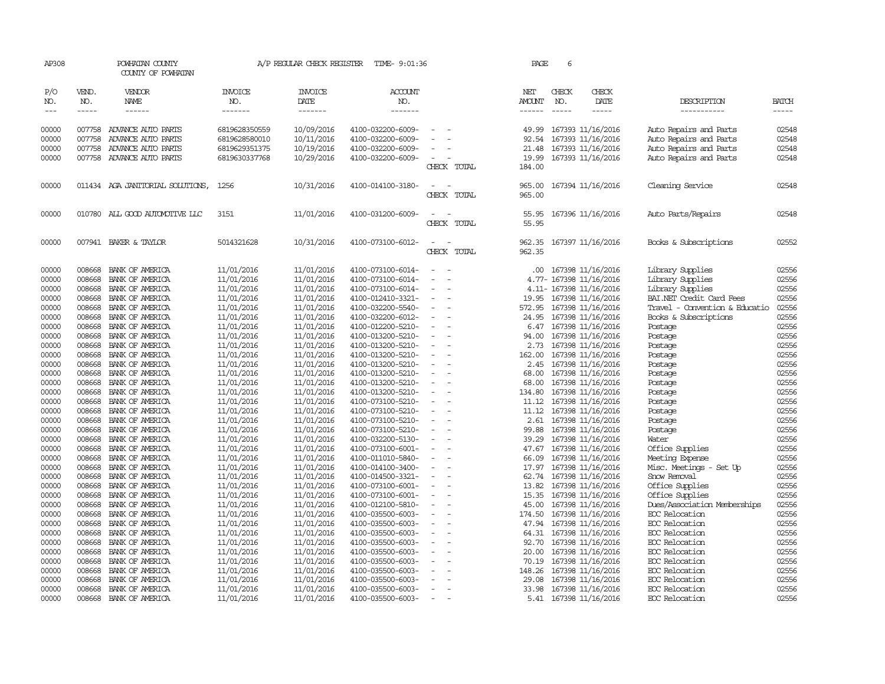AP308 POWHATAN COUNTY A/P REGULAR CHECK REGISTER TIME- 9:01:36 PAGE 6

COUNTY OF POWHATAN

| P/O NO. | VEND. NO. | VENDOR NAME | INVOICE NO. | INVOICE DATE | ACCOUNT NO. | | NET AMOUNT | CHECK NO. | CHECK DATE | DESCRIPTION | BATCH |
|---|---|---|---|---|---|---|---|---|---|---|---|
| 00000 | 007758 | ADVANCE AUTO PARTS | 6819628350559 | 10/09/2016 | 4100-032200-6009- | - - | 49.99 | 167393 | 11/16/2016 | Auto Repairs and Parts | 02548 |
| 00000 | 007758 | ADVANCE AUTO PARTS | 6819628580010 | 10/11/2016 | 4100-032200-6009- | - - | 92.54 | 167393 | 11/16/2016 | Auto Repairs and Parts | 02548 |
| 00000 | 007758 | ADVANCE AUTO PARTS | 6819629351375 | 10/19/2016 | 4100-032200-6009- | - - | 21.48 | 167393 | 11/16/2016 | Auto Repairs and Parts | 02548 |
| 00000 | 007758 | ADVANCE AUTO PARTS | 6819630337768 | 10/29/2016 | 4100-032200-6009- | - - | 19.99 | 167393 | 11/16/2016 | Auto Repairs and Parts | 02548 |
| | | | | | | CHECK TOTAL | 184.00 | | | | |
| 00000 | 011434 | AGA JANITORIAL SOLUTIONS, | 1256 | 10/31/2016 | 4100-014100-3180- | - - | 965.00 | 167394 | 11/16/2016 | Cleaning Service | 02548 |
| | | | | | | CHECK TOTAL | 965.00 | | | | |
| 00000 | 010780 | ALL GOOD AUTOMOTIVE LLC | 3151 | 11/01/2016 | 4100-031200-6009- | - - | 55.95 | 167396 | 11/16/2016 | Auto Parts/Repairs | 02548 |
| | | | | | | CHECK TOTAL | 55.95 | | | | |
| 00000 | 007941 | BAKER & TAYLOR | 5014321628 | 10/31/2016 | 4100-073100-6012- | - - | 962.35 | 167397 | 11/16/2016 | Books & Subscriptions | 02552 |
| | | | | | | CHECK TOTAL | 962.35 | | | | |
| 00000 | 008668 | BANK OF AMERICA | 11/01/2016 | 11/01/2016 | 4100-073100-6014- | - - | .00 | 167398 | 11/16/2016 | Library Supplies | 02556 |
| 00000 | 008668 | BANK OF AMERICA | 11/01/2016 | 11/01/2016 | 4100-073100-6014- | - - | 4.77- | 167398 | 11/16/2016 | Library Supplies | 02556 |
| 00000 | 008668 | BANK OF AMERICA | 11/01/2016 | 11/01/2016 | 4100-073100-6014- | - - | 4.11- | 167398 | 11/16/2016 | Library Supplies | 02556 |
| 00000 | 008668 | BANK OF AMERICA | 11/01/2016 | 11/01/2016 | 4100-012410-3321- | - - | 19.95 | 167398 | 11/16/2016 | BAI.NET Credit Card Fees | 02556 |
| 00000 | 008668 | BANK OF AMERICA | 11/01/2016 | 11/01/2016 | 4100-032200-5540- | - - | 572.95 | 167398 | 11/16/2016 | Travel - Convention & Educatio | 02556 |
| 00000 | 008668 | BANK OF AMERICA | 11/01/2016 | 11/01/2016 | 4100-032200-6012- | - - | 24.95 | 167398 | 11/16/2016 | Books & Subscriptions | 02556 |
| 00000 | 008668 | BANK OF AMERICA | 11/01/2016 | 11/01/2016 | 4100-012200-5210- | - - | 6.47 | 167398 | 11/16/2016 | Postage | 02556 |
| 00000 | 008668 | BANK OF AMERICA | 11/01/2016 | 11/01/2016 | 4100-013200-5210- | - - | 94.00 | 167398 | 11/16/2016 | Postage | 02556 |
| 00000 | 008668 | BANK OF AMERICA | 11/01/2016 | 11/01/2016 | 4100-013200-5210- | - - | 2.73 | 167398 | 11/16/2016 | Postage | 02556 |
| 00000 | 008668 | BANK OF AMERICA | 11/01/2016 | 11/01/2016 | 4100-013200-5210- | - - | 162.00 | 167398 | 11/16/2016 | Postage | 02556 |
| 00000 | 008668 | BANK OF AMERICA | 11/01/2016 | 11/01/2016 | 4100-013200-5210- | - - | 2.45 | 167398 | 11/16/2016 | Postage | 02556 |
| 00000 | 008668 | BANK OF AMERICA | 11/01/2016 | 11/01/2016 | 4100-013200-5210- | - - | 68.00 | 167398 | 11/16/2016 | Postage | 02556 |
| 00000 | 008668 | BANK OF AMERICA | 11/01/2016 | 11/01/2016 | 4100-013200-5210- | - - | 68.00 | 167398 | 11/16/2016 | Postage | 02556 |
| 00000 | 008668 | BANK OF AMERICA | 11/01/2016 | 11/01/2016 | 4100-013200-5210- | - - | 134.80 | 167398 | 11/16/2016 | Postage | 02556 |
| 00000 | 008668 | BANK OF AMERICA | 11/01/2016 | 11/01/2016 | 4100-073100-5210- | - - | 11.12 | 167398 | 11/16/2016 | Postage | 02556 |
| 00000 | 008668 | BANK OF AMERICA | 11/01/2016 | 11/01/2016 | 4100-073100-5210- | - - | 11.12 | 167398 | 11/16/2016 | Postage | 02556 |
| 00000 | 008668 | BANK OF AMERICA | 11/01/2016 | 11/01/2016 | 4100-073100-5210- | - - | 2.61 | 167398 | 11/16/2016 | Postage | 02556 |
| 00000 | 008668 | BANK OF AMERICA | 11/01/2016 | 11/01/2016 | 4100-073100-5210- | - - | 99.88 | 167398 | 11/16/2016 | Postage | 02556 |
| 00000 | 008668 | BANK OF AMERICA | 11/01/2016 | 11/01/2016 | 4100-032200-5130- | - - | 39.29 | 167398 | 11/16/2016 | Water | 02556 |
| 00000 | 008668 | BANK OF AMERICA | 11/01/2016 | 11/01/2016 | 4100-073100-6001- | - - | 47.67 | 167398 | 11/16/2016 | Office Supplies | 02556 |
| 00000 | 008668 | BANK OF AMERICA | 11/01/2016 | 11/01/2016 | 4100-011010-5840- | - - | 66.09 | 167398 | 11/16/2016 | Meeting Expense | 02556 |
| 00000 | 008668 | BANK OF AMERICA | 11/01/2016 | 11/01/2016 | 4100-014100-3400- | - - | 17.97 | 167398 | 11/16/2016 | Misc. Meetings - Set Up | 02556 |
| 00000 | 008668 | BANK OF AMERICA | 11/01/2016 | 11/01/2016 | 4100-014500-3321- | - - | 62.74 | 167398 | 11/16/2016 | Snow Removal | 02556 |
| 00000 | 008668 | BANK OF AMERICA | 11/01/2016 | 11/01/2016 | 4100-073100-6001- | - - | 13.82 | 167398 | 11/16/2016 | Office Supplies | 02556 |
| 00000 | 008668 | BANK OF AMERICA | 11/01/2016 | 11/01/2016 | 4100-073100-6001- | - - | 15.35 | 167398 | 11/16/2016 | Office Supplies | 02556 |
| 00000 | 008668 | BANK OF AMERICA | 11/01/2016 | 11/01/2016 | 4100-012100-5810- | - - | 45.00 | 167398 | 11/16/2016 | Dues/Association Memberships | 02556 |
| 00000 | 008668 | BANK OF AMERICA | 11/01/2016 | 11/01/2016 | 4100-035500-6003- | - - | 174.50 | 167398 | 11/16/2016 | EOC Relocation | 02556 |
| 00000 | 008668 | BANK OF AMERICA | 11/01/2016 | 11/01/2016 | 4100-035500-6003- | - - | 47.94 | 167398 | 11/16/2016 | EOC Relocation | 02556 |
| 00000 | 008668 | BANK OF AMERICA | 11/01/2016 | 11/01/2016 | 4100-035500-6003- | - - | 64.31 | 167398 | 11/16/2016 | EOC Relocation | 02556 |
| 00000 | 008668 | BANK OF AMERICA | 11/01/2016 | 11/01/2016 | 4100-035500-6003- | - - | 92.70 | 167398 | 11/16/2016 | EOC Relocation | 02556 |
| 00000 | 008668 | BANK OF AMERICA | 11/01/2016 | 11/01/2016 | 4100-035500-6003- | - - | 20.00 | 167398 | 11/16/2016 | EOC Relocation | 02556 |
| 00000 | 008668 | BANK OF AMERICA | 11/01/2016 | 11/01/2016 | 4100-035500-6003- | - - | 70.19 | 167398 | 11/16/2016 | EOC Relocation | 02556 |
| 00000 | 008668 | BANK OF AMERICA | 11/01/2016 | 11/01/2016 | 4100-035500-6003- | - - | 148.26 | 167398 | 11/16/2016 | EOC Relocation | 02556 |
| 00000 | 008668 | BANK OF AMERICA | 11/01/2016 | 11/01/2016 | 4100-035500-6003- | - - | 29.08 | 167398 | 11/16/2016 | EOC Relocation | 02556 |
| 00000 | 008668 | BANK OF AMERICA | 11/01/2016 | 11/01/2016 | 4100-035500-6003- | - - | 33.98 | 167398 | 11/16/2016 | EOC Relocation | 02556 |
| 00000 | 008668 | BANK OF AMERICA | 11/01/2016 | 11/01/2016 | 4100-035500-6003- | - - | 5.41 | 167398 | 11/16/2016 | EOC Relocation | 02556 |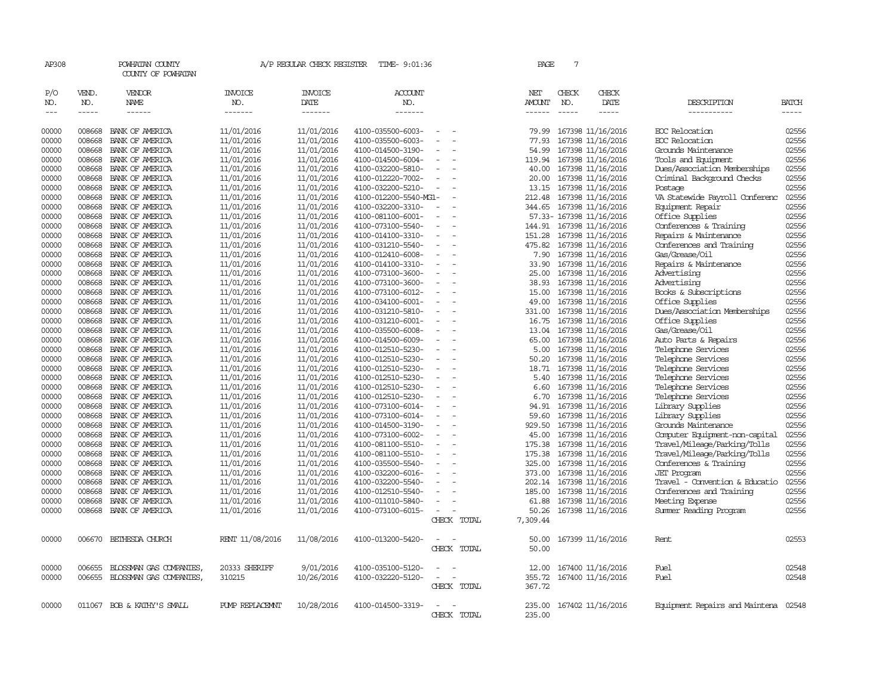AP308 POWHATAN COUNTY A/P REGULAR CHECK REGISTER TIME- 9:01:36
COUNTY OF POWHATAN

| P/O NO. | VEND. NO. | VENDOR NAME | INVOICE NO. | INVOICE DATE | ACCOUNT NO. | | NET AMOUNT | CHECK NO. | CHECK DATE | DESCRIPTION | BATCH |
|---|---|---|---|---|---|---|---|---|---|---|---|
| 00000 | 008668 | BANK OF AMERICA | 11/01/2016 | 11/01/2016 | 4100-035500-6003- | - - | 79.99 | 167398 | 11/16/2016 | EOC Relocation | 02556 |
| 00000 | 008668 | BANK OF AMERICA | 11/01/2016 | 11/01/2016 | 4100-035500-6003- | - - | 77.93 | 167398 | 11/16/2016 | EOC Relocation | 02556 |
| 00000 | 008668 | BANK OF AMERICA | 11/01/2016 | 11/01/2016 | 4100-014500-3190- | - - | 54.99 | 167398 | 11/16/2016 | Grounds Maintenance | 02556 |
| 00000 | 008668 | BANK OF AMERICA | 11/01/2016 | 11/01/2016 | 4100-014500-6004- | - - | 119.94 | 167398 | 11/16/2016 | Tools and Equipment | 02556 |
| 00000 | 008668 | BANK OF AMERICA | 11/01/2016 | 11/01/2016 | 4100-032200-5810- | - - | 40.00 | 167398 | 11/16/2016 | Dues/Association Memberships | 02556 |
| 00000 | 008668 | BANK OF AMERICA | 11/01/2016 | 11/01/2016 | 4100-012220-7002- | - - | 20.00 | 167398 | 11/16/2016 | Criminal Background Checks | 02556 |
| 00000 | 008668 | BANK OF AMERICA | 11/01/2016 | 11/01/2016 | 4100-032200-5210- | - - | 13.15 | 167398 | 11/16/2016 | Postage | 02556 |
| 00000 | 008668 | BANK OF AMERICA | 11/01/2016 | 11/01/2016 | 4100-012200-5540-MG1- | - | 212.48 | 167398 | 11/16/2016 | VA Statewide Payroll Conferenc | 02556 |
| 00000 | 008668 | BANK OF AMERICA | 11/01/2016 | 11/01/2016 | 4100-032200-3310- | - - | 344.65 | 167398 | 11/16/2016 | Equipment Repair | 02556 |
| 00000 | 008668 | BANK OF AMERICA | 11/01/2016 | 11/01/2016 | 4100-081100-6001- | - - | 57.33- | 167398 | 11/16/2016 | Office Supplies | 02556 |
| 00000 | 008668 | BANK OF AMERICA | 11/01/2016 | 11/01/2016 | 4100-073100-5540- | - - | 144.91 | 167398 | 11/16/2016 | Conferences & Training | 02556 |
| 00000 | 008668 | BANK OF AMERICA | 11/01/2016 | 11/01/2016 | 4100-014100-3310- | - - | 151.28 | 167398 | 11/16/2016 | Repairs & Maintenance | 02556 |
| 00000 | 008668 | BANK OF AMERICA | 11/01/2016 | 11/01/2016 | 4100-031210-5540- | - - | 475.82 | 167398 | 11/16/2016 | Conferences and Training | 02556 |
| 00000 | 008668 | BANK OF AMERICA | 11/01/2016 | 11/01/2016 | 4100-012410-6008- | - - | 7.90 | 167398 | 11/16/2016 | Gas/Grease/Oil | 02556 |
| 00000 | 008668 | BANK OF AMERICA | 11/01/2016 | 11/01/2016 | 4100-014100-3310- | - - | 33.90 | 167398 | 11/16/2016 | Repairs & Maintenance | 02556 |
| 00000 | 008668 | BANK OF AMERICA | 11/01/2016 | 11/01/2016 | 4100-073100-3600- | - - | 25.00 | 167398 | 11/16/2016 | Advertising | 02556 |
| 00000 | 008668 | BANK OF AMERICA | 11/01/2016 | 11/01/2016 | 4100-073100-3600- | - - | 38.93 | 167398 | 11/16/2016 | Advertising | 02556 |
| 00000 | 008668 | BANK OF AMERICA | 11/01/2016 | 11/01/2016 | 4100-073100-6012- | - - | 15.00 | 167398 | 11/16/2016 | Books & Subscriptions | 02556 |
| 00000 | 008668 | BANK OF AMERICA | 11/01/2016 | 11/01/2016 | 4100-034100-6001- | - - | 49.00 | 167398 | 11/16/2016 | Office Supplies | 02556 |
| 00000 | 008668 | BANK OF AMERICA | 11/01/2016 | 11/01/2016 | 4100-031210-5810- | - - | 331.00 | 167398 | 11/16/2016 | Dues/Association Memberships | 02556 |
| 00000 | 008668 | BANK OF AMERICA | 11/01/2016 | 11/01/2016 | 4100-031210-6001- | - - | 16.75 | 167398 | 11/16/2016 | Office Supplies | 02556 |
| 00000 | 008668 | BANK OF AMERICA | 11/01/2016 | 11/01/2016 | 4100-035500-6008- | - - | 13.04 | 167398 | 11/16/2016 | Gas/Grease/Oil | 02556 |
| 00000 | 008668 | BANK OF AMERICA | 11/01/2016 | 11/01/2016 | 4100-014500-6009- | - - | 65.00 | 167398 | 11/16/2016 | Auto Parts & Repairs | 02556 |
| 00000 | 008668 | BANK OF AMERICA | 11/01/2016 | 11/01/2016 | 4100-012510-5230- | - - | 5.00 | 167398 | 11/16/2016 | Telephone Services | 02556 |
| 00000 | 008668 | BANK OF AMERICA | 11/01/2016 | 11/01/2016 | 4100-012510-5230- | - - | 50.20 | 167398 | 11/16/2016 | Telephone Services | 02556 |
| 00000 | 008668 | BANK OF AMERICA | 11/01/2016 | 11/01/2016 | 4100-012510-5230- | - - | 18.71 | 167398 | 11/16/2016 | Telephone Services | 02556 |
| 00000 | 008668 | BANK OF AMERICA | 11/01/2016 | 11/01/2016 | 4100-012510-5230- | - - | 5.40 | 167398 | 11/16/2016 | Telephone Services | 02556 |
| 00000 | 008668 | BANK OF AMERICA | 11/01/2016 | 11/01/2016 | 4100-012510-5230- | - - | 6.60 | 167398 | 11/16/2016 | Telephone Services | 02556 |
| 00000 | 008668 | BANK OF AMERICA | 11/01/2016 | 11/01/2016 | 4100-012510-5230- | - - | 6.70 | 167398 | 11/16/2016 | Telephone Services | 02556 |
| 00000 | 008668 | BANK OF AMERICA | 11/01/2016 | 11/01/2016 | 4100-073100-6014- | - - | 94.91 | 167398 | 11/16/2016 | Library Supplies | 02556 |
| 00000 | 008668 | BANK OF AMERICA | 11/01/2016 | 11/01/2016 | 4100-073100-6014- | - - | 59.60 | 167398 | 11/16/2016 | Library Supplies | 02556 |
| 00000 | 008668 | BANK OF AMERICA | 11/01/2016 | 11/01/2016 | 4100-014500-3190- | - - | 929.50 | 167398 | 11/16/2016 | Grounds Maintenance | 02556 |
| 00000 | 008668 | BANK OF AMERICA | 11/01/2016 | 11/01/2016 | 4100-073100-6002- | - - | 45.00 | 167398 | 11/16/2016 | Computer Equipment-non-capital | 02556 |
| 00000 | 008668 | BANK OF AMERICA | 11/01/2016 | 11/01/2016 | 4100-081100-5510- | - - | 175.38 | 167398 | 11/16/2016 | Travel/Mileage/Parking/Tolls | 02556 |
| 00000 | 008668 | BANK OF AMERICA | 11/01/2016 | 11/01/2016 | 4100-081100-5510- | - - | 175.38 | 167398 | 11/16/2016 | Travel/Mileage/Parking/Tolls | 02556 |
| 00000 | 008668 | BANK OF AMERICA | 11/01/2016 | 11/01/2016 | 4100-035500-5540- | - - | 325.00 | 167398 | 11/16/2016 | Conferences & Training | 02556 |
| 00000 | 008668 | BANK OF AMERICA | 11/01/2016 | 11/01/2016 | 4100-032200-6016- | - - | 373.00 | 167398 | 11/16/2016 | JET Program | 02556 |
| 00000 | 008668 | BANK OF AMERICA | 11/01/2016 | 11/01/2016 | 4100-032200-5540- | - - | 202.14 | 167398 | 11/16/2016 | Travel - Convention & Educatio | 02556 |
| 00000 | 008668 | BANK OF AMERICA | 11/01/2016 | 11/01/2016 | 4100-012510-5540- | - - | 185.00 | 167398 | 11/16/2016 | Conferences and Training | 02556 |
| 00000 | 008668 | BANK OF AMERICA | 11/01/2016 | 11/01/2016 | 4100-011010-5840- | - - | 61.88 | 167398 | 11/16/2016 | Meeting Expense | 02556 |
| 00000 | 008668 | BANK OF AMERICA | 11/01/2016 | 11/01/2016 | 4100-073100-6015- | - - | 50.26 | 167398 | 11/16/2016 | Summer Reading Program | 02556 |
| | | | | | | CHECK TOTAL | 7,309.44 | | | | |
| 00000 | 006670 | BETHESDA CHURCH | RENT 11/08/2016 | 11/08/2016 | 4100-013200-5420- | - - | 50.00 | 167399 | 11/16/2016 | Rent | 02553 |
| | | | | | | CHECK TOTAL | 50.00 | | | | |
| 00000 | 006655 | BLOSSMAN GAS COMPANIES, | 20333 SHERIFF | 9/01/2016 | 4100-035100-5120- | - - | 12.00 | 167400 | 11/16/2016 | Fuel | 02548 |
| 00000 | 006655 | BLOSSMAN GAS COMPANIES, | 310215 | 10/26/2016 | 4100-032220-5120- | - - | 355.72 | 167400 | 11/16/2016 | Fuel | 02548 |
| | | | | | | CHECK TOTAL | 367.72 | | | | |
| 00000 | 011067 | BOB & KATHY'S SMALL | PUMP REPLACEMNT | 10/28/2016 | 4100-014500-3319- | - - | 235.00 | 167402 | 11/16/2016 | Equipment Repairs and Maintena | 02548 |
| | | | | | | CHECK TOTAL | 235.00 | | | | |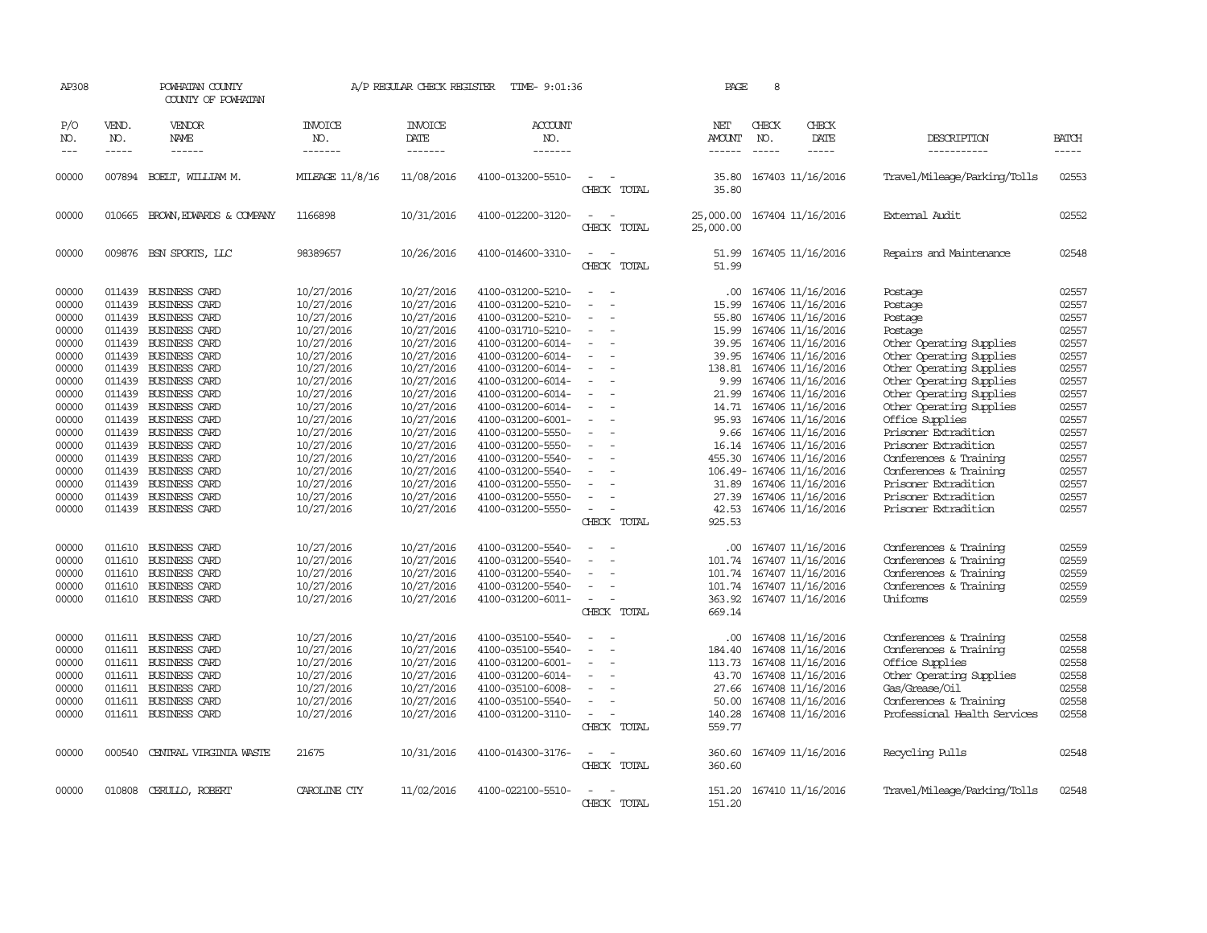AP308 POWHATAN COUNTY A/P REGULAR CHECK REGISTER TIME- 9:01:36 PAGE 8

COUNTY OF POWHATAN

| P/O NO. | VEND. NO. | VENDOR NAME | INVOICE NO. | INVOICE DATE | ACCOUNT NO. | | NET AMOUNT | CHECK NO. | CHECK DATE | DESCRIPTION | BATCH |
|---|---|---|---|---|---|---|---|---|---|---|---|
| 00000 | 007894 | BOELT, WILLIAM M. | MILEAGE 11/8/16 | 11/08/2016 | 4100-013200-5510- | - - | 35.80 | 167403 | 11/16/2016 | Travel/Mileage/Parking/Tolls | 02553 |
| | | | | | | CHECK TOTAL | 35.80 | | | | |
| 00000 | 010665 | BROWN,EDWARDS & COMPANY | 1166898 | 10/31/2016 | 4100-012200-3120- | - - | 25,000.00 | 167404 | 11/16/2016 | External Audit | 02552 |
| | | | | | | CHECK TOTAL | 25,000.00 | | | | |
| 00000 | 009876 | BSN SPORTS, LLC | 98389657 | 10/26/2016 | 4100-014600-3310- | - - | 51.99 | 167405 | 11/16/2016 | Repairs and Maintenance | 02548 |
| | | | | | | CHECK TOTAL | 51.99 | | | | |
| 00000 | 011439 | BUSINESS CARD | 10/27/2016 | 10/27/2016 | 4100-031200-5210- | - - | .00 | 167406 | 11/16/2016 | Postage | 02557 |
| 00000 | 011439 | BUSINESS CARD | 10/27/2016 | 10/27/2016 | 4100-031200-5210- | - - | 15.99 | 167406 | 11/16/2016 | Postage | 02557 |
| 00000 | 011439 | BUSINESS CARD | 10/27/2016 | 10/27/2016 | 4100-031200-5210- | - - | 55.80 | 167406 | 11/16/2016 | Postage | 02557 |
| 00000 | 011439 | BUSINESS CARD | 10/27/2016 | 10/27/2016 | 4100-031710-5210- | - - | 15.99 | 167406 | 11/16/2016 | Postage | 02557 |
| 00000 | 011439 | BUSINESS CARD | 10/27/2016 | 10/27/2016 | 4100-031200-6014- | - - | 39.95 | 167406 | 11/16/2016 | Other Operating Supplies | 02557 |
| 00000 | 011439 | BUSINESS CARD | 10/27/2016 | 10/27/2016 | 4100-031200-6014- | - - | 39.95 | 167406 | 11/16/2016 | Other Operating Supplies | 02557 |
| 00000 | 011439 | BUSINESS CARD | 10/27/2016 | 10/27/2016 | 4100-031200-6014- | - - | 138.81 | 167406 | 11/16/2016 | Other Operating Supplies | 02557 |
| 00000 | 011439 | BUSINESS CARD | 10/27/2016 | 10/27/2016 | 4100-031200-6014- | - - | 9.99 | 167406 | 11/16/2016 | Other Operating Supplies | 02557 |
| 00000 | 011439 | BUSINESS CARD | 10/27/2016 | 10/27/2016 | 4100-031200-6014- | - - | 21.99 | 167406 | 11/16/2016 | Other Operating Supplies | 02557 |
| 00000 | 011439 | BUSINESS CARD | 10/27/2016 | 10/27/2016 | 4100-031200-6014- | - - | 14.71 | 167406 | 11/16/2016 | Other Operating Supplies | 02557 |
| 00000 | 011439 | BUSINESS CARD | 10/27/2016 | 10/27/2016 | 4100-031200-6001- | - - | 95.93 | 167406 | 11/16/2016 | Office Supplies | 02557 |
| 00000 | 011439 | BUSINESS CARD | 10/27/2016 | 10/27/2016 | 4100-031200-5550- | - - | 9.66 | 167406 | 11/16/2016 | Prisoner Extradition | 02557 |
| 00000 | 011439 | BUSINESS CARD | 10/27/2016 | 10/27/2016 | 4100-031200-5550- | - - | 16.14 | 167406 | 11/16/2016 | Prisoner Extradition | 02557 |
| 00000 | 011439 | BUSINESS CARD | 10/27/2016 | 10/27/2016 | 4100-031200-5540- | - - | 455.30 | 167406 | 11/16/2016 | Conferences & Training | 02557 |
| 00000 | 011439 | BUSINESS CARD | 10/27/2016 | 10/27/2016 | 4100-031200-5540- | - - | 106.49- | 167406 | 11/16/2016 | Conferences & Training | 02557 |
| 00000 | 011439 | BUSINESS CARD | 10/27/2016 | 10/27/2016 | 4100-031200-5550- | - - | 31.89 | 167406 | 11/16/2016 | Prisoner Extradition | 02557 |
| 00000 | 011439 | BUSINESS CARD | 10/27/2016 | 10/27/2016 | 4100-031200-5550- | - - | 27.39 | 167406 | 11/16/2016 | Prisoner Extradition | 02557 |
| 00000 | 011439 | BUSINESS CARD | 10/27/2016 | 10/27/2016 | 4100-031200-5550- | - - | 42.53 | 167406 | 11/16/2016 | Prisoner Extradition | 02557 |
| | | | | | | CHECK TOTAL | 925.53 | | | | |
| 00000 | 011610 | BUSINESS CARD | 10/27/2016 | 10/27/2016 | 4100-031200-5540- | - - | .00 | 167407 | 11/16/2016 | Conferences & Training | 02559 |
| 00000 | 011610 | BUSINESS CARD | 10/27/2016 | 10/27/2016 | 4100-031200-5540- | - - | 101.74 | 167407 | 11/16/2016 | Conferences & Training | 02559 |
| 00000 | 011610 | BUSINESS CARD | 10/27/2016 | 10/27/2016 | 4100-031200-5540- | - - | 101.74 | 167407 | 11/16/2016 | Conferences & Training | 02559 |
| 00000 | 011610 | BUSINESS CARD | 10/27/2016 | 10/27/2016 | 4100-031200-5540- | - - | 101.74 | 167407 | 11/16/2016 | Conferences & Training | 02559 |
| 00000 | 011610 | BUSINESS CARD | 10/27/2016 | 10/27/2016 | 4100-031200-6011- | - - | 363.92 | 167407 | 11/16/2016 | Uniforms | 02559 |
| | | | | | | CHECK TOTAL | 669.14 | | | | |
| 00000 | 011611 | BUSINESS CARD | 10/27/2016 | 10/27/2016 | 4100-035100-5540- | - - | .00 | 167408 | 11/16/2016 | Conferences & Training | 02558 |
| 00000 | 011611 | BUSINESS CARD | 10/27/2016 | 10/27/2016 | 4100-035100-5540- | - - | 184.40 | 167408 | 11/16/2016 | Conferences & Training | 02558 |
| 00000 | 011611 | BUSINESS CARD | 10/27/2016 | 10/27/2016 | 4100-031200-6001- | - - | 113.73 | 167408 | 11/16/2016 | Office Supplies | 02558 |
| 00000 | 011611 | BUSINESS CARD | 10/27/2016 | 10/27/2016 | 4100-031200-6014- | - - | 43.70 | 167408 | 11/16/2016 | Other Operating Supplies | 02558 |
| 00000 | 011611 | BUSINESS CARD | 10/27/2016 | 10/27/2016 | 4100-035100-6008- | - - | 27.66 | 167408 | 11/16/2016 | Gas/Grease/Oil | 02558 |
| 00000 | 011611 | BUSINESS CARD | 10/27/2016 | 10/27/2016 | 4100-035100-5540- | - - | 50.00 | 167408 | 11/16/2016 | Conferences & Training | 02558 |
| 00000 | 011611 | BUSINESS CARD | 10/27/2016 | 10/27/2016 | 4100-031200-3110- | - - | 140.28 | 167408 | 11/16/2016 | Professional Health Services | 02558 |
| | | | | | | CHECK TOTAL | 559.77 | | | | |
| 00000 | 000540 | CENTRAL VIRGINIA WASTE | 21675 | 10/31/2016 | 4100-014300-3176- | - - | 360.60 | 167409 | 11/16/2016 | Recycling Pulls | 02548 |
| | | | | | | CHECK TOTAL | 360.60 | | | | |
| 00000 | 010808 | CERULLO, ROBERT | CAROLINE CTY | 11/02/2016 | 4100-022100-5510- | - - | 151.20 | 167410 | 11/16/2016 | Travel/Mileage/Parking/Tolls | 02548 |
| | | | | | | CHECK TOTAL | 151.20 | | | | |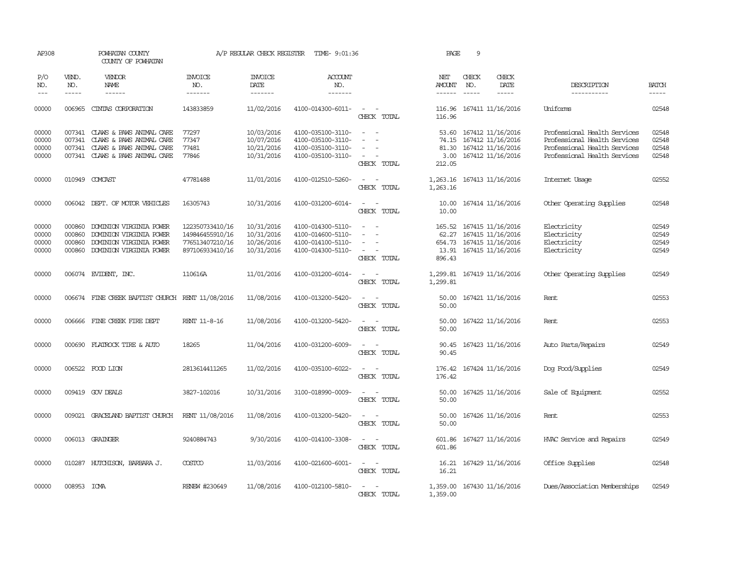AP308 POWHATAN COUNTY A/P REGULAR CHECK REGISTER TIME- 9:01:36 PAGE 9

COUNTY OF POWHATAN

| P/O NO. | VEND. NO. | VENDOR NAME | INVOICE NO. | INVOICE DATE | ACCOUNT NO. | | NET AMOUNT | CHECK NO. | CHECK DATE | DESCRIPTION | BATCH |
|---|---|---|---|---|---|---|---|---|---|---|---|
| 00000 | 006965 | CINTAS CORPORATION | 143833859 | 11/02/2016 | 4100-014300-6011- | - - | 116.96 | 167411 | 11/16/2016 | Uniforms | 02548 |
| | | | | | | CHECK TOTAL | 116.96 | | | | |
| 00000 | 007341 | CLAWS & PAWS ANIMAL CARE | 77297 | 10/03/2016 | 4100-035100-3110- | - - | 53.60 | 167412 | 11/16/2016 | Professional Health Services | 02548 |
| 00000 | 007341 | CLAWS & PAWS ANIMAL CARE | 77347 | 10/07/2016 | 4100-035100-3110- | - - | 74.15 | 167412 | 11/16/2016 | Professional Health Services | 02548 |
| 00000 | 007341 | CLAWS & PAWS ANIMAL CARE | 77481 | 10/21/2016 | 4100-035100-3110- | - - | 81.30 | 167412 | 11/16/2016 | Professional Health Services | 02548 |
| 00000 | 007341 | CLAWS & PAWS ANIMAL CARE | 77846 | 10/31/2016 | 4100-035100-3110- | - - | 3.00 | 167412 | 11/16/2016 | Professional Health Services | 02548 |
| | | | | | | CHECK TOTAL | 212.05 | | | | |
| 00000 | 010949 | COMCAST | 47781488 | 11/01/2016 | 4100-012510-5260- | - - | 1,263.16 | 167413 | 11/16/2016 | Internet Usage | 02552 |
| | | | | | | CHECK TOTAL | 1,263.16 | | | | |
| 00000 | 006042 | DEPT. OF MOTOR VEHICLES | 16305743 | 10/31/2016 | 4100-031200-6014- | - - | 10.00 | 167414 | 11/16/2016 | Other Operating Supplies | 02548 |
| | | | | | | CHECK TOTAL | 10.00 | | | | |
| 00000 | 000860 | DOMINION VIRGINIA POWER | 122350733410/16 | 10/31/2016 | 4100-014300-5110- | - - | 165.52 | 167415 | 11/16/2016 | Electricity | 02549 |
| 00000 | 000860 | DOMINION VIRGINIA POWER | 149846455910/16 | 10/31/2016 | 4100-014600-5110- | - - | 62.27 | 167415 | 11/16/2016 | Electricity | 02549 |
| 00000 | 000860 | DOMINION VIRGINIA POWER | 776513407210/16 | 10/26/2016 | 4100-014100-5110- | - - | 654.73 | 167415 | 11/16/2016 | Electricity | 02549 |
| 00000 | 000860 | DOMINION VIRGINIA POWER | 897106933410/16 | 10/31/2016 | 4100-014300-5110- | - - | 13.91 | 167415 | 11/16/2016 | Electricity | 02549 |
| | | | | | | CHECK TOTAL | 896.43 | | | | |
| 00000 | 006074 | EVIDENT, INC. | 110616A | 11/01/2016 | 4100-031200-6014- | - - | 1,299.81 | 167419 | 11/16/2016 | Other Operating Supplies | 02549 |
| | | | | | | CHECK TOTAL | 1,299.81 | | | | |
| 00000 | 006674 | FINE CREEK BAPTIST CHURCH | RENT 11/08/2016 | 11/08/2016 | 4100-013200-5420- | - - | 50.00 | 167421 | 11/16/2016 | Rent | 02553 |
| | | | | | | CHECK TOTAL | 50.00 | | | | |
| 00000 | 006666 | FINE CREEK FIRE DEPT | RENT 11-8-16 | 11/08/2016 | 4100-013200-5420- | - - | 50.00 | 167422 | 11/16/2016 | Rent | 02553 |
| | | | | | | CHECK TOTAL | 50.00 | | | | |
| 00000 | 000690 | FLATROCK TIRE & AUTO | 18265 | 11/04/2016 | 4100-031200-6009- | - - | 90.45 | 167423 | 11/16/2016 | Auto Parts/Repairs | 02549 |
| | | | | | | CHECK TOTAL | 90.45 | | | | |
| 00000 | 006522 | FOOD LION | 2813614411265 | 11/02/2016 | 4100-035100-6022- | - - | 176.42 | 167424 | 11/16/2016 | Dog Food/Supplies | 02549 |
| | | | | | | CHECK TOTAL | 176.42 | | | | |
| 00000 | 009419 | GOV DEALS | 3827-102016 | 10/31/2016 | 3100-018990-0009- | - - | 50.00 | 167425 | 11/16/2016 | Sale of Equipment | 02552 |
| | | | | | | CHECK TOTAL | 50.00 | | | | |
| 00000 | 009021 | GRACELAND BAPTIST CHURCH | RENT 11/08/2016 | 11/08/2016 | 4100-013200-5420- | - - | 50.00 | 167426 | 11/16/2016 | Rent | 02553 |
| | | | | | | CHECK TOTAL | 50.00 | | | | |
| 00000 | 006013 | GRAINGER | 9240884743 | 9/30/2016 | 4100-014100-3308- | - - | 601.86 | 167427 | 11/16/2016 | HVAC Service and Repairs | 02549 |
| | | | | | | CHECK TOTAL | 601.86 | | | | |
| 00000 | 010287 | HUTCHISON, BARBARA J. | COSTCO | 11/03/2016 | 4100-021600-6001- | - - | 16.21 | 167429 | 11/16/2016 | Office Supplies | 02548 |
| | | | | | | CHECK TOTAL | 16.21 | | | | |
| 00000 | 008953 | ICMA | RENEW #230649 | 11/08/2016 | 4100-012100-5810- | - - | 1,359.00 | 167430 | 11/16/2016 | Dues/Association Memberships | 02549 |
| | | | | | | CHECK TOTAL | 1,359.00 | | | | |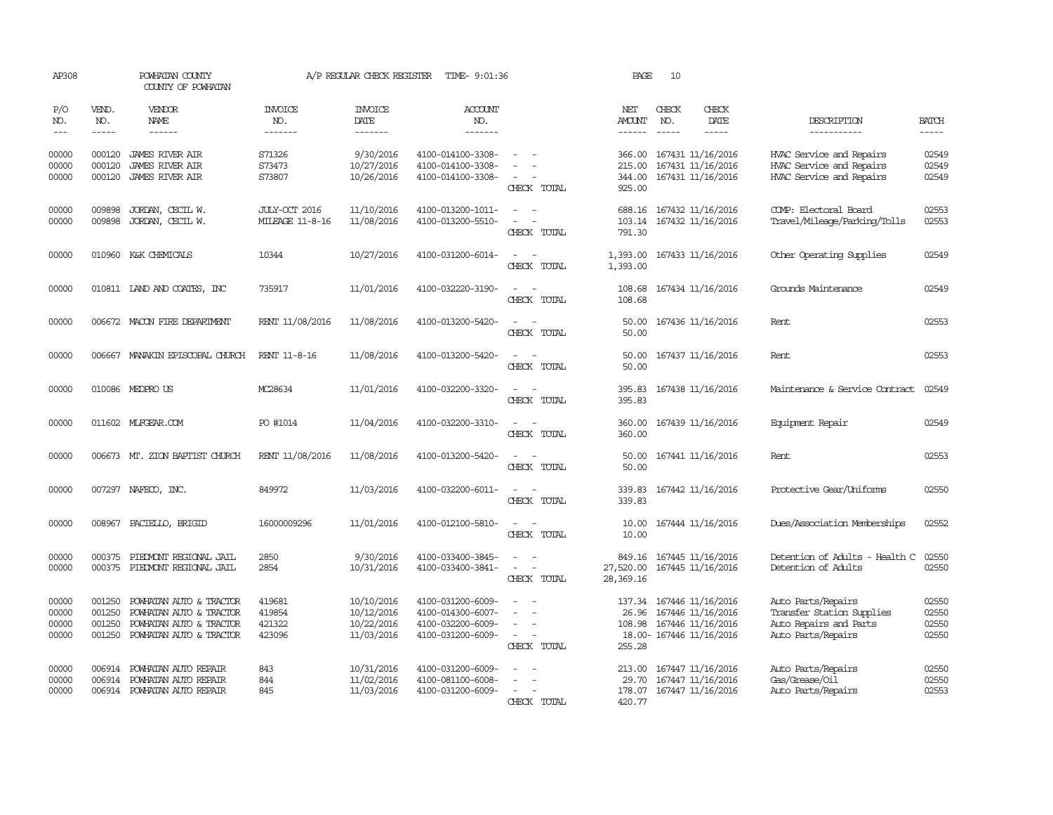AP308 POWHATAN COUNTY A/P REGULAR CHECK REGISTER TIME- 9:01:36 PAGE 10

COUNTY OF POWHATAN

| P/O NO. | VEND. NO. | VENDOR NAME | INVOICE NO. | INVOICE DATE | ACCOUNT NO. | | NET AMOUNT | CHECK NO. | CHECK DATE | DESCRIPTION | BATCH |
|---|---|---|---|---|---|---|---|---|---|---|---|
| 00000 | 000120 | JAMES RIVER AIR | S71326 | 9/30/2016 | 4100-014100-3308- | - - | 366.00 | 167431 | 11/16/2016 | HVAC Service and Repairs | 02549 |
| 00000 | 000120 | JAMES RIVER AIR | S73473 | 10/27/2016 | 4100-014100-3308- | - - | 215.00 | 167431 | 11/16/2016 | HVAC Service and Repairs | 02549 |
| 00000 | 000120 | JAMES RIVER AIR | S73807 | 10/26/2016 | 4100-014100-3308- | - - | 344.00 | 167431 | 11/16/2016 | HVAC Service and Repairs | 02549 |
| | | | | | | CHECK TOTAL | 925.00 | | | | |
| 00000 | 009898 | JORDAN, CECIL W. | JULY-OCT 2016 | 11/10/2016 | 4100-013200-1011- | - - | 688.16 | 167432 | 11/16/2016 | COMP: Electoral Board | 02553 |
| 00000 | 009898 | JORDAN, CECIL W. | MILEAGE 11-8-16 | 11/08/2016 | 4100-013200-5510- | - - | 103.14 | 167432 | 11/16/2016 | Travel/Mileage/Parking/Tolls | 02553 |
| | | | | | | CHECK TOTAL | 791.30 | | | | |
| 00000 | 010960 | K&K CHEMICALS | 10344 | 10/27/2016 | 4100-031200-6014- | - - | 1,393.00 | 167433 | 11/16/2016 | Other Operating Supplies | 02549 |
| | | | | | | CHECK TOTAL | 1,393.00 | | | | |
| 00000 | 010811 | LAND AND COATES, INC | 735917 | 11/01/2016 | 4100-032220-3190- | - - | 108.68 | 167434 | 11/16/2016 | Grounds Maintenance | 02549 |
| | | | | | | CHECK TOTAL | 108.68 | | | | |
| 00000 | 006672 | MACON FIRE DEPARTMENT | RENT 11/08/2016 | 11/08/2016 | 4100-013200-5420- | - - | 50.00 | 167436 | 11/16/2016 | Rent | 02553 |
| | | | | | | CHECK TOTAL | 50.00 | | | | |
| 00000 | 006667 | MANAKIN EPISCOPAL CHURCH | RENT 11-8-16 | 11/08/2016 | 4100-013200-5420- | - - | 50.00 | 167437 | 11/16/2016 | Rent | 02553 |
| | | | | | | CHECK TOTAL | 50.00 | | | | |
| 00000 | 010086 | MEDPRO US | MC28634 | 11/01/2016 | 4100-032200-3320- | - - | 395.83 | 167438 | 11/16/2016 | Maintenance & Service Contract | 02549 |
| | | | | | | CHECK TOTAL | 395.83 | | | | |
| 00000 | 011602 | MLFGEAR.COM | PO #1014 | 11/04/2016 | 4100-032200-3310- | - - | 360.00 | 167439 | 11/16/2016 | Equipment Repair | 02549 |
| | | | | | | CHECK TOTAL | 360.00 | | | | |
| 00000 | 006673 | MT. ZION BAPTIST CHURCH | RENT 11/08/2016 | 11/08/2016 | 4100-013200-5420- | - - | 50.00 | 167441 | 11/16/2016 | Rent | 02553 |
| | | | | | | CHECK TOTAL | 50.00 | | | | |
| 00000 | 007297 | NAFECO, INC. | 849972 | 11/03/2016 | 4100-032200-6011- | - - | 339.83 | 167442 | 11/16/2016 | Protective Gear/Uniforms | 02550 |
| | | | | | | CHECK TOTAL | 339.83 | | | | |
| 00000 | 008967 | PACIELLO, BRIGID | 16000009296 | 11/01/2016 | 4100-012100-5810- | - - | 10.00 | 167444 | 11/16/2016 | Dues/Association Memberships | 02552 |
| | | | | | | CHECK TOTAL | 10.00 | | | | |
| 00000 | 000375 | PIEDMONT REGIONAL JAIL | 2850 | 9/30/2016 | 4100-033400-3845- | - - | 849.16 | 167445 | 11/16/2016 | Detention of Adults - Health C | 02550 |
| 00000 | 000375 | PIEDMONT REGIONAL JAIL | 2854 | 10/31/2016 | 4100-033400-3841- | - - | 27,520.00 | 167445 | 11/16/2016 | Detention of Adults | 02550 |
| | | | | | | CHECK TOTAL | 28,369.16 | | | | |
| 00000 | 001250 | POWHATAN AUTO & TRACTOR | 419681 | 10/10/2016 | 4100-031200-6009- | - - | 137.34 | 167446 | 11/16/2016 | Auto Parts/Repairs | 02550 |
| 00000 | 001250 | POWHATAN AUTO & TRACTOR | 419854 | 10/12/2016 | 4100-014300-6007- | - - | 26.96 | 167446 | 11/16/2016 | Transfer Station Supplies | 02550 |
| 00000 | 001250 | POWHATAN AUTO & TRACTOR | 421322 | 10/22/2016 | 4100-032200-6009- | - - | 108.98 | 167446 | 11/16/2016 | Auto Repairs and Parts | 02550 |
| 00000 | 001250 | POWHATAN AUTO & TRACTOR | 423096 | 11/03/2016 | 4100-031200-6009- | - - | 18.00- | 167446 | 11/16/2016 | Auto Parts/Repairs | 02550 |
| | | | | | | CHECK TOTAL | 255.28 | | | | |
| 00000 | 006914 | POWHATAN AUTO REPAIR | 843 | 10/31/2016 | 4100-031200-6009- | - - | 213.00 | 167447 | 11/16/2016 | Auto Parts/Repairs | 02550 |
| 00000 | 006914 | POWHATAN AUTO REPAIR | 844 | 11/02/2016 | 4100-081100-6008- | - - | 29.70 | 167447 | 11/16/2016 | Gas/Grease/Oil | 02550 |
| 00000 | 006914 | POWHATAN AUTO REPAIR | 845 | 11/03/2016 | 4100-031200-6009- | - - | 178.07 | 167447 | 11/16/2016 | Auto Parts/Repairs | 02553 |
| | | | | | | CHECK TOTAL | 420.77 | | | | |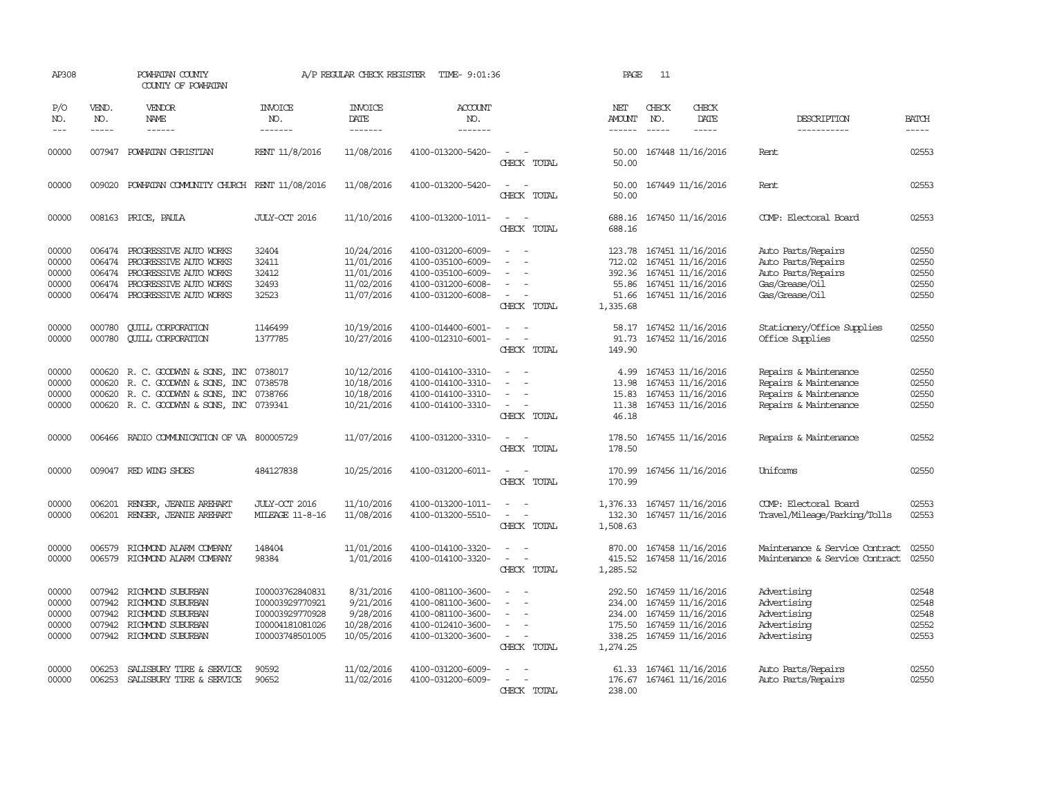AP308 POWHATAN COUNTY A/P REGULAR CHECK REGISTER TIME- 9:01:36 PAGE 11
COUNTY OF POWHATAN

| P/O NO. | VEND. NO. | VENDOR NAME | INVOICE NO. | INVOICE DATE | ACCOUNT NO. | | NET AMOUNT | CHECK NO. | CHECK DATE | DESCRIPTION | BATCH |
|---|---|---|---|---|---|---|---|---|---|---|---|
| 00000 | 007947 | POWHATAN CHRISTIAN | RENT 11/8/2016 | 11/08/2016 | 4100-013200-5420- | - - | 50.00 | 167448 | 11/16/2016 | Rent | 02553 |
| | | | | | | CHECK TOTAL | 50.00 | | | | |
| 00000 | 009020 | POWHATAN COMMUNITY CHURCH | RENT 11/08/2016 | 11/08/2016 | 4100-013200-5420- | - - | 50.00 | 167449 | 11/16/2016 | Rent | 02553 |
| | | | | | | CHECK TOTAL | 50.00 | | | | |
| 00000 | 008163 | PRICE, PAULA | JULY-OCT 2016 | 11/10/2016 | 4100-013200-1011- | - - | 688.16 | 167450 | 11/16/2016 | COMP: Electoral Board | 02553 |
| | | | | | | CHECK TOTAL | 688.16 | | | | |
| 00000 | 006474 | PROGRESSIVE AUTO WORKS | 32404 | 10/24/2016 | 4100-031200-6009- | - - | 123.78 | 167451 | 11/16/2016 | Auto Parts/Repairs | 02550 |
| 00000 | 006474 | PROGRESSIVE AUTO WORKS | 32411 | 11/01/2016 | 4100-035100-6009- | - - | 712.02 | 167451 | 11/16/2016 | Auto Parts/Repairs | 02550 |
| 00000 | 006474 | PROGRESSIVE AUTO WORKS | 32412 | 11/01/2016 | 4100-035100-6009- | - - | 392.36 | 167451 | 11/16/2016 | Auto Parts/Repairs | 02550 |
| 00000 | 006474 | PROGRESSIVE AUTO WORKS | 32493 | 11/02/2016 | 4100-031200-6008- | - - | 55.86 | 167451 | 11/16/2016 | Gas/Grease/Oil | 02550 |
| 00000 | 006474 | PROGRESSIVE AUTO WORKS | 32523 | 11/07/2016 | 4100-031200-6008- | - - | 51.66 | 167451 | 11/16/2016 | Gas/Grease/Oil | 02550 |
| | | | | | | CHECK TOTAL | 1,335.68 | | | | |
| 00000 | 000780 | QUILL CORPORATION | 1146499 | 10/19/2016 | 4100-014400-6001- | - - | 58.17 | 167452 | 11/16/2016 | Stationery/Office Supplies | 02550 |
| 00000 | 000780 | QUILL CORPORATION | 1377785 | 10/27/2016 | 4100-012310-6001- | - - | 91.73 | 167452 | 11/16/2016 | Office Supplies | 02550 |
| | | | | | | CHECK TOTAL | 149.90 | | | | |
| 00000 | 000620 | R. C. GOODWYN & SONS, INC | 0738017 | 10/12/2016 | 4100-014100-3310- | - - | 4.99 | 167453 | 11/16/2016 | Repairs & Maintenance | 02550 |
| 00000 | 000620 | R. C. GOODWYN & SONS, INC | 0738578 | 10/18/2016 | 4100-014100-3310- | - - | 13.98 | 167453 | 11/16/2016 | Repairs & Maintenance | 02550 |
| 00000 | 000620 | R. C. GOODWYN & SONS, INC | 0738766 | 10/18/2016 | 4100-014100-3310- | - - | 15.83 | 167453 | 11/16/2016 | Repairs & Maintenance | 02550 |
| 00000 | 000620 | R. C. GOODWYN & SONS, INC | 0739341 | 10/21/2016 | 4100-014100-3310- | - - | 11.38 | 167453 | 11/16/2016 | Repairs & Maintenance | 02550 |
| | | | | | | CHECK TOTAL | 46.18 | | | | |
| 00000 | 006466 | RADIO COMMUNICATION OF VA | 800005729 | 11/07/2016 | 4100-031200-3310- | - - | 178.50 | 167455 | 11/16/2016 | Repairs & Maintenance | 02552 |
| | | | | | | CHECK TOTAL | 178.50 | | | | |
| 00000 | 009047 | RED WING SHOES | 484127838 | 10/25/2016 | 4100-031200-6011- | - - | 170.99 | 167456 | 11/16/2016 | Uniforms | 02550 |
| | | | | | | CHECK TOTAL | 170.99 | | | | |
| 00000 | 006201 | RENGER, JEANIE AREHART | JULY-OCT 2016 | 11/10/2016 | 4100-013200-1011- | - - | 1,376.33 | 167457 | 11/16/2016 | COMP: Electoral Board | 02553 |
| 00000 | 006201 | RENGER, JEANIE AREHART | MILEAGE 11-8-16 | 11/08/2016 | 4100-013200-5510- | - - | 132.30 | 167457 | 11/16/2016 | Travel/Mileage/Parking/Tolls | 02553 |
| | | | | | | CHECK TOTAL | 1,508.63 | | | | |
| 00000 | 006579 | RICHMOND ALARM COMPANY | 148404 | 11/01/2016 | 4100-014100-3320- | - - | 870.00 | 167458 | 11/16/2016 | Maintenance & Service Contract | 02550 |
| 00000 | 006579 | RICHMOND ALARM COMPANY | 98384 | 1/01/2016 | 4100-014100-3320- | - - | 415.52 | 167458 | 11/16/2016 | Maintenance & Service Contract | 02550 |
| | | | | | | CHECK TOTAL | 1,285.52 | | | | |
| 00000 | 007942 | RICHMOND SUBURBAN | I00003762840831 | 8/31/2016 | 4100-081100-3600- | - - | 292.50 | 167459 | 11/16/2016 | Advertising | 02548 |
| 00000 | 007942 | RICHMOND SUBURBAN | I00003929770921 | 9/21/2016 | 4100-081100-3600- | - - | 234.00 | 167459 | 11/16/2016 | Advertising | 02548 |
| 00000 | 007942 | RICHMOND SUBURBAN | I00003929770928 | 9/28/2016 | 4100-081100-3600- | - - | 234.00 | 167459 | 11/16/2016 | Advertising | 02548 |
| 00000 | 007942 | RICHMOND SUBURBAN | I00004181081026 | 10/28/2016 | 4100-012410-3600- | - - | 175.50 | 167459 | 11/16/2016 | Advertising | 02552 |
| 00000 | 007942 | RICHMOND SUBURBAN | I00003748501005 | 10/05/2016 | 4100-013200-3600- | - - | 338.25 | 167459 | 11/16/2016 | Advertising | 02553 |
| | | | | | | CHECK TOTAL | 1,274.25 | | | | |
| 00000 | 006253 | SALISBURY TIRE & SERVICE | 90592 | 11/02/2016 | 4100-031200-6009- | - - | 61.33 | 167461 | 11/16/2016 | Auto Parts/Repairs | 02550 |
| 00000 | 006253 | SALISBURY TIRE & SERVICE | 90652 | 11/02/2016 | 4100-031200-6009- | - - | 176.67 | 167461 | 11/16/2016 | Auto Parts/Repairs | 02550 |
| | | | | | | CHECK TOTAL | 238.00 | | | | |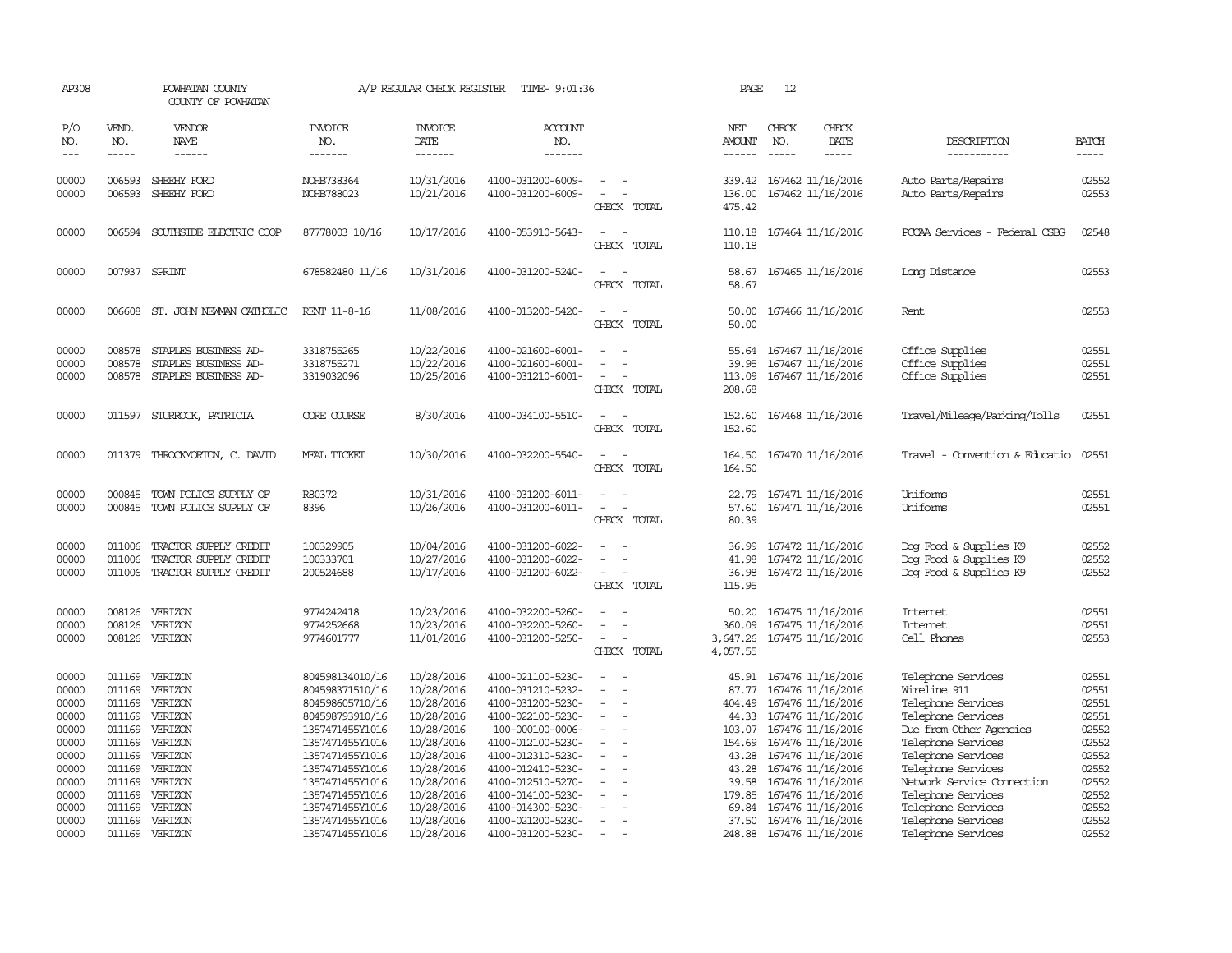AP308 POWHATAN COUNTY A/P REGULAR CHECK REGISTER TIME- 9:01:36 PAGE 12

COUNTY OF POWHATAN

| P/O NO. | VEND. NO. | VENDOR NAME | INVOICE NO. | INVOICE DATE | ACCOUNT NO. | | NET AMOUNT | CHECK NO. | CHECK DATE | DESCRIPTION | BATCH |
|---|---|---|---|---|---|---|---|---|---|---|---|
| 00000 | 006593 | SHEEHY FORD | NOHB738364 | 10/31/2016 | 4100-031200-6009- | - - | 339.42 | 167462 | 11/16/2016 | Auto Parts/Repairs | 02552 |
| 00000 | 006593 | SHEEHY FORD | NOHB788023 | 10/21/2016 | 4100-031200-6009- | - - | 136.00 | 167462 | 11/16/2016 | Auto Parts/Repairs | 02553 |
| | | | | | | CHECK TOTAL | 475.42 | | | | |
| 00000 | 006594 | SOUTHSIDE ELECTRIC COOP | 87778003 10/16 | 10/17/2016 | 4100-053910-5643- | - - | 110.18 | 167464 | 11/16/2016 | PCCAA Services - Federal CSBG | 02548 |
| | | | | | | CHECK TOTAL | 110.18 | | | | |
| 00000 | 007937 | SPRINT | 678582480 11/16 | 10/31/2016 | 4100-031200-5240- | - - | 58.67 | 167465 | 11/16/2016 | Long Distance | 02553 |
| | | | | | | CHECK TOTAL | 58.67 | | | | |
| 00000 | 006608 | ST. JOHN NEWMAN CATHOLIC | RENT 11-8-16 | 11/08/2016 | 4100-013200-5420- | - - | 50.00 | 167466 | 11/16/2016 | Rent | 02553 |
| | | | | | | CHECK TOTAL | 50.00 | | | | |
| 00000 | 008578 | STAPLES BUSINESS AD- | 3318755265 | 10/22/2016 | 4100-021600-6001- | - - | 55.64 | 167467 | 11/16/2016 | Office Supplies | 02551 |
| 00000 | 008578 | STAPLES BUSINESS AD- | 3318755271 | 10/22/2016 | 4100-021600-6001- | - - | 39.95 | 167467 | 11/16/2016 | Office Supplies | 02551 |
| 00000 | 008578 | STAPLES BUSINESS AD- | 3319032096 | 10/25/2016 | 4100-031210-6001- | - - | 113.09 | 167467 | 11/16/2016 | Office Supplies | 02551 |
| | | | | | | CHECK TOTAL | 208.68 | | | | |
| 00000 | 011597 | STURROCK, PATRICIA | CORE COURSE | 8/30/2016 | 4100-034100-5510- | - - | 152.60 | 167468 | 11/16/2016 | Travel/Mileage/Parking/Tolls | 02551 |
| | | | | | | CHECK TOTAL | 152.60 | | | | |
| 00000 | 011379 | THROCKMORTON, C. DAVID | MEAL TICKET | 10/30/2016 | 4100-032200-5540- | - - | 164.50 | 167470 | 11/16/2016 | Travel - Convention & Educatio | 02551 |
| | | | | | | CHECK TOTAL | 164.50 | | | | |
| 00000 | 000845 | TOWN POLICE SUPPLY OF | R80372 | 10/31/2016 | 4100-031200-6011- | - - | 22.79 | 167471 | 11/16/2016 | Uniforms | 02551 |
| 00000 | 000845 | TOWN POLICE SUPPLY OF | 8396 | 10/26/2016 | 4100-031200-6011- | - - | 57.60 | 167471 | 11/16/2016 | Uniforms | 02551 |
| | | | | | | CHECK TOTAL | 80.39 | | | | |
| 00000 | 011006 | TRACTOR SUPPLY CREDIT | 100329905 | 10/04/2016 | 4100-031200-6022- | - - | 36.99 | 167472 | 11/16/2016 | Dog Food & Supplies K9 | 02552 |
| 00000 | 011006 | TRACTOR SUPPLY CREDIT | 100333701 | 10/27/2016 | 4100-031200-6022- | - - | 41.98 | 167472 | 11/16/2016 | Dog Food & Supplies K9 | 02552 |
| 00000 | 011006 | TRACTOR SUPPLY CREDIT | 200524688 | 10/17/2016 | 4100-031200-6022- | - - | 36.98 | 167472 | 11/16/2016 | Dog Food & Supplies K9 | 02552 |
| | | | | | | CHECK TOTAL | 115.95 | | | | |
| 00000 | 008126 | VERIZON | 9774242418 | 10/23/2016 | 4100-032200-5260- | - - | 50.20 | 167475 | 11/16/2016 | Internet | 02551 |
| 00000 | 008126 | VERIZON | 9774252668 | 10/23/2016 | 4100-032200-5260- | - - | 360.09 | 167475 | 11/16/2016 | Internet | 02551 |
| 00000 | 008126 | VERIZON | 9774601777 | 11/01/2016 | 4100-031200-5250- | - - | 3,647.26 | 167475 | 11/16/2016 | Cell Phones | 02553 |
| | | | | | | CHECK TOTAL | 4,057.55 | | | | |
| 00000 | 011169 | VERIZON | 804598134010/16 | 10/28/2016 | 4100-021100-5230- | - - | 45.91 | 167476 | 11/16/2016 | Telephone Services | 02551 |
| 00000 | 011169 | VERIZON | 804598371510/16 | 10/28/2016 | 4100-031210-5232- | - - | 87.77 | 167476 | 11/16/2016 | Wireline 911 | 02551 |
| 00000 | 011169 | VERIZON | 804598605710/16 | 10/28/2016 | 4100-031200-5230- | - - | 404.49 | 167476 | 11/16/2016 | Telephone Services | 02551 |
| 00000 | 011169 | VERIZON | 804598793910/16 | 10/28/2016 | 4100-022100-5230- | - - | 44.33 | 167476 | 11/16/2016 | Telephone Services | 02551 |
| 00000 | 011169 | VERIZON | 1357471455Y1016 | 10/28/2016 | 100-000100-0006- | - - | 103.07 | 167476 | 11/16/2016 | Due from Other Agencies | 02552 |
| 00000 | 011169 | VERIZON | 1357471455Y1016 | 10/28/2016 | 4100-012100-5230- | - - | 154.69 | 167476 | 11/16/2016 | Telephone Services | 02552 |
| 00000 | 011169 | VERIZON | 1357471455Y1016 | 10/28/2016 | 4100-012310-5230- | - - | 43.28 | 167476 | 11/16/2016 | Telephone Services | 02552 |
| 00000 | 011169 | VERIZON | 1357471455Y1016 | 10/28/2016 | 4100-012410-5230- | - - | 43.28 | 167476 | 11/16/2016 | Telephone Services | 02552 |
| 00000 | 011169 | VERIZON | 1357471455Y1016 | 10/28/2016 | 4100-012510-5270- | - - | 39.58 | 167476 | 11/16/2016 | Network Service Connection | 02552 |
| 00000 | 011169 | VERIZON | 1357471455Y1016 | 10/28/2016 | 4100-014100-5230- | - - | 179.85 | 167476 | 11/16/2016 | Telephone Services | 02552 |
| 00000 | 011169 | VERIZON | 1357471455Y1016 | 10/28/2016 | 4100-014300-5230- | - - | 69.84 | 167476 | 11/16/2016 | Telephone Services | 02552 |
| 00000 | 011169 | VERIZON | 1357471455Y1016 | 10/28/2016 | 4100-021200-5230- | - - | 37.50 | 167476 | 11/16/2016 | Telephone Services | 02552 |
| 00000 | 011169 | VERIZON | 1357471455Y1016 | 10/28/2016 | 4100-031200-5230- | - - | 248.88 | 167476 | 11/16/2016 | Telephone Services | 02552 |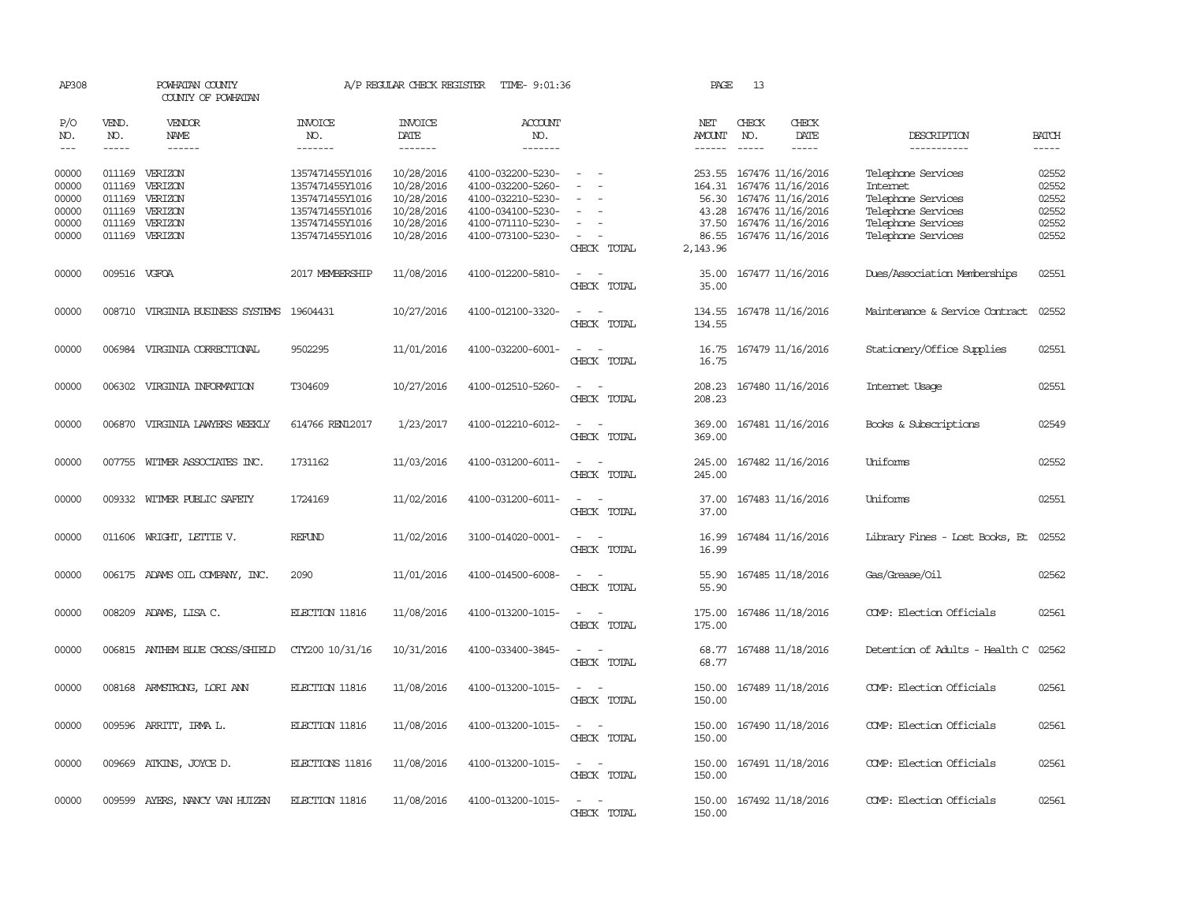AP308 POWHATAN COUNTY A/P REGULAR CHECK REGISTER TIME- 9:01:36 PAGE 13

COUNTY OF POWHATAN

| P/O NO. | VEND. NO. | VENDOR NAME | INVOICE NO. | INVOICE DATE | ACCOUNT NO. | | NET AMOUNT | CHECK NO. | CHECK DATE | DESCRIPTION | BATCH |
|---|---|---|---|---|---|---|---|---|---|---|---|
| 00000 | 011169 | VERIZON | 1357471455Y1016 | 10/28/2016 | 4100-032200-5230- | - - | 253.55 | 167476 | 11/16/2016 | Telephone Services | 02552 |
| 00000 | 011169 | VERIZON | 1357471455Y1016 | 10/28/2016 | 4100-032200-5260- | - - | 164.31 | 167476 | 11/16/2016 | Internet | 02552 |
| 00000 | 011169 | VERIZON | 1357471455Y1016 | 10/28/2016 | 4100-032210-5230- | - - | 56.30 | 167476 | 11/16/2016 | Telephone Services | 02552 |
| 00000 | 011169 | VERIZON | 1357471455Y1016 | 10/28/2016 | 4100-034100-5230- | - - | 43.28 | 167476 | 11/16/2016 | Telephone Services | 02552 |
| 00000 | 011169 | VERIZON | 1357471455Y1016 | 10/28/2016 | 4100-071110-5230- | - - | 37.50 | 167476 | 11/16/2016 | Telephone Services | 02552 |
| 00000 | 011169 | VERIZON | 1357471455Y1016 | 10/28/2016 | 4100-073100-5230- | - - | 86.55 | 167476 | 11/16/2016 | Telephone Services | 02552 |
| | | | | | | CHECK TOTAL | 2,143.96 | | | | |
| 00000 | 009516 | VGFOA | 2017 MEMBERSHIP | 11/08/2016 | 4100-012200-5810- | - - | 35.00 | 167477 | 11/16/2016 | Dues/Association Memberships | 02551 |
| | | | | | | CHECK TOTAL | 35.00 | | | | |
| 00000 | 008710 | VIRGINIA BUSINESS SYSTEMS | 19604431 | 10/27/2016 | 4100-012100-3320- | - - | 134.55 | 167478 | 11/16/2016 | Maintenance & Service Contract | 02552 |
| | | | | | | CHECK TOTAL | 134.55 | | | | |
| 00000 | 006984 | VIRGINIA CORRECTIONAL | 9502295 | 11/01/2016 | 4100-032200-6001- | - - | 16.75 | 167479 | 11/16/2016 | Stationery/Office Supplies | 02551 |
| | | | | | | CHECK TOTAL | 16.75 | | | | |
| 00000 | 006302 | VIRGINIA INFORMATION | T304609 | 10/27/2016 | 4100-012510-5260- | - - | 208.23 | 167480 | 11/16/2016 | Internet Usage | 02551 |
| | | | | | | CHECK TOTAL | 208.23 | | | | |
| 00000 | 006870 | VIRGINIA LAWYERS WEEKLY | 614766 REN12017 | 1/23/2017 | 4100-012210-6012- | - - | 369.00 | 167481 | 11/16/2016 | Books & Subscriptions | 02549 |
| | | | | | | CHECK TOTAL | 369.00 | | | | |
| 00000 | 007755 | WITMER ASSOCIATES INC. | 1731162 | 11/03/2016 | 4100-031200-6011- | - - | 245.00 | 167482 | 11/16/2016 | Uniforms | 02552 |
| | | | | | | CHECK TOTAL | 245.00 | | | | |
| 00000 | 009332 | WITMER PUBLIC SAFETY | 1724169 | 11/02/2016 | 4100-031200-6011- | - - | 37.00 | 167483 | 11/16/2016 | Uniforms | 02551 |
| | | | | | | CHECK TOTAL | 37.00 | | | | |
| 00000 | 011606 | WRIGHT, LETTIE V. | REFUND | 11/02/2016 | 3100-014020-0001- | - - | 16.99 | 167484 | 11/16/2016 | Library Fines - Lost Books, Et | 02552 |
| | | | | | | CHECK TOTAL | 16.99 | | | | |
| 00000 | 006175 | ADAMS OIL COMPANY, INC. | 2090 | 11/01/2016 | 4100-014500-6008- | - - | 55.90 | 167485 | 11/18/2016 | Gas/Grease/Oil | 02562 |
| | | | | | | CHECK TOTAL | 55.90 | | | | |
| 00000 | 008209 | ADAMS, LISA C. | ELECTION 11816 | 11/08/2016 | 4100-013200-1015- | - - | 175.00 | 167486 | 11/18/2016 | COMP: Election Officials | 02561 |
| | | | | | | CHECK TOTAL | 175.00 | | | | |
| 00000 | 006815 | ANTHEM BLUE CROSS/SHIELD | CTY200 10/31/16 | 10/31/2016 | 4100-033400-3845- | - - | 68.77 | 167488 | 11/18/2016 | Detention of Adults - Health C | 02562 |
| | | | | | | CHECK TOTAL | 68.77 | | | | |
| 00000 | 008168 | ARMSTRONG, LORI ANN | ELECTION 11816 | 11/08/2016 | 4100-013200-1015- | - - | 150.00 | 167489 | 11/18/2016 | COMP: Election Officials | 02561 |
| | | | | | | CHECK TOTAL | 150.00 | | | | |
| 00000 | 009596 | ARRITT, IRMA L. | ELECTION 11816 | 11/08/2016 | 4100-013200-1015- | - - | 150.00 | 167490 | 11/18/2016 | COMP: Election Officials | 02561 |
| | | | | | | CHECK TOTAL | 150.00 | | | | |
| 00000 | 009669 | ATKINS, JOYCE D. | ELECTIONS 11816 | 11/08/2016 | 4100-013200-1015- | - - | 150.00 | 167491 | 11/18/2016 | COMP: Election Officials | 02561 |
| | | | | | | CHECK TOTAL | 150.00 | | | | |
| 00000 | 009599 | AYERS, NANCY VAN HUIZEN | ELECTION 11816 | 11/08/2016 | 4100-013200-1015- | - - | 150.00 | 167492 | 11/18/2016 | COMP: Election Officials | 02561 |
| | | | | | | CHECK TOTAL | 150.00 | | | | |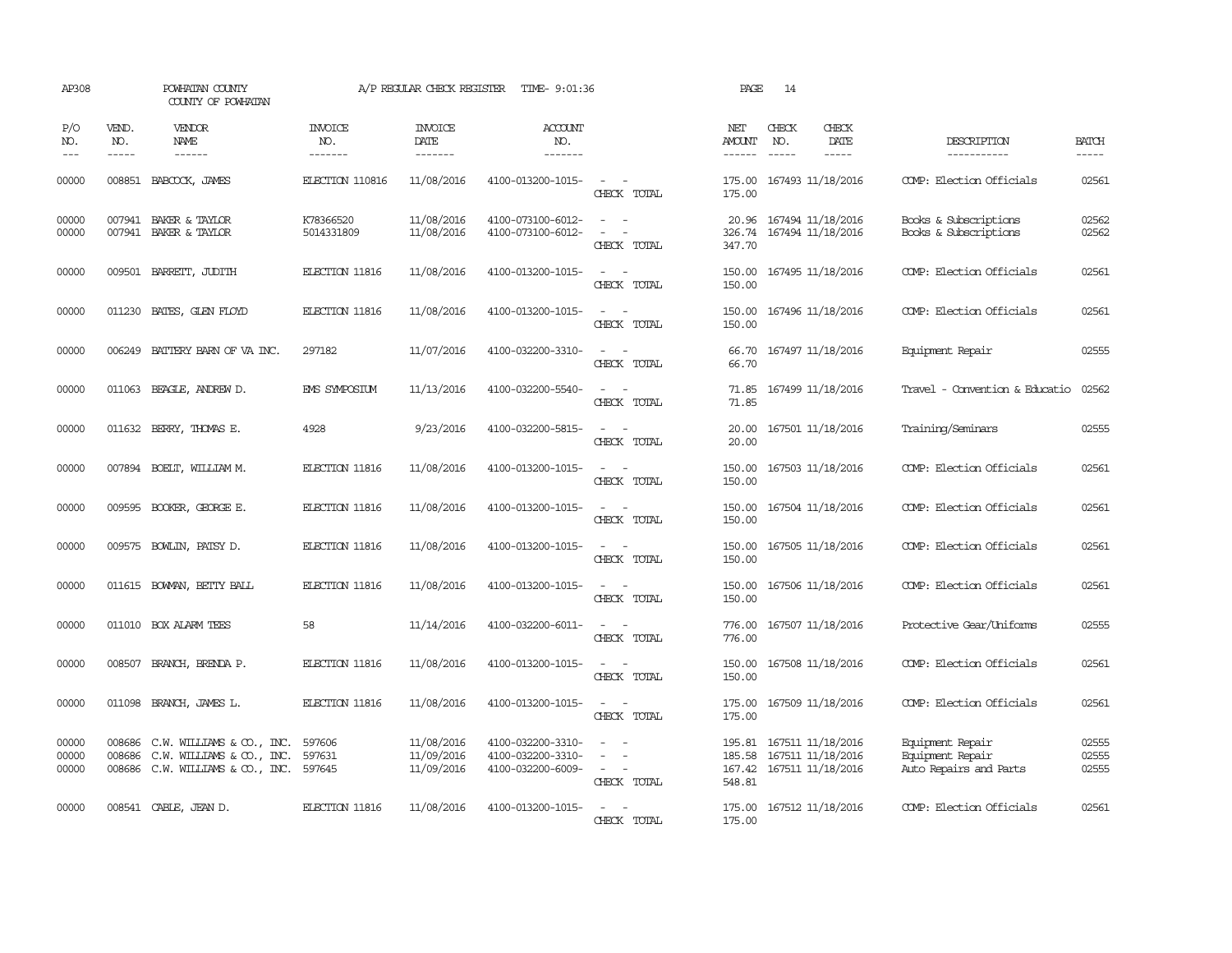AP308 POWHATAN COUNTY A/P REGULAR CHECK REGISTER TIME- 9:01:36 PAGE 14

COUNTY OF POWHATAN

| P/O NO. | VEND. NO. | VENDOR NAME | INVOICE NO. | INVOICE DATE | ACCOUNT NO. | | NET AMOUNT | CHECK NO. | CHECK DATE | DESCRIPTION | BATCH |
|---|---|---|---|---|---|---|---|---|---|---|---|
| 00000 | 008851 | BABCOCK, JAMES | ELECTION 110816 | 11/08/2016 | 4100-013200-1015- | - - | 175.00 | 167493 | 11/18/2016 | COMP: Election Officials | 02561 |
| | | | | | | CHECK TOTAL | 175.00 | | | | |
| 00000 | 007941 | BAKER & TAYLOR | K78366520 | 11/08/2016 | 4100-073100-6012- | - - | 20.96 | 167494 | 11/18/2016 | Books & Subscriptions | 02562 |
| 00000 | 007941 | BAKER & TAYLOR | 5014331809 | 11/08/2016 | 4100-073100-6012- | - - | 326.74 | 167494 | 11/18/2016 | Books & Subscriptions | 02562 |
| | | | | | | CHECK TOTAL | 347.70 | | | | |
| 00000 | 009501 | BARRETT, JUDITH | ELECTION 11816 | 11/08/2016 | 4100-013200-1015- | - - | 150.00 | 167495 | 11/18/2016 | COMP: Election Officials | 02561 |
| | | | | | | CHECK TOTAL | 150.00 | | | | |
| 00000 | 011230 | BATES, GLEN FLOYD | ELECTION 11816 | 11/08/2016 | 4100-013200-1015- | - - | 150.00 | 167496 | 11/18/2016 | COMP: Election Officials | 02561 |
| | | | | | | CHECK TOTAL | 150.00 | | | | |
| 00000 | 006249 | BATTERY BARN OF VA INC. | 297182 | 11/07/2016 | 4100-032200-3310- | - - | 66.70 | 167497 | 11/18/2016 | Equipment Repair | 02555 |
| | | | | | | CHECK TOTAL | 66.70 | | | | |
| 00000 | 011063 | BEAGLE, ANDREW D. | EMS SYMPOSIUM | 11/13/2016 | 4100-032200-5540- | - - | 71.85 | 167499 | 11/18/2016 | Travel - Convention & Educatio | 02562 |
| | | | | | | CHECK TOTAL | 71.85 | | | | |
| 00000 | 011632 | BERRY, THOMAS E. | 4928 | 9/23/2016 | 4100-032200-5815- | - - | 20.00 | 167501 | 11/18/2016 | Training/Seminars | 02555 |
| | | | | | | CHECK TOTAL | 20.00 | | | | |
| 00000 | 007894 | BOELT, WILLIAM M. | ELECTION 11816 | 11/08/2016 | 4100-013200-1015- | - - | 150.00 | 167503 | 11/18/2016 | COMP: Election Officials | 02561 |
| | | | | | | CHECK TOTAL | 150.00 | | | | |
| 00000 | 009595 | BOOKER, GEORGE E. | ELECTION 11816 | 11/08/2016 | 4100-013200-1015- | - - | 150.00 | 167504 | 11/18/2016 | COMP: Election Officials | 02561 |
| | | | | | | CHECK TOTAL | 150.00 | | | | |
| 00000 | 009575 | BOWLIN, PATSY D. | ELECTION 11816 | 11/08/2016 | 4100-013200-1015- | - - | 150.00 | 167505 | 11/18/2016 | COMP: Election Officials | 02561 |
| | | | | | | CHECK TOTAL | 150.00 | | | | |
| 00000 | 011615 | BOWMAN, BETTY BALL | ELECTION 11816 | 11/08/2016 | 4100-013200-1015- | - - | 150.00 | 167506 | 11/18/2016 | COMP: Election Officials | 02561 |
| | | | | | | CHECK TOTAL | 150.00 | | | | |
| 00000 | 011010 | BOX ALARM TEES | 58 | 11/14/2016 | 4100-032200-6011- | - - | 776.00 | 167507 | 11/18/2016 | Protective Gear/Uniforms | 02555 |
| | | | | | | CHECK TOTAL | 776.00 | | | | |
| 00000 | 008507 | BRANCH, BRENDA P. | ELECTION 11816 | 11/08/2016 | 4100-013200-1015- | - - | 150.00 | 167508 | 11/18/2016 | COMP: Election Officials | 02561 |
| | | | | | | CHECK TOTAL | 150.00 | | | | |
| 00000 | 011098 | BRANCH, JAMES L. | ELECTION 11816 | 11/08/2016 | 4100-013200-1015- | - - | 175.00 | 167509 | 11/18/2016 | COMP: Election Officials | 02561 |
| | | | | | | CHECK TOTAL | 175.00 | | | | |
| 00000 | 008686 | C.W. WILLIAMS & CO., INC. | 597606 | 11/08/2016 | 4100-032200-3310- | - - | 195.81 | 167511 | 11/18/2016 | Equipment Repair | 02555 |
| 00000 | 008686 | C.W. WILLIAMS & CO., INC. | 597631 | 11/09/2016 | 4100-032200-3310- | - - | 185.58 | 167511 | 11/18/2016 | Equipment Repair | 02555 |
| 00000 | 008686 | C.W. WILLIAMS & CO., INC. | 597645 | 11/09/2016 | 4100-032200-6009- | - - | 167.42 | 167511 | 11/18/2016 | Auto Repairs and Parts | 02555 |
| | | | | | | CHECK TOTAL | 548.81 | | | | |
| 00000 | 008541 | CABLE, JEAN D. | ELECTION 11816 | 11/08/2016 | 4100-013200-1015- | - - | 175.00 | 167512 | 11/18/2016 | COMP: Election Officials | 02561 |
| | | | | | | CHECK TOTAL | 175.00 | | | | |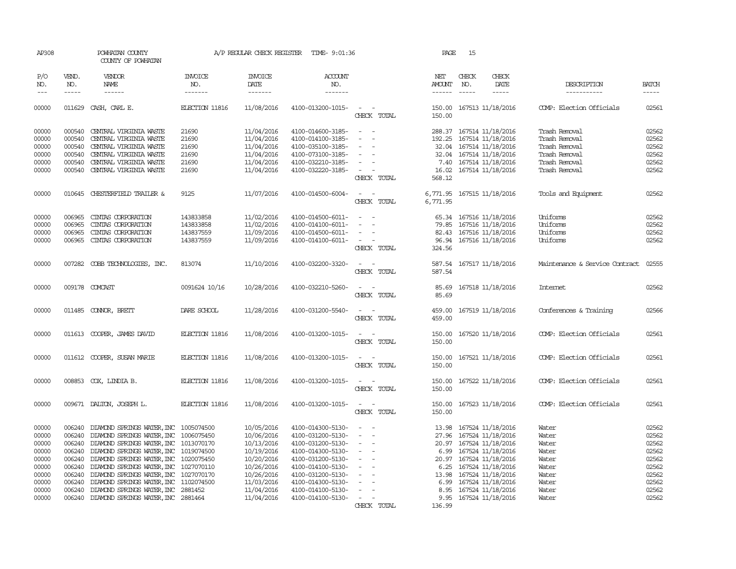AP308 POWHATAN COUNTY A/P REGULAR CHECK REGISTER TIME- 9:01:36 PAGE 15

COUNTY OF POWHATAN

| P/O NO. | VEND. NO. | VENDOR NAME | INVOICE NO. | INVOICE DATE | ACCOUNT NO. | | NET AMOUNT | CHECK NO. | CHECK DATE | DESCRIPTION | BATCH |
|---|---|---|---|---|---|---|---|---|---|---|---|
| 00000 | 011629 | CASH, CARL E. | ELECTION 11816 | 11/08/2016 | 4100-013200-1015- | - - | 150.00 | 167513 | 11/18/2016 | COMP: Election Officials | 02561 |
| | | | | | | CHECK TOTAL | 150.00 | | | | |
| 00000 | 000540 | CENTRAL VIRGINIA WASTE | 21690 | 11/04/2016 | 4100-014600-3185- | - - | 288.37 | 167514 | 11/18/2016 | Trash Removal | 02562 |
| 00000 | 000540 | CENTRAL VIRGINIA WASTE | 21690 | 11/04/2016 | 4100-014100-3185- | - - | 192.25 | 167514 | 11/18/2016 | Trash Removal | 02562 |
| 00000 | 000540 | CENTRAL VIRGINIA WASTE | 21690 | 11/04/2016 | 4100-035100-3185- | - - | 32.04 | 167514 | 11/18/2016 | Trash Removal | 02562 |
| 00000 | 000540 | CENTRAL VIRGINIA WASTE | 21690 | 11/04/2016 | 4100-073100-3185- | - - | 32.04 | 167514 | 11/18/2016 | Trash Removal | 02562 |
| 00000 | 000540 | CENTRAL VIRGINIA WASTE | 21690 | 11/04/2016 | 4100-032210-3185- | - - | 7.40 | 167514 | 11/18/2016 | Trash Removal | 02562 |
| 00000 | 000540 | CENTRAL VIRGINIA WASTE | 21690 | 11/04/2016 | 4100-032220-3185- | - - | 16.02 | 167514 | 11/18/2016 | Trash Removal | 02562 |
| | | | | | | CHECK TOTAL | 568.12 | | | | |
| 00000 | 010645 | CHESTERFIELD TRAILER & | 9125 | 11/07/2016 | 4100-014500-6004- | - - | 6,771.95 | 167515 | 11/18/2016 | Tools and Equipment | 02562 |
| | | | | | | CHECK TOTAL | 6,771.95 | | | | |
| 00000 | 006965 | CINTAS CORPORATION | 143833858 | 11/02/2016 | 4100-014500-6011- | - - | 65.34 | 167516 | 11/18/2016 | Uniforms | 02562 |
| 00000 | 006965 | CINTAS CORPORATION | 143833858 | 11/02/2016 | 4100-014100-6011- | - - | 79.85 | 167516 | 11/18/2016 | Uniforms | 02562 |
| 00000 | 006965 | CINTAS CORPORATION | 143837559 | 11/09/2016 | 4100-014500-6011- | - - | 82.43 | 167516 | 11/18/2016 | Uniforms | 02562 |
| 00000 | 006965 | CINTAS CORPORATION | 143837559 | 11/09/2016 | 4100-014100-6011- | - - | 96.94 | 167516 | 11/18/2016 | Uniforms | 02562 |
| | | | | | | CHECK TOTAL | 324.56 | | | | |
| 00000 | 007282 | COBB TECHNOLOGIES, INC. | 813074 | 11/10/2016 | 4100-032200-3320- | - - | 587.54 | 167517 | 11/18/2016 | Maintenance & Service Contract | 02555 |
| | | | | | | CHECK TOTAL | 587.54 | | | | |
| 00000 | 009178 | COMCAST | 0091624 10/16 | 10/28/2016 | 4100-032210-5260- | - - | 85.69 | 167518 | 11/18/2016 | Internet | 02562 |
| | | | | | | CHECK TOTAL | 85.69 | | | | |
| 00000 | 011485 | CONNOR, BRETT | DARE SCHOOL | 11/28/2016 | 4100-031200-5540- | - - | 459.00 | 167519 | 11/18/2016 | Conferences & Training | 02566 |
| | | | | | | CHECK TOTAL | 459.00 | | | | |
| 00000 | 011613 | COOPER, JAMES DAVID | ELECTION 11816 | 11/08/2016 | 4100-013200-1015- | - - | 150.00 | 167520 | 11/18/2016 | COMP: Election Officials | 02561 |
| | | | | | | CHECK TOTAL | 150.00 | | | | |
| 00000 | 011612 | COOPER, SUSAN MARIE | ELECTION 11816 | 11/08/2016 | 4100-013200-1015- | - - | 150.00 | 167521 | 11/18/2016 | COMP: Election Officials | 02561 |
| | | | | | | CHECK TOTAL | 150.00 | | | | |
| 00000 | 008853 | COX, LINDIA B. | ELECTION 11816 | 11/08/2016 | 4100-013200-1015- | - - | 150.00 | 167522 | 11/18/2016 | COMP: Election Officials | 02561 |
| | | | | | | CHECK TOTAL | 150.00 | | | | |
| 00000 | 009671 | DALTON, JOSEPH L. | ELECTION 11816 | 11/08/2016 | 4100-013200-1015- | - - | 150.00 | 167523 | 11/18/2016 | COMP: Election Officials | 02561 |
| | | | | | | CHECK TOTAL | 150.00 | | | | |
| 00000 | 006240 | DIAMOND SPRINGS WATER, INC | 1005074500 | 10/05/2016 | 4100-014300-5130- | - - | 13.98 | 167524 | 11/18/2016 | Water | 02562 |
| 00000 | 006240 | DIAMOND SPRINGS WATER, INC | 1006075450 | 10/06/2016 | 4100-031200-5130- | - - | 27.96 | 167524 | 11/18/2016 | Water | 02562 |
| 00000 | 006240 | DIAMOND SPRINGS WATER, INC | 1013070170 | 10/13/2016 | 4100-031200-5130- | - - | 20.97 | 167524 | 11/18/2016 | Water | 02562 |
| 00000 | 006240 | DIAMOND SPRINGS WATER, INC | 1019074500 | 10/19/2016 | 4100-014300-5130- | - - | 6.99 | 167524 | 11/18/2016 | Water | 02562 |
| 00000 | 006240 | DIAMOND SPRINGS WATER, INC | 1020075450 | 10/20/2016 | 4100-031200-5130- | - - | 20.97 | 167524 | 11/18/2016 | Water | 02562 |
| 00000 | 006240 | DIAMOND SPRINGS WATER, INC | 1027070110 | 10/26/2016 | 4100-014100-5130- | - - | 6.25 | 167524 | 11/18/2016 | Water | 02562 |
| 00000 | 006240 | DIAMOND SPRINGS WATER, INC | 1027070170 | 10/26/2016 | 4100-031200-5130- | - - | 13.98 | 167524 | 11/18/2016 | Water | 02562 |
| 00000 | 006240 | DIAMOND SPRINGS WATER, INC | 1102074500 | 11/03/2016 | 4100-014300-5130- | - - | 6.99 | 167524 | 11/18/2016 | Water | 02562 |
| 00000 | 006240 | DIAMOND SPRINGS WATER, INC | 2881452 | 11/04/2016 | 4100-014100-5130- | - - | 8.95 | 167524 | 11/18/2016 | Water | 02562 |
| 00000 | 006240 | DIAMOND SPRINGS WATER, INC | 2881464 | 11/04/2016 | 4100-014100-5130- | - - | 9.95 | 167524 | 11/18/2016 | Water | 02562 |
| | | | | | | CHECK TOTAL | 136.99 | | | | |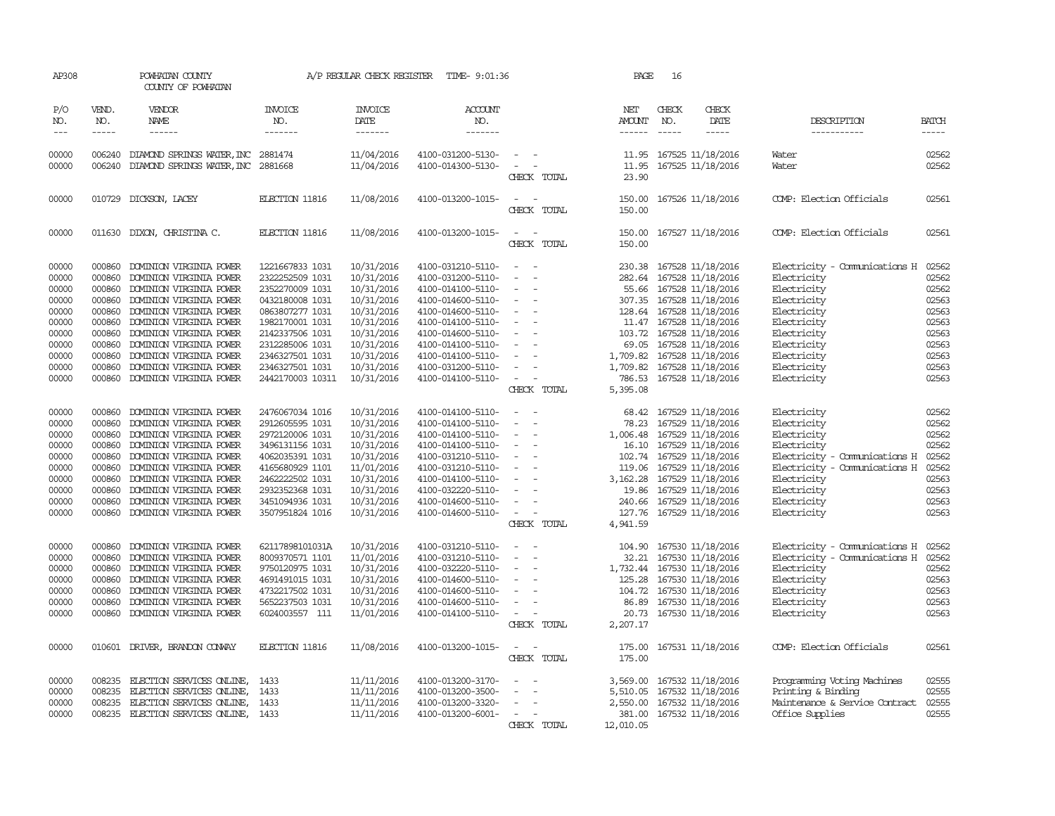AP308 POWHATAN COUNTY A/P REGULAR CHECK REGISTER TIME- 9:01:36 PAGE 16

COUNTY OF POWHATAN

| P/O NO. | VEND. NO. | VENDOR NAME | INVOICE NO. | INVOICE DATE | ACCOUNT NO. | | NET AMOUNT | CHECK NO. | CHECK DATE | DESCRIPTION | BATCH |
|---|---|---|---|---|---|---|---|---|---|---|---|
| 00000 | 006240 | DIAMOND SPRINGS WATER,INC | 2881474 | 11/04/2016 | 4100-031200-5130- | - - | 11.95 | 167525 | 11/18/2016 | Water | 02562 |
| 00000 | 006240 | DIAMOND SPRINGS WATER,INC | 2881668 | 11/04/2016 | 4100-014300-5130- | - - | 11.95 | 167525 | 11/18/2016 | Water | 02562 |
| | | | | | | CHECK TOTAL | 23.90 | | | | |
| 00000 | 010729 | DICKSON, LACEY | ELECTION 11816 | 11/08/2016 | 4100-013200-1015- | - - | 150.00 | 167526 | 11/18/2016 | COMP: Election Officials | 02561 |
| | | | | | | CHECK TOTAL | 150.00 | | | | |
| 00000 | 011630 | DIXON, CHRISTINA C. | ELECTION 11816 | 11/08/2016 | 4100-013200-1015- | - - | 150.00 | 167527 | 11/18/2016 | COMP: Election Officials | 02561 |
| | | | | | | CHECK TOTAL | 150.00 | | | | |
| 00000 | 000860 | DOMINION VIRGINIA POWER | 1221667833 1031 | 10/31/2016 | 4100-031210-5110- | - - | 230.38 | 167528 | 11/18/2016 | Electricity - Communications H | 02562 |
| 00000 | 000860 | DOMINION VIRGINIA POWER | 2322252509 1031 | 10/31/2016 | 4100-031200-5110- | - - | 282.64 | 167528 | 11/18/2016 | Electricity | 02562 |
| 00000 | 000860 | DOMINION VIRGINIA POWER | 2352270009 1031 | 10/31/2016 | 4100-014100-5110- | - - | 55.66 | 167528 | 11/18/2016 | Electricity | 02562 |
| 00000 | 000860 | DOMINION VIRGINIA POWER | 0432180008 1031 | 10/31/2016 | 4100-014600-5110- | - - | 307.35 | 167528 | 11/18/2016 | Electricity | 02563 |
| 00000 | 000860 | DOMINION VIRGINIA POWER | 0863807277 1031 | 10/31/2016 | 4100-014600-5110- | - - | 128.64 | 167528 | 11/18/2016 | Electricity | 02563 |
| 00000 | 000860 | DOMINION VIRGINIA POWER | 1982170001 1031 | 10/31/2016 | 4100-014100-5110- | - - | 11.47 | 167528 | 11/18/2016 | Electricity | 02563 |
| 00000 | 000860 | DOMINION VIRGINIA POWER | 2142337506 1031 | 10/31/2016 | 4100-014600-5110- | - - | 103.72 | 167528 | 11/18/2016 | Electricity | 02563 |
| 00000 | 000860 | DOMINION VIRGINIA POWER | 2312285006 1031 | 10/31/2016 | 4100-014100-5110- | - - | 69.05 | 167528 | 11/18/2016 | Electricity | 02563 |
| 00000 | 000860 | DOMINION VIRGINIA POWER | 2346327501 1031 | 10/31/2016 | 4100-014100-5110- | - - | 1,709.82 | 167528 | 11/18/2016 | Electricity | 02563 |
| 00000 | 000860 | DOMINION VIRGINIA POWER | 2346327501 1031 | 10/31/2016 | 4100-031200-5110- | - - | 1,709.82 | 167528 | 11/18/2016 | Electricity | 02563 |
| 00000 | 000860 | DOMINION VIRGINIA POWER | 2442170003 10311 | 10/31/2016 | 4100-014100-5110- | - - | 786.53 | 167528 | 11/18/2016 | Electricity | 02563 |
| | | | | | | CHECK TOTAL | 5,395.08 | | | | |
| 00000 | 000860 | DOMINION VIRGINIA POWER | 2476067034 1016 | 10/31/2016 | 4100-014100-5110- | - - | 68.42 | 167529 | 11/18/2016 | Electricity | 02562 |
| 00000 | 000860 | DOMINION VIRGINIA POWER | 2912605595 1031 | 10/31/2016 | 4100-014100-5110- | - - | 78.23 | 167529 | 11/18/2016 | Electricity | 02562 |
| 00000 | 000860 | DOMINION VIRGINIA POWER | 2972120006 1031 | 10/31/2016 | 4100-014100-5110- | - - | 1,006.48 | 167529 | 11/18/2016 | Electricity | 02562 |
| 00000 | 000860 | DOMINION VIRGINIA POWER | 3496131156 1031 | 10/31/2016 | 4100-014100-5110- | - - | 16.10 | 167529 | 11/18/2016 | Electricity | 02562 |
| 00000 | 000860 | DOMINION VIRGINIA POWER | 4062035391 1031 | 10/31/2016 | 4100-031210-5110- | - - | 102.74 | 167529 | 11/18/2016 | Electricity - Communications H | 02562 |
| 00000 | 000860 | DOMINION VIRGINIA POWER | 4165680929 1101 | 11/01/2016 | 4100-031210-5110- | - - | 119.06 | 167529 | 11/18/2016 | Electricity - Communications H | 02562 |
| 00000 | 000860 | DOMINION VIRGINIA POWER | 2462222502 1031 | 10/31/2016 | 4100-014100-5110- | - - | 3,162.28 | 167529 | 11/18/2016 | Electricity | 02563 |
| 00000 | 000860 | DOMINION VIRGINIA POWER | 2932352368 1031 | 10/31/2016 | 4100-032220-5110- | - - | 19.86 | 167529 | 11/18/2016 | Electricity | 02563 |
| 00000 | 000860 | DOMINION VIRGINIA POWER | 3451094936 1031 | 10/31/2016 | 4100-014600-5110- | - - | 240.66 | 167529 | 11/18/2016 | Electricity | 02563 |
| 00000 | 000860 | DOMINION VIRGINIA POWER | 3507951824 1016 | 10/31/2016 | 4100-014600-5110- | - - | 127.76 | 167529 | 11/18/2016 | Electricity | 02563 |
| | | | | | | CHECK TOTAL | 4,941.59 | | | | |
| 00000 | 000860 | DOMINION VIRGINIA POWER | 62117898101031A | 10/31/2016 | 4100-031210-5110- | - - | 104.90 | 167530 | 11/18/2016 | Electricity - Communications H | 02562 |
| 00000 | 000860 | DOMINION VIRGINIA POWER | 8009370571 1101 | 11/01/2016 | 4100-031210-5110- | - - | 32.21 | 167530 | 11/18/2016 | Electricity - Communications H | 02562 |
| 00000 | 000860 | DOMINION VIRGINIA POWER | 9750120975 1031 | 10/31/2016 | 4100-032220-5110- | - - | 1,732.44 | 167530 | 11/18/2016 | Electricity | 02562 |
| 00000 | 000860 | DOMINION VIRGINIA POWER | 4691491015 1031 | 10/31/2016 | 4100-014600-5110- | - - | 125.28 | 167530 | 11/18/2016 | Electricity | 02563 |
| 00000 | 000860 | DOMINION VIRGINIA POWER | 4732217502 1031 | 10/31/2016 | 4100-014600-5110- | - - | 104.72 | 167530 | 11/18/2016 | Electricity | 02563 |
| 00000 | 000860 | DOMINION VIRGINIA POWER | 5652237503 1031 | 10/31/2016 | 4100-014600-5110- | - - | 86.89 | 167530 | 11/18/2016 | Electricity | 02563 |
| 00000 | 000860 | DOMINION VIRGINIA POWER | 6024003557 111 | 11/01/2016 | 4100-014100-5110- | - - | 20.73 | 167530 | 11/18/2016 | Electricity | 02563 |
| | | | | | | CHECK TOTAL | 2,207.17 | | | | |
| 00000 | 010601 | DRIVER, BRANDON CONWAY | ELECTION 11816 | 11/08/2016 | 4100-013200-1015- | - - | 175.00 | 167531 | 11/18/2016 | COMP: Election Officials | 02561 |
| | | | | | | CHECK TOTAL | 175.00 | | | | |
| 00000 | 008235 | ELECTION SERVICES ONLINE, | 1433 | 11/11/2016 | 4100-013200-3170- | - - | 3,569.00 | 167532 | 11/18/2016 | Programming Voting Machines | 02555 |
| 00000 | 008235 | ELECTION SERVICES ONLINE, | 1433 | 11/11/2016 | 4100-013200-3500- | - - | 5,510.05 | 167532 | 11/18/2016 | Printing & Binding | 02555 |
| 00000 | 008235 | ELECTION SERVICES ONLINE, | 1433 | 11/11/2016 | 4100-013200-3320- | - - | 2,550.00 | 167532 | 11/18/2016 | Maintenance & Service Contract | 02555 |
| 00000 | 008235 | ELECTION SERVICES ONLINE, | 1433 | 11/11/2016 | 4100-013200-6001- | - - | 381.00 | 167532 | 11/18/2016 | Office Supplies | 02555 |
| | | | | | | CHECK TOTAL | 12,010.05 | | | | |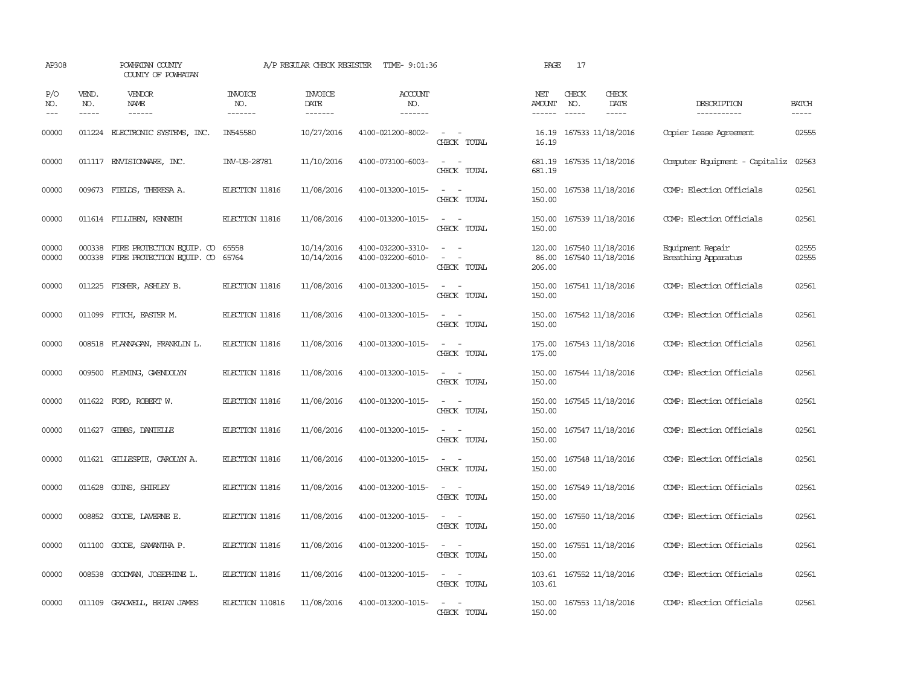AP308 POWHATAN COUNTY A/P REGULAR CHECK REGISTER TIME- 9:01:36 PAGE 17
COUNTY OF POWHATAN

| P/O NO. | VEND. NO. | VENDOR NAME | INVOICE NO. | INVOICE DATE | ACCOUNT NO. | | NET AMOUNT | CHECK NO. | CHECK DATE | DESCRIPTION | BATCH |
|---|---|---|---|---|---|---|---|---|---|---|---|
| 00000 | 011224 | ELECTRONIC SYSTEMS, INC. | IN545580 | 10/27/2016 | 4100-021200-8002- | - - | 16.19 | 167533 | 11/18/2016 | Copier Lease Agreement | 02555 |
| | | | | | | CHECK TOTAL | 16.19 | | | | |
| 00000 | 011117 | ENVISIONWARE, INC. | INV-US-28781 | 11/10/2016 | 4100-073100-6003- | - - | 681.19 | 167535 | 11/18/2016 | Computer Equipment - Capitaliz | 02563 |
| | | | | | | CHECK TOTAL | 681.19 | | | | |
| 00000 | 009673 | FIELDS, THERESA A. | ELECTION 11816 | 11/08/2016 | 4100-013200-1015- | - - | 150.00 | 167538 | 11/18/2016 | COMP: Election Officials | 02561 |
| | | | | | | CHECK TOTAL | 150.00 | | | | |
| 00000 | 011614 | FILLIBEN, KENNETH | ELECTION 11816 | 11/08/2016 | 4100-013200-1015- | - - | 150.00 | 167539 | 11/18/2016 | COMP: Election Officials | 02561 |
| | | | | | | CHECK TOTAL | 150.00 | | | | |
| 00000 | 000338 | FIRE PROTECTION EQUIP. CO | 65558 | 10/14/2016 | 4100-032200-3310- | - - | 120.00 | 167540 | 11/18/2016 | Equipment Repair | 02555 |
| 00000 | 000338 | FIRE PROTECTION EQUIP. CO | 65764 | 10/14/2016 | 4100-032200-6010- | - - | 86.00 | 167540 | 11/18/2016 | Breathing Apparatus | 02555 |
| | | | | | | CHECK TOTAL | 206.00 | | | | |
| 00000 | 011225 | FISHER, ASHLEY B. | ELECTION 11816 | 11/08/2016 | 4100-013200-1015- | - - | 150.00 | 167541 | 11/18/2016 | COMP: Election Officials | 02561 |
| | | | | | | CHECK TOTAL | 150.00 | | | | |
| 00000 | 011099 | FITCH, EASTER M. | ELECTION 11816 | 11/08/2016 | 4100-013200-1015- | - - | 150.00 | 167542 | 11/18/2016 | COMP: Election Officials | 02561 |
| | | | | | | CHECK TOTAL | 150.00 | | | | |
| 00000 | 008518 | FLANNAGAN, FRANKLIN L. | ELECTION 11816 | 11/08/2016 | 4100-013200-1015- | - - | 175.00 | 167543 | 11/18/2016 | COMP: Election Officials | 02561 |
| | | | | | | CHECK TOTAL | 175.00 | | | | |
| 00000 | 009500 | FLEMING, GWENDOLYN | ELECTION 11816 | 11/08/2016 | 4100-013200-1015- | - - | 150.00 | 167544 | 11/18/2016 | COMP: Election Officials | 02561 |
| | | | | | | CHECK TOTAL | 150.00 | | | | |
| 00000 | 011622 | FORD, ROBERT W. | ELECTION 11816 | 11/08/2016 | 4100-013200-1015- | - - | 150.00 | 167545 | 11/18/2016 | COMP: Election Officials | 02561 |
| | | | | | | CHECK TOTAL | 150.00 | | | | |
| 00000 | 011627 | GIBBS, DANIELLE | ELECTION 11816 | 11/08/2016 | 4100-013200-1015- | - - | 150.00 | 167547 | 11/18/2016 | COMP: Election Officials | 02561 |
| | | | | | | CHECK TOTAL | 150.00 | | | | |
| 00000 | 011621 | GILLESPIE, CAROLYN A. | ELECTION 11816 | 11/08/2016 | 4100-013200-1015- | - - | 150.00 | 167548 | 11/18/2016 | COMP: Election Officials | 02561 |
| | | | | | | CHECK TOTAL | 150.00 | | | | |
| 00000 | 011628 | GOINS, SHIRLEY | ELECTION 11816 | 11/08/2016 | 4100-013200-1015- | - - | 150.00 | 167549 | 11/18/2016 | COMP: Election Officials | 02561 |
| | | | | | | CHECK TOTAL | 150.00 | | | | |
| 00000 | 008852 | GOODE, LAVERNE E. | ELECTION 11816 | 11/08/2016 | 4100-013200-1015- | - - | 150.00 | 167550 | 11/18/2016 | COMP: Election Officials | 02561 |
| | | | | | | CHECK TOTAL | 150.00 | | | | |
| 00000 | 011100 | GOODE, SAMANTHA P. | ELECTION 11816 | 11/08/2016 | 4100-013200-1015- | - - | 150.00 | 167551 | 11/18/2016 | COMP: Election Officials | 02561 |
| | | | | | | CHECK TOTAL | 150.00 | | | | |
| 00000 | 008538 | GOODMAN, JOSEPHINE L. | ELECTION 11816 | 11/08/2016 | 4100-013200-1015- | - - | 103.61 | 167552 | 11/18/2016 | COMP: Election Officials | 02561 |
| | | | | | | CHECK TOTAL | 103.61 | | | | |
| 00000 | 011109 | GRADWELL, BRIAN JAMES | ELECTION 110816 | 11/08/2016 | 4100-013200-1015- | - - | 150.00 | 167553 | 11/18/2016 | COMP: Election Officials | 02561 |
| | | | | | | CHECK TOTAL | 150.00 | | | | |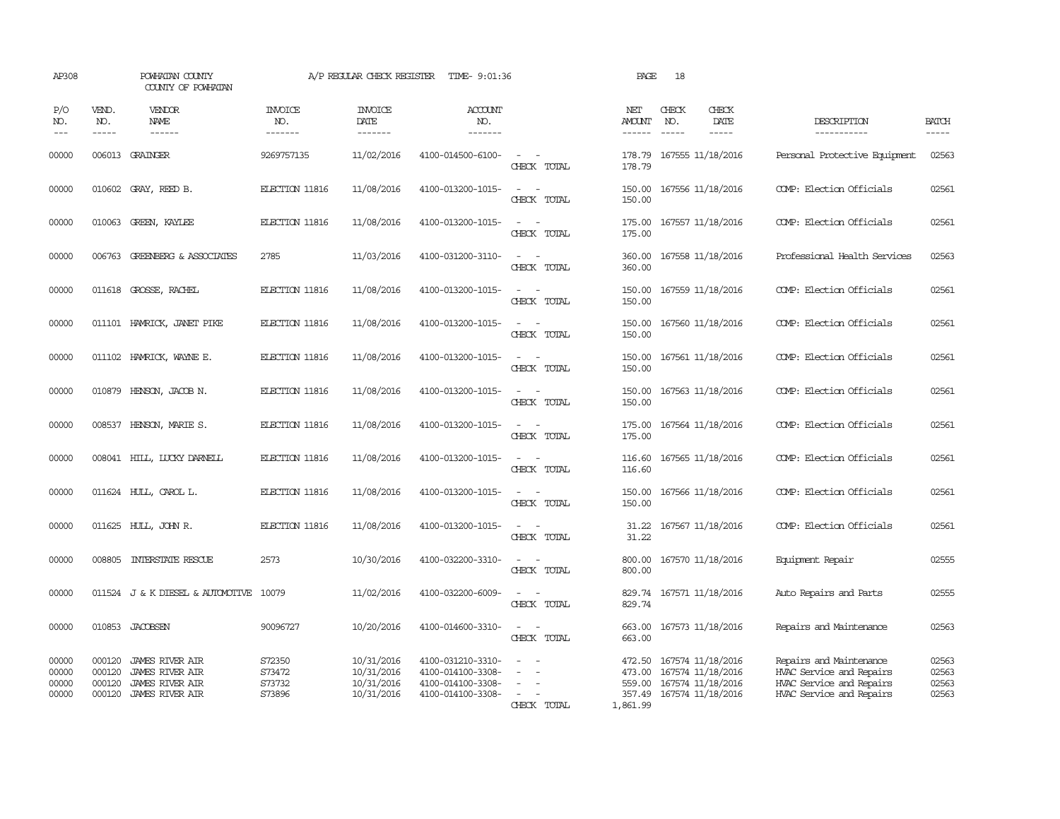AP308 POWHATAN COUNTY A/P REGULAR CHECK REGISTER TIME- 9:01:36 PAGE 18

COUNTY OF POWHATAN

| P/O NO. | VEND. NO. | VENDOR NAME | INVOICE NO. | INVOICE DATE | ACCOUNT NO. | | NET AMOUNT | CHECK NO. | CHECK DATE | DESCRIPTION | BATCH |
|---|---|---|---|---|---|---|---|---|---|---|---|
| 00000 | 006013 | GRAINGER | 9269757135 | 11/02/2016 | 4100-014500-6100- | - - | 178.79 | 167555 | 11/18/2016 | Personal Protective Equipment | 02563 |
| | | | | | | CHECK TOTAL | 178.79 | | | | |
| 00000 | 010602 | GRAY, REED B. | ELECTION 11816 | 11/08/2016 | 4100-013200-1015- | - - | 150.00 | 167556 | 11/18/2016 | COMP: Election Officials | 02561 |
| | | | | | | CHECK TOTAL | 150.00 | | | | |
| 00000 | 010063 | GREEN, KAYLEE | ELECTION 11816 | 11/08/2016 | 4100-013200-1015- | - - | 175.00 | 167557 | 11/18/2016 | COMP: Election Officials | 02561 |
| | | | | | | CHECK TOTAL | 175.00 | | | | |
| 00000 | 006763 | GREENBERG & ASSOCIATES | 2785 | 11/03/2016 | 4100-031200-3110- | - - | 360.00 | 167558 | 11/18/2016 | Professional Health Services | 02563 |
| | | | | | | CHECK TOTAL | 360.00 | | | | |
| 00000 | 011618 | GROSSE, RACHEL | ELECTION 11816 | 11/08/2016 | 4100-013200-1015- | - - | 150.00 | 167559 | 11/18/2016 | COMP: Election Officials | 02561 |
| | | | | | | CHECK TOTAL | 150.00 | | | | |
| 00000 | 011101 | HAMRICK, JANET PIKE | ELECTION 11816 | 11/08/2016 | 4100-013200-1015- | - - | 150.00 | 167560 | 11/18/2016 | COMP: Election Officials | 02561 |
| | | | | | | CHECK TOTAL | 150.00 | | | | |
| 00000 | 011102 | HAMRICK, WAYNE E. | ELECTION 11816 | 11/08/2016 | 4100-013200-1015- | - - | 150.00 | 167561 | 11/18/2016 | COMP: Election Officials | 02561 |
| | | | | | | CHECK TOTAL | 150.00 | | | | |
| 00000 | 010879 | HENSON, JACOB N. | ELECTION 11816 | 11/08/2016 | 4100-013200-1015- | - - | 150.00 | 167563 | 11/18/2016 | COMP: Election Officials | 02561 |
| | | | | | | CHECK TOTAL | 150.00 | | | | |
| 00000 | 008537 | HENSON, MARIE S. | ELECTION 11816 | 11/08/2016 | 4100-013200-1015- | - - | 175.00 | 167564 | 11/18/2016 | COMP: Election Officials | 02561 |
| | | | | | | CHECK TOTAL | 175.00 | | | | |
| 00000 | 008041 | HILL, LUCKY DARNELL | ELECTION 11816 | 11/08/2016 | 4100-013200-1015- | - - | 116.60 | 167565 | 11/18/2016 | COMP: Election Officials | 02561 |
| | | | | | | CHECK TOTAL | 116.60 | | | | |
| 00000 | 011624 | HULL, CAROL L. | ELECTION 11816 | 11/08/2016 | 4100-013200-1015- | - - | 150.00 | 167566 | 11/18/2016 | COMP: Election Officials | 02561 |
| | | | | | | CHECK TOTAL | 150.00 | | | | |
| 00000 | 011625 | HULL, JOHN R. | ELECTION 11816 | 11/08/2016 | 4100-013200-1015- | - - | 31.22 | 167567 | 11/18/2016 | COMP: Election Officials | 02561 |
| | | | | | | CHECK TOTAL | 31.22 | | | | |
| 00000 | 008805 | INTERSTATE RESCUE | 2573 | 10/30/2016 | 4100-032200-3310- | - - | 800.00 | 167570 | 11/18/2016 | Equipment Repair | 02555 |
| | | | | | | CHECK TOTAL | 800.00 | | | | |
| 00000 | 011524 | J & K DIESEL & AUTOMOTIVE | 10079 | 11/02/2016 | 4100-032200-6009- | - - | 829.74 | 167571 | 11/18/2016 | Auto Repairs and Parts | 02555 |
| | | | | | | CHECK TOTAL | 829.74 | | | | |
| 00000 | 010853 | JACOBSEN | 90096727 | 10/20/2016 | 4100-014600-3310- | - - | 663.00 | 167573 | 11/18/2016 | Repairs and Maintenance | 02563 |
| | | | | | | CHECK TOTAL | 663.00 | | | | |
| 00000 | 000120 | JAMES RIVER AIR | S72350 | 10/31/2016 | 4100-031210-3310- | - - | 472.50 | 167574 | 11/18/2016 | Repairs and Maintenance | 02563 |
| 00000 | 000120 | JAMES RIVER AIR | S73472 | 10/31/2016 | 4100-014100-3308- | - - | 473.00 | 167574 | 11/18/2016 | HVAC Service and Repairs | 02563 |
| 00000 | 000120 | JAMES RIVER AIR | S73732 | 10/31/2016 | 4100-014100-3308- | - - | 559.00 | 167574 | 11/18/2016 | HVAC Service and Repairs | 02563 |
| 00000 | 000120 | JAMES RIVER AIR | S73896 | 10/31/2016 | 4100-014100-3308- | - - | 357.49 | 167574 | 11/18/2016 | HVAC Service and Repairs | 02563 |
| | | | | | | CHECK TOTAL | 1,861.99 | | | | |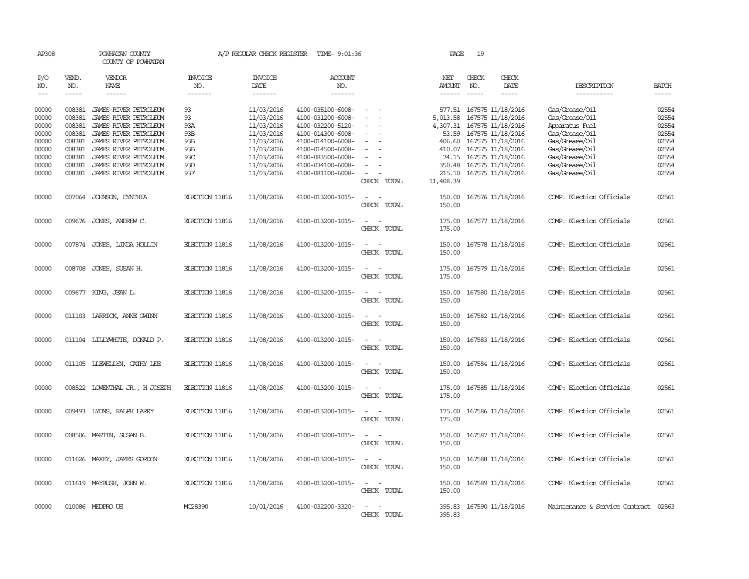AP308 POWHATAN COUNTY A/P REGULAR CHECK REGISTER TIME- 9:01:36 PAGE 19
COUNTY OF POWHATAN

| P/O NO. | VEND. NO. | VENDOR NAME | INVOICE NO. | INVOICE DATE | ACCOUNT NO. | | NET AMOUNT | CHECK NO. | CHECK DATE | DESCRIPTION | BATCH |
|---|---|---|---|---|---|---|---|---|---|---|---|
| 00000 | 008381 | JAMES RIVER PETROLEUM | 93 | 11/03/2016 | 4100-035100-6008- | - - | 577.51 | 167575 | 11/18/2016 | Gas/Grease/Oil | 02554 |
| 00000 | 008381 | JAMES RIVER PETROLEUM | 93 | 11/03/2016 | 4100-031200-6008- | - - | 5,013.58 | 167575 | 11/18/2016 | Gas/Grease/Oil | 02554 |
| 00000 | 008381 | JAMES RIVER PETROLEUM | 93A | 11/03/2016 | 4100-032200-5120- | - - | 4,307.31 | 167575 | 11/18/2016 | Apparatus Fuel | 02554 |
| 00000 | 008381 | JAMES RIVER PETROLEUM | 93B | 11/03/2016 | 4100-014300-6008- | - - | 53.59 | 167575 | 11/18/2016 | Gas/Grease/Oil | 02554 |
| 00000 | 008381 | JAMES RIVER PETROLEUM | 93B | 11/03/2016 | 4100-014100-6008- | - - | 406.60 | 167575 | 11/18/2016 | Gas/Grease/Oil | 02554 |
| 00000 | 008381 | JAMES RIVER PETROLEUM | 93B | 11/03/2016 | 4100-014500-6008- | - - | 410.07 | 167575 | 11/18/2016 | Gas/Grease/Oil | 02554 |
| 00000 | 008381 | JAMES RIVER PETROLEUM | 93C | 11/03/2016 | 4100-083500-6008- | - - | 74.15 | 167575 | 11/18/2016 | Gas/Grease/Oil | 02554 |
| 00000 | 008381 | JAMES RIVER PETROLEUM | 93D | 11/03/2016 | 4100-034100-6008- | - - | 350.48 | 167575 | 11/18/2016 | Gas/Grease/Oil | 02554 |
| 00000 | 008381 | JAMES RIVER PETROLEUM | 93F | 11/03/2016 | 4100-081100-6008- | - - | 215.10 | 167575 | 11/18/2016 | Gas/Grease/Oil | 02554 |
| | | | | | | CHECK TOTAL | 11,408.39 | | | | |
| 00000 | 007064 | JOHNSON, CYNTHIA | ELECTION 11816 | 11/08/2016 | 4100-013200-1015- | - - | 150.00 | 167576 | 11/18/2016 | COMP: Election Officials | 02561 |
| | | | | | | CHECK TOTAL | 150.00 | | | | |
| 00000 | 009676 | JONES, ANDREW C. | ELECTION 11816 | 11/08/2016 | 4100-013200-1015- | - - | 175.00 | 167577 | 11/18/2016 | COMP: Election Officials | 02561 |
| | | | | | | CHECK TOTAL | 175.00 | | | | |
| 00000 | 007874 | JONES, LINDA HOLLIN | ELECTION 11816 | 11/08/2016 | 4100-013200-1015- | - - | 150.00 | 167578 | 11/18/2016 | COMP: Election Officials | 02561 |
| | | | | | | CHECK TOTAL | 150.00 | | | | |
| 00000 | 008708 | JONES, SUSAN H. | ELECTION 11816 | 11/08/2016 | 4100-013200-1015- | - - | 175.00 | 167579 | 11/18/2016 | COMP: Election Officials | 02561 |
| | | | | | | CHECK TOTAL | 175.00 | | | | |
| 00000 | 009677 | KING, JEAN L. | ELECTION 11816 | 11/08/2016 | 4100-013200-1015- | - - | 150.00 | 167580 | 11/18/2016 | COMP: Election Officials | 02561 |
| | | | | | | CHECK TOTAL | 150.00 | | | | |
| 00000 | 011103 | LARRICK, ANNE GWINN | ELECTION 11816 | 11/08/2016 | 4100-013200-1015- | - - | 150.00 | 167582 | 11/18/2016 | COMP: Election Officials | 02561 |
| | | | | | | CHECK TOTAL | 150.00 | | | | |
| 00000 | 011104 | LILLYWHITE, DONALD P. | ELECTION 11816 | 11/08/2016 | 4100-013200-1015- | - - | 150.00 | 167583 | 11/18/2016 | COMP: Election Officials | 02561 |
| | | | | | | CHECK TOTAL | 150.00 | | | | |
| 00000 | 011105 | LLEWELLYN, CATHY LEE | ELECTION 11816 | 11/08/2016 | 4100-013200-1015- | - - | 150.00 | 167584 | 11/18/2016 | COMP: Election Officials | 02561 |
| | | | | | | CHECK TOTAL | 150.00 | | | | |
| 00000 | 008522 | LOWENTHAL JR., H JOSEPH | ELECTION 11816 | 11/08/2016 | 4100-013200-1015- | - - | 175.00 | 167585 | 11/18/2016 | COMP: Election Officials | 02561 |
| | | | | | | CHECK TOTAL | 175.00 | | | | |
| 00000 | 009493 | LYONS, RALPH LARRY | ELECTION 11816 | 11/08/2016 | 4100-013200-1015- | - - | 175.00 | 167586 | 11/18/2016 | COMP: Election Officials | 02561 |
| | | | | | | CHECK TOTAL | 175.00 | | | | |
| 00000 | 008506 | MARTIN, SUSAN B. | ELECTION 11816 | 11/08/2016 | 4100-013200-1015- | - - | 150.00 | 167587 | 11/18/2016 | COMP: Election Officials | 02561 |
| | | | | | | CHECK TOTAL | 150.00 | | | | |
| 00000 | 011626 | MAXEY, JAMES GORDON | ELECTION 11816 | 11/08/2016 | 4100-013200-1015- | - - | 150.00 | 167588 | 11/18/2016 | COMP: Election Officials | 02561 |
| | | | | | | CHECK TOTAL | 150.00 | | | | |
| 00000 | 011619 | MAYBUSH, JOHN W. | ELECTION 11816 | 11/08/2016 | 4100-013200-1015- | - - | 150.00 | 167589 | 11/18/2016 | COMP: Election Officials | 02561 |
| | | | | | | CHECK TOTAL | 150.00 | | | | |
| 00000 | 010086 | MEDPRO US | MC28390 | 10/01/2016 | 4100-032200-3320- | - - | 395.83 | 167590 | 11/18/2016 | Maintenance & Service Contract | 02563 |
| | | | | | | CHECK TOTAL | 395.83 | | | | |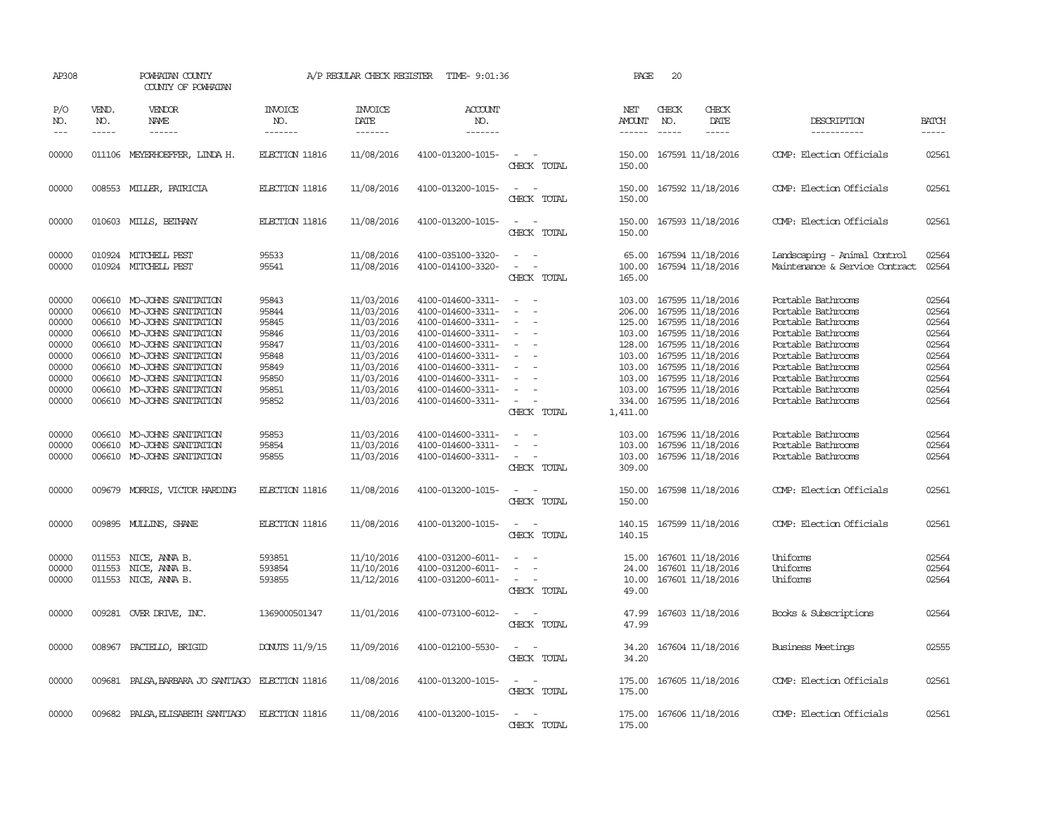AP308 POWHATAN COUNTY A/P REGULAR CHECK REGISTER TIME- 9:01:36 PAGE 20
COUNTY OF POWHATAN

| P/O NO. | VEND. NO. | VENDOR NAME | INVOICE NO. | INVOICE DATE | ACCOUNT NO. | | NET AMOUNT | CHECK NO. | CHECK DATE | DESCRIPTION | BATCH |
|---|---|---|---|---|---|---|---|---|---|---|---|
| 00000 | 011106 | MEYERHOEFFER, LINDA H. | ELECTION 11816 | 11/08/2016 | 4100-013200-1015- | - - | 150.00 | 167591 | 11/18/2016 | COMP: Election Officials | 02561 |
| | | | | | | CHECK TOTAL | 150.00 | | | | |
| 00000 | 008553 | MILLER, PATRICIA | ELECTION 11816 | 11/08/2016 | 4100-013200-1015- | - - | 150.00 | 167592 | 11/18/2016 | COMP: Election Officials | 02561 |
| | | | | | | CHECK TOTAL | 150.00 | | | | |
| 00000 | 010603 | MILLS, BETHANY | ELECTION 11816 | 11/08/2016 | 4100-013200-1015- | - - | 150.00 | 167593 | 11/18/2016 | COMP: Election Officials | 02561 |
| | | | | | | CHECK TOTAL | 150.00 | | | | |
| 00000 | 010924 | MITCHELL PEST | 95533 | 11/08/2016 | 4100-035100-3320- | - - | 65.00 | 167594 | 11/18/2016 | Landscaping - Animal Control | 02564 |
| 00000 | 010924 | MITCHELL PEST | 95541 | 11/08/2016 | 4100-014100-3320- | - - | 100.00 | 167594 | 11/18/2016 | Maintenance & Service Contract | 02564 |
| | | | | | | CHECK TOTAL | 165.00 | | | | |
| 00000 | 006610 | MO-JOHNS SANITATION | 95843 | 11/03/2016 | 4100-014600-3311- | - - | 103.00 | 167595 | 11/18/2016 | Portable Bathrooms | 02564 |
| 00000 | 006610 | MO-JOHNS SANITATION | 95844 | 11/03/2016 | 4100-014600-3311- | - - | 206.00 | 167595 | 11/18/2016 | Portable Bathrooms | 02564 |
| 00000 | 006610 | MO-JOHNS SANITATION | 95845 | 11/03/2016 | 4100-014600-3311- | - - | 125.00 | 167595 | 11/18/2016 | Portable Bathrooms | 02564 |
| 00000 | 006610 | MO-JOHNS SANITATION | 95846 | 11/03/2016 | 4100-014600-3311- | - - | 103.00 | 167595 | 11/18/2016 | Portable Bathrooms | 02564 |
| 00000 | 006610 | MO-JOHNS SANITATION | 95847 | 11/03/2016 | 4100-014600-3311- | - - | 128.00 | 167595 | 11/18/2016 | Portable Bathrooms | 02564 |
| 00000 | 006610 | MO-JOHNS SANITATION | 95848 | 11/03/2016 | 4100-014600-3311- | - - | 103.00 | 167595 | 11/18/2016 | Portable Bathrooms | 02564 |
| 00000 | 006610 | MO-JOHNS SANITATION | 95849 | 11/03/2016 | 4100-014600-3311- | - - | 103.00 | 167595 | 11/18/2016 | Portable Bathrooms | 02564 |
| 00000 | 006610 | MO-JOHNS SANITATION | 95850 | 11/03/2016 | 4100-014600-3311- | - - | 103.00 | 167595 | 11/18/2016 | Portable Bathrooms | 02564 |
| 00000 | 006610 | MO-JOHNS SANITATION | 95851 | 11/03/2016 | 4100-014600-3311- | - - | 103.00 | 167595 | 11/18/2016 | Portable Bathrooms | 02564 |
| 00000 | 006610 | MO-JOHNS SANITATION | 95852 | 11/03/2016 | 4100-014600-3311- | - - | 334.00 | 167595 | 11/18/2016 | Portable Bathrooms | 02564 |
| | | | | | | CHECK TOTAL | 1,411.00 | | | | |
| 00000 | 006610 | MO-JOHNS SANITATION | 95853 | 11/03/2016 | 4100-014600-3311- | - - | 103.00 | 167596 | 11/18/2016 | Portable Bathrooms | 02564 |
| 00000 | 006610 | MO-JOHNS SANITATION | 95854 | 11/03/2016 | 4100-014600-3311- | - - | 103.00 | 167596 | 11/18/2016 | Portable Bathrooms | 02564 |
| 00000 | 006610 | MO-JOHNS SANITATION | 95855 | 11/03/2016 | 4100-014600-3311- | - - | 103.00 | 167596 | 11/18/2016 | Portable Bathrooms | 02564 |
| | | | | | | CHECK TOTAL | 309.00 | | | | |
| 00000 | 009679 | MORRIS, VICTOR HARDING | ELECTION 11816 | 11/08/2016 | 4100-013200-1015- | - - | 150.00 | 167598 | 11/18/2016 | COMP: Election Officials | 02561 |
| | | | | | | CHECK TOTAL | 150.00 | | | | |
| 00000 | 009895 | MULLINS, SHANE | ELECTION 11816 | 11/08/2016 | 4100-013200-1015- | - - | 140.15 | 167599 | 11/18/2016 | COMP: Election Officials | 02561 |
| | | | | | | CHECK TOTAL | 140.15 | | | | |
| 00000 | 011553 | NICE, ANNA B. | 593851 | 11/10/2016 | 4100-031200-6011- | - - | 15.00 | 167601 | 11/18/2016 | Uniforms | 02564 |
| 00000 | 011553 | NICE, ANNA B. | 593854 | 11/10/2016 | 4100-031200-6011- | - - | 24.00 | 167601 | 11/18/2016 | Uniforms | 02564 |
| 00000 | 011553 | NICE, ANNA B. | 593855 | 11/12/2016 | 4100-031200-6011- | - - | 10.00 | 167601 | 11/18/2016 | Uniforms | 02564 |
| | | | | | | CHECK TOTAL | 49.00 | | | | |
| 00000 | 009281 | OVER DRIVE, INC. | 1369000501347 | 11/01/2016 | 4100-073100-6012- | - - | 47.99 | 167603 | 11/18/2016 | Books & Subscriptions | 02564 |
| | | | | | | CHECK TOTAL | 47.99 | | | | |
| 00000 | 008967 | PACIELLO, BRIGID | DONUTS 11/9/15 | 11/09/2016 | 4100-012100-5530- | - - | 34.20 | 167604 | 11/18/2016 | Business Meetings | 02555 |
| | | | | | | CHECK TOTAL | 34.20 | | | | |
| 00000 | 009681 | PALSA, BARBARA JO SANTIAGO | ELECTION 11816 | 11/08/2016 | 4100-013200-1015- | - - | 175.00 | 167605 | 11/18/2016 | COMP: Election Officials | 02561 |
| | | | | | | CHECK TOTAL | 175.00 | | | | |
| 00000 | 009682 | PALSA, ELISABETH SANTIAGO | ELECTION 11816 | 11/08/2016 | 4100-013200-1015- | - - | 175.00 | 167606 | 11/18/2016 | COMP: Election Officials | 02561 |
| | | | | | | CHECK TOTAL | 175.00 | | | | |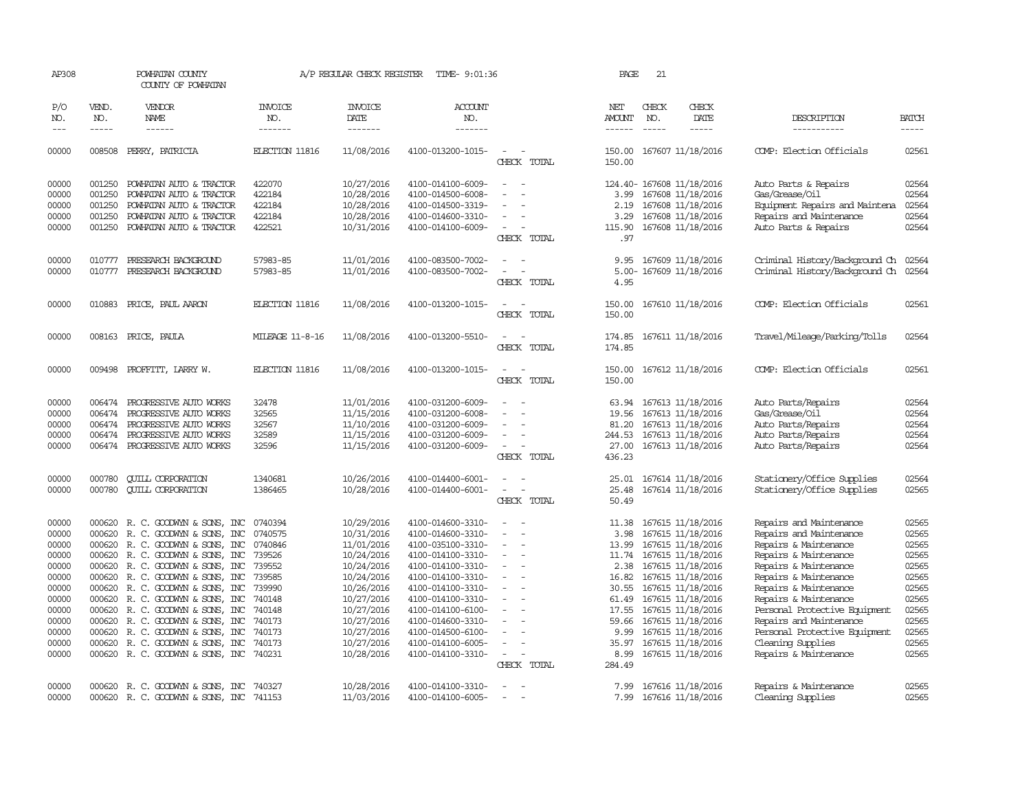AP308 POWHATAN COUNTY A/P REGULAR CHECK REGISTER TIME- 9:01:36 PAGE 21

COUNTY OF POWHATAN

| P/O NO. | VEND. NO. | VENDOR NAME | INVOICE NO. | INVOICE DATE | ACCOUNT NO. | | NET AMOUNT | CHECK NO. | CHECK DATE | DESCRIPTION | BATCH |
|---|---|---|---|---|---|---|---|---|---|---|---|
| 00000 | 008508 | PERRY, PATRICIA | ELECTION 11816 | 11/08/2016 | 4100-013200-1015- | - - | 150.00 | 167607 | 11/18/2016 | COMP: Election Officials | 02561 |
| | | | | | | CHECK TOTAL | 150.00 | | | | |
| 00000 | 001250 | POWHATAN AUTO & TRACTOR | 422070 | 10/27/2016 | 4100-014100-6009- | - - | 124.40- | 167608 | 11/18/2016 | Auto Parts & Repairs | 02564 |
| 00000 | 001250 | POWHATAN AUTO & TRACTOR | 422184 | 10/28/2016 | 4100-014500-6008- | - - | 3.99 | 167608 | 11/18/2016 | Gas/Grease/Oil | 02564 |
| 00000 | 001250 | POWHATAN AUTO & TRACTOR | 422184 | 10/28/2016 | 4100-014500-3319- | - - | 2.19 | 167608 | 11/18/2016 | Equipment Repairs and Maintena | 02564 |
| 00000 | 001250 | POWHATAN AUTO & TRACTOR | 422184 | 10/28/2016 | 4100-014600-3310- | - - | 3.29 | 167608 | 11/18/2016 | Repairs and Maintenance | 02564 |
| 00000 | 001250 | POWHATAN AUTO & TRACTOR | 422521 | 10/31/2016 | 4100-014100-6009- | - - | 115.90 | 167608 | 11/18/2016 | Auto Parts & Repairs | 02564 |
| | | | | | | CHECK TOTAL | .97 | | | | |
| 00000 | 010777 | PRESEARCH BACKGROUND | 57983-85 | 11/01/2016 | 4100-083500-7002- | - - | 9.95 | 167609 | 11/18/2016 | Criminal History/Background Ch | 02564 |
| 00000 | 010777 | PRESEARCH BACKGROUND | 57983-85 | 11/01/2016 | 4100-083500-7002- | - - | 5.00- | 167609 | 11/18/2016 | Criminal History/Background Ch | 02564 |
| | | | | | | CHECK TOTAL | 4.95 | | | | |
| 00000 | 010883 | PRICE, PAUL AARON | ELECTION 11816 | 11/08/2016 | 4100-013200-1015- | - - | 150.00 | 167610 | 11/18/2016 | COMP: Election Officials | 02561 |
| | | | | | | CHECK TOTAL | 150.00 | | | | |
| 00000 | 008163 | PRICE, PAULA | MILEAGE 11-8-16 | 11/08/2016 | 4100-013200-5510- | - - | 174.85 | 167611 | 11/18/2016 | Travel/Mileage/Parking/Tolls | 02564 |
| | | | | | | CHECK TOTAL | 174.85 | | | | |
| 00000 | 009498 | PROFFITT, LARRY W. | ELECTION 11816 | 11/08/2016 | 4100-013200-1015- | - - | 150.00 | 167612 | 11/18/2016 | COMP: Election Officials | 02561 |
| | | | | | | CHECK TOTAL | 150.00 | | | | |
| 00000 | 006474 | PROGRESSIVE AUTO WORKS | 32478 | 11/01/2016 | 4100-031200-6009- | - - | 63.94 | 167613 | 11/18/2016 | Auto Parts/Repairs | 02564 |
| 00000 | 006474 | PROGRESSIVE AUTO WORKS | 32565 | 11/15/2016 | 4100-031200-6008- | - - | 19.56 | 167613 | 11/18/2016 | Gas/Grease/Oil | 02564 |
| 00000 | 006474 | PROGRESSIVE AUTO WORKS | 32567 | 11/10/2016 | 4100-031200-6009- | - - | 81.20 | 167613 | 11/18/2016 | Auto Parts/Repairs | 02564 |
| 00000 | 006474 | PROGRESSIVE AUTO WORKS | 32589 | 11/15/2016 | 4100-031200-6009- | - - | 244.53 | 167613 | 11/18/2016 | Auto Parts/Repairs | 02564 |
| 00000 | 006474 | PROGRESSIVE AUTO WORKS | 32596 | 11/15/2016 | 4100-031200-6009- | - - | 27.00 | 167613 | 11/18/2016 | Auto Parts/Repairs | 02564 |
| | | | | | | CHECK TOTAL | 436.23 | | | | |
| 00000 | 000780 | QUILL CORPORATION | 1340681 | 10/26/2016 | 4100-014400-6001- | - - | 25.01 | 167614 | 11/18/2016 | Stationery/Office Supplies | 02564 |
| 00000 | 000780 | QUILL CORPORATION | 1386465 | 10/28/2016 | 4100-014400-6001- | - - | 25.48 | 167614 | 11/18/2016 | Stationery/Office Supplies | 02565 |
| | | | | | | CHECK TOTAL | 50.49 | | | | |
| 00000 | 000620 | R. C. GOODWYN & SONS, INC | 0740394 | 10/29/2016 | 4100-014600-3310- | - - | 11.38 | 167615 | 11/18/2016 | Repairs and Maintenance | 02565 |
| 00000 | 000620 | R. C. GOODWYN & SONS, INC | 0740575 | 10/31/2016 | 4100-014600-3310- | - - | 3.98 | 167615 | 11/18/2016 | Repairs and Maintenance | 02565 |
| 00000 | 000620 | R. C. GOODWYN & SONS, INC | 0740846 | 11/01/2016 | 4100-035100-3310- | - - | 13.99 | 167615 | 11/18/2016 | Repairs & Maintenance | 02565 |
| 00000 | 000620 | R. C. GOODWYN & SONS, INC | 739526 | 10/24/2016 | 4100-014100-3310- | - - | 11.74 | 167615 | 11/18/2016 | Repairs & Maintenance | 02565 |
| 00000 | 000620 | R. C. GOODWYN & SONS, INC | 739552 | 10/24/2016 | 4100-014100-3310- | - - | 2.38 | 167615 | 11/18/2016 | Repairs & Maintenance | 02565 |
| 00000 | 000620 | R. C. GOODWYN & SONS, INC | 739585 | 10/24/2016 | 4100-014100-3310- | - - | 16.82 | 167615 | 11/18/2016 | Repairs & Maintenance | 02565 |
| 00000 | 000620 | R. C. GOODWYN & SONS, INC | 739990 | 10/26/2016 | 4100-014100-3310- | - - | 30.55 | 167615 | 11/18/2016 | Repairs & Maintenance | 02565 |
| 00000 | 000620 | R. C. GOODWYN & SONS, INC | 740148 | 10/27/2016 | 4100-014100-3310- | - - | 61.49 | 167615 | 11/18/2016 | Repairs & Maintenance | 02565 |
| 00000 | 000620 | R. C. GOODWYN & SONS, INC | 740148 | 10/27/2016 | 4100-014100-6100- | - - | 17.55 | 167615 | 11/18/2016 | Personal Protective Equipment | 02565 |
| 00000 | 000620 | R. C. GOODWYN & SONS, INC | 740173 | 10/27/2016 | 4100-014600-3310- | - - | 59.66 | 167615 | 11/18/2016 | Repairs and Maintenance | 02565 |
| 00000 | 000620 | R. C. GOODWYN & SONS, INC | 740173 | 10/27/2016 | 4100-014500-6100- | - - | 9.99 | 167615 | 11/18/2016 | Personal Protective Equipment | 02565 |
| 00000 | 000620 | R. C. GOODWYN & SONS, INC | 740173 | 10/27/2016 | 4100-014100-6005- | - - | 35.97 | 167615 | 11/18/2016 | Cleaning Supplies | 02565 |
| 00000 | 000620 | R. C. GOODWYN & SONS, INC | 740231 | 10/28/2016 | 4100-014100-3310- | - - | 8.99 | 167615 | 11/18/2016 | Repairs & Maintenance | 02565 |
| | | | | | | CHECK TOTAL | 284.49 | | | | |
| 00000 | 000620 | R. C. GOODWYN & SONS, INC | 740327 | 10/28/2016 | 4100-014100-3310- | - - | 7.99 | 167616 | 11/18/2016 | Repairs & Maintenance | 02565 |
| 00000 | 000620 | R. C. GOODWYN & SONS, INC | 741153 | 11/03/2016 | 4100-014100-6005- | - - | 7.99 | 167616 | 11/18/2016 | Cleaning Supplies | 02565 |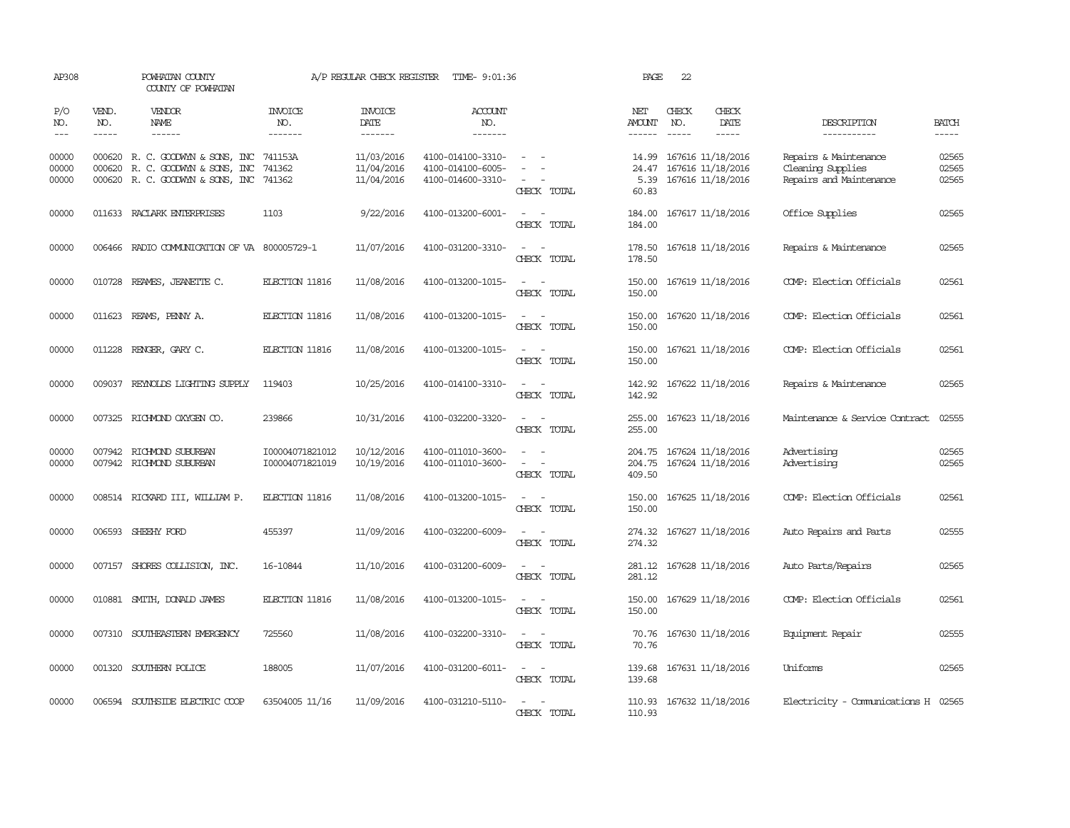AP308 POWHATAN COUNTY A/P REGULAR CHECK REGISTER TIME- 9:01:36 PAGE 22

COUNTY OF POWHATAN

| P/O NO. | VEND. NO. | VENDOR NAME | INVOICE NO. | INVOICE DATE | ACCOUNT NO. | | NET AMOUNT | CHECK NO. | CHECK DATE | DESCRIPTION | BATCH |
|---|---|---|---|---|---|---|---|---|---|---|---|
| --- | ----- | ------ | ------- | ------- | ------- | | ------ | ----- | ----- | ----------- | ----- |
| 00000 | 000620 | R. C. GOODWYN & SONS, INC | 741153A | 11/03/2016 | 4100-014100-3310- | - - | 14.99 | 167616 | 11/18/2016 | Repairs & Maintenance | 02565 |
| 00000 | 000620 | R. C. GOODWYN & SONS, INC | 741362 | 11/04/2016 | 4100-014100-6005- | - - | 24.47 | 167616 | 11/18/2016 | Cleaning Supplies | 02565 |
| 00000 | 000620 | R. C. GOODWYN & SONS, INC | 741362 | 11/04/2016 | 4100-014600-3310- | - - | 5.39 | 167616 | 11/18/2016 | Repairs and Maintenance | 02565 |
| | | | | | | CHECK TOTAL | 60.83 | | | | |
| 00000 | 011633 | RACLARK ENTERPRISES | 1103 | 9/22/2016 | 4100-013200-6001- | - - | 184.00 | 167617 | 11/18/2016 | Office Supplies | 02565 |
| | | | | | | CHECK TOTAL | 184.00 | | | | |
| 00000 | 006466 | RADIO COMMUNICATION OF VA | 800005729-1 | 11/07/2016 | 4100-031200-3310- | - - | 178.50 | 167618 | 11/18/2016 | Repairs & Maintenance | 02565 |
| | | | | | | CHECK TOTAL | 178.50 | | | | |
| 00000 | 010728 | REAMES, JEANETTE C. | ELECTION 11816 | 11/08/2016 | 4100-013200-1015- | - - | 150.00 | 167619 | 11/18/2016 | COMP: Election Officials | 02561 |
| | | | | | | CHECK TOTAL | 150.00 | | | | |
| 00000 | 011623 | REAMS, PENNY A. | ELECTION 11816 | 11/08/2016 | 4100-013200-1015- | - - | 150.00 | 167620 | 11/18/2016 | COMP: Election Officials | 02561 |
| | | | | | | CHECK TOTAL | 150.00 | | | | |
| 00000 | 011228 | RENGER, GARY C. | ELECTION 11816 | 11/08/2016 | 4100-013200-1015- | - - | 150.00 | 167621 | 11/18/2016 | COMP: Election Officials | 02561 |
| | | | | | | CHECK TOTAL | 150.00 | | | | |
| 00000 | 009037 | REYNOLDS LIGHTING SUPPLY | 119403 | 10/25/2016 | 4100-014100-3310- | - - | 142.92 | 167622 | 11/18/2016 | Repairs & Maintenance | 02565 |
| | | | | | | CHECK TOTAL | 142.92 | | | | |
| 00000 | 007325 | RICHMOND OXYGEN CO. | 239866 | 10/31/2016 | 4100-032200-3320- | - - | 255.00 | 167623 | 11/18/2016 | Maintenance & Service Contract | 02555 |
| | | | | | | CHECK TOTAL | 255.00 | | | | |
| 00000 | 007942 | RICHMOND SUBURBAN | I00004071821012 | 10/12/2016 | 4100-011010-3600- | - - | 204.75 | 167624 | 11/18/2016 | Advertising | 02565 |
| 00000 | 007942 | RICHMOND SUBURBAN | I00004071821019 | 10/19/2016 | 4100-011010-3600- | - - | 204.75 | 167624 | 11/18/2016 | Advertising | 02565 |
| | | | | | | CHECK TOTAL | 409.50 | | | | |
| 00000 | 008514 | RICKARD III, WILLIAM P. | ELECTION 11816 | 11/08/2016 | 4100-013200-1015- | - - | 150.00 | 167625 | 11/18/2016 | COMP: Election Officials | 02561 |
| | | | | | | CHECK TOTAL | 150.00 | | | | |
| 00000 | 006593 | SHEEHY FORD | 455397 | 11/09/2016 | 4100-032200-6009- | - - | 274.32 | 167627 | 11/18/2016 | Auto Repairs and Parts | 02555 |
| | | | | | | CHECK TOTAL | 274.32 | | | | |
| 00000 | 007157 | SHORES COLLISION, INC. | 16-10844 | 11/10/2016 | 4100-031200-6009- | - - | 281.12 | 167628 | 11/18/2016 | Auto Parts/Repairs | 02565 |
| | | | | | | CHECK TOTAL | 281.12 | | | | |
| 00000 | 010881 | SMITH, DONALD JAMES | ELECTION 11816 | 11/08/2016 | 4100-013200-1015- | - - | 150.00 | 167629 | 11/18/2016 | COMP: Election Officials | 02561 |
| | | | | | | CHECK TOTAL | 150.00 | | | | |
| 00000 | 007310 | SOUTHEASTERN EMERGENCY | 725560 | 11/08/2016 | 4100-032200-3310- | - - | 70.76 | 167630 | 11/18/2016 | Equipment Repair | 02555 |
| | | | | | | CHECK TOTAL | 70.76 | | | | |
| 00000 | 001320 | SOUTHERN POLICE | 188005 | 11/07/2016 | 4100-031200-6011- | - - | 139.68 | 167631 | 11/18/2016 | Uniforms | 02565 |
| | | | | | | CHECK TOTAL | 139.68 | | | | |
| 00000 | 006594 | SOUTHSIDE ELECTRIC COOP | 63504005 11/16 | 11/09/2016 | 4100-031210-5110- | - - | 110.93 | 167632 | 11/18/2016 | Electricity - Communications H | 02565 |
| | | | | | | CHECK TOTAL | 110.93 | | | | |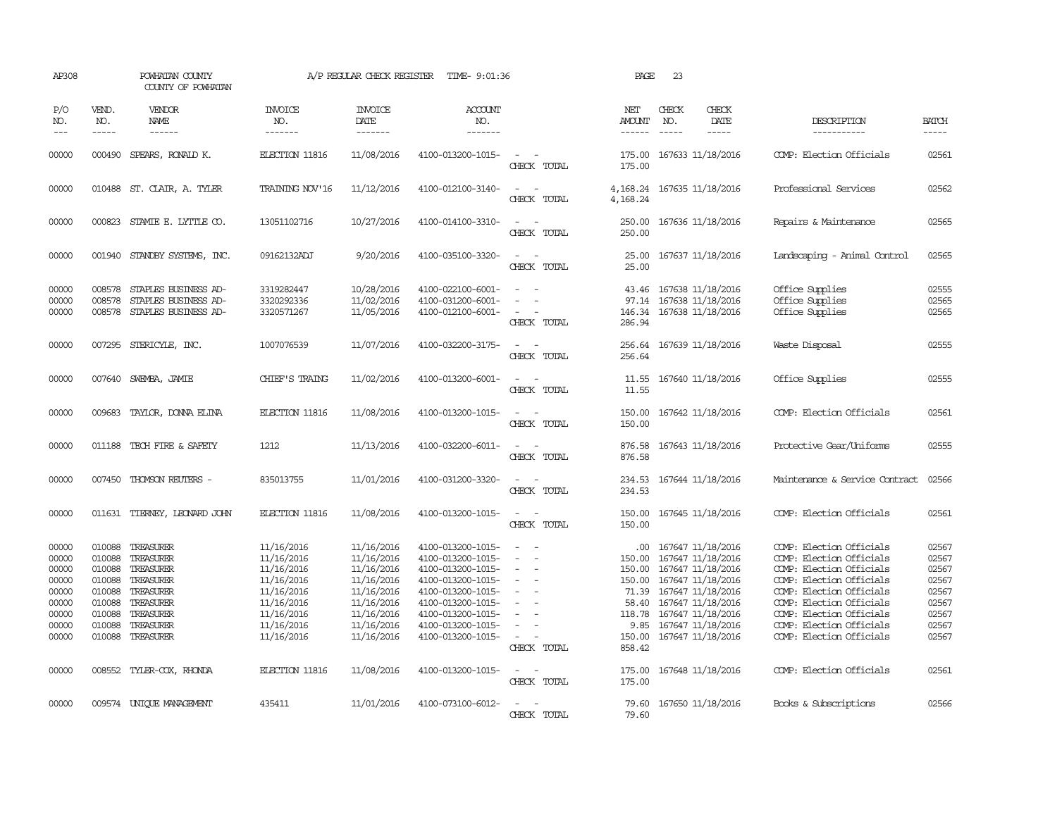AP308 POWHATAN COUNTY COUNTY OF POWHATAN — A/P REGULAR CHECK REGISTER TIME- 9:01:36 PAGE 23

| P/O NO. | VEND. NO. | VENDOR NAME | INVOICE NO. | INVOICE DATE | ACCOUNT NO. | | NET AMOUNT | CHECK NO. | CHECK DATE | DESCRIPTION | BATCH |
|---|---|---|---|---|---|---|---|---|---|---|---|
| 00000 | 000490 | SPEARS, RONALD K. | ELECTION 11816 | 11/08/2016 | 4100-013200-1015- | - - | 175.00 | 167633 | 11/18/2016 | COMP: Election Officials | 02561 |
| | | | | | | CHECK TOTAL | 175.00 | | | | |
| 00000 | 010488 | ST. CLAIR, A. TYLER | TRAINING NOV'16 | 11/12/2016 | 4100-012100-3140- | - - | 4,168.24 | 167635 | 11/18/2016 | Professional Services | 02562 |
| | | | | | | CHECK TOTAL | 4,168.24 | | | | |
| 00000 | 000823 | STAMIE E. LYTTLE CO. | 13051102716 | 10/27/2016 | 4100-014100-3310- | - - | 250.00 | 167636 | 11/18/2016 | Repairs & Maintenance | 02565 |
| | | | | | | CHECK TOTAL | 250.00 | | | | |
| 00000 | 001940 | STANDBY SYSTEMS, INC. | 09162132ADJ | 9/20/2016 | 4100-035100-3320- | - - | 25.00 | 167637 | 11/18/2016 | Landscaping - Animal Control | 02565 |
| | | | | | | CHECK TOTAL | 25.00 | | | | |
| 00000 | 008578 | STAPLES BUSINESS AD- | 3319282447 | 10/28/2016 | 4100-022100-6001- | - - | 43.46 | 167638 | 11/18/2016 | Office Supplies | 02555 |
| 00000 | 008578 | STAPLES BUSINESS AD- | 3320292336 | 11/02/2016 | 4100-031200-6001- | - - | 97.14 | 167638 | 11/18/2016 | Office Supplies | 02565 |
| 00000 | 008578 | STAPLES BUSINESS AD- | 3320571267 | 11/05/2016 | 4100-012100-6001- | - - | 146.34 | 167638 | 11/18/2016 | Office Supplies | 02565 |
| | | | | | | CHECK TOTAL | 286.94 | | | | |
| 00000 | 007295 | STERICYLE, INC. | 1007076539 | 11/07/2016 | 4100-032200-3175- | - - | 256.64 | 167639 | 11/18/2016 | Waste Disposal | 02555 |
| | | | | | | CHECK TOTAL | 256.64 | | | | |
| 00000 | 007640 | SWEMBA, JAMIE | CHIEF'S TRAING | 11/02/2016 | 4100-013200-6001- | - - | 11.55 | 167640 | 11/18/2016 | Office Supplies | 02555 |
| | | | | | | CHECK TOTAL | 11.55 | | | | |
| 00000 | 009683 | TAYLOR, DONNA ELINA | ELECTION 11816 | 11/08/2016 | 4100-013200-1015- | - - | 150.00 | 167642 | 11/18/2016 | COMP: Election Officials | 02561 |
| | | | | | | CHECK TOTAL | 150.00 | | | | |
| 00000 | 011188 | TECH FIRE & SAFETY | 1212 | 11/13/2016 | 4100-032200-6011- | - - | 876.58 | 167643 | 11/18/2016 | Protective Gear/Uniforms | 02555 |
| | | | | | | CHECK TOTAL | 876.58 | | | | |
| 00000 | 007450 | THOMSON REUTERS - | 835013755 | 11/01/2016 | 4100-031200-3320- | - - | 234.53 | 167644 | 11/18/2016 | Maintenance & Service Contract | 02566 |
| | | | | | | CHECK TOTAL | 234.53 | | | | |
| 00000 | 011631 | TIERNEY, LEONARD JOHN | ELECTION 11816 | 11/08/2016 | 4100-013200-1015- | - - | 150.00 | 167645 | 11/18/2016 | COMP: Election Officials | 02561 |
| | | | | | | CHECK TOTAL | 150.00 | | | | |
| 00000 | 010088 | TREASURER | 11/16/2016 | 11/16/2016 | 4100-013200-1015- | - - | .00 | 167647 | 11/18/2016 | COMP: Election Officials | 02567 |
| 00000 | 010088 | TREASURER | 11/16/2016 | 11/16/2016 | 4100-013200-1015- | - - | 150.00 | 167647 | 11/18/2016 | COMP: Election Officials | 02567 |
| 00000 | 010088 | TREASURER | 11/16/2016 | 11/16/2016 | 4100-013200-1015- | - - | 150.00 | 167647 | 11/18/2016 | COMP: Election Officials | 02567 |
| 00000 | 010088 | TREASURER | 11/16/2016 | 11/16/2016 | 4100-013200-1015- | - - | 150.00 | 167647 | 11/18/2016 | COMP: Election Officials | 02567 |
| 00000 | 010088 | TREASURER | 11/16/2016 | 11/16/2016 | 4100-013200-1015- | - - | 71.39 | 167647 | 11/18/2016 | COMP: Election Officials | 02567 |
| 00000 | 010088 | TREASURER | 11/16/2016 | 11/16/2016 | 4100-013200-1015- | - - | 58.40 | 167647 | 11/18/2016 | COMP: Election Officials | 02567 |
| 00000 | 010088 | TREASURER | 11/16/2016 | 11/16/2016 | 4100-013200-1015- | - - | 118.78 | 167647 | 11/18/2016 | COMP: Election Officials | 02567 |
| 00000 | 010088 | TREASURER | 11/16/2016 | 11/16/2016 | 4100-013200-1015- | - - | 9.85 | 167647 | 11/18/2016 | COMP: Election Officials | 02567 |
| 00000 | 010088 | TREASURER | 11/16/2016 | 11/16/2016 | 4100-013200-1015- | - - | 150.00 | 167647 | 11/18/2016 | COMP: Election Officials | 02567 |
| | | | | | | CHECK TOTAL | 858.42 | | | | |
| 00000 | 008552 | TYLER-COX, RHONDA | ELECTION 11816 | 11/08/2016 | 4100-013200-1015- | - - | 175.00 | 167648 | 11/18/2016 | COMP: Election Officials | 02561 |
| | | | | | | CHECK TOTAL | 175.00 | | | | |
| 00000 | 009574 | UNIQUE MANAGEMENT | 435411 | 11/01/2016 | 4100-073100-6012- | - - | 79.60 | 167650 | 11/18/2016 | Books & Subscriptions | 02566 |
| | | | | | | CHECK TOTAL | 79.60 | | | | |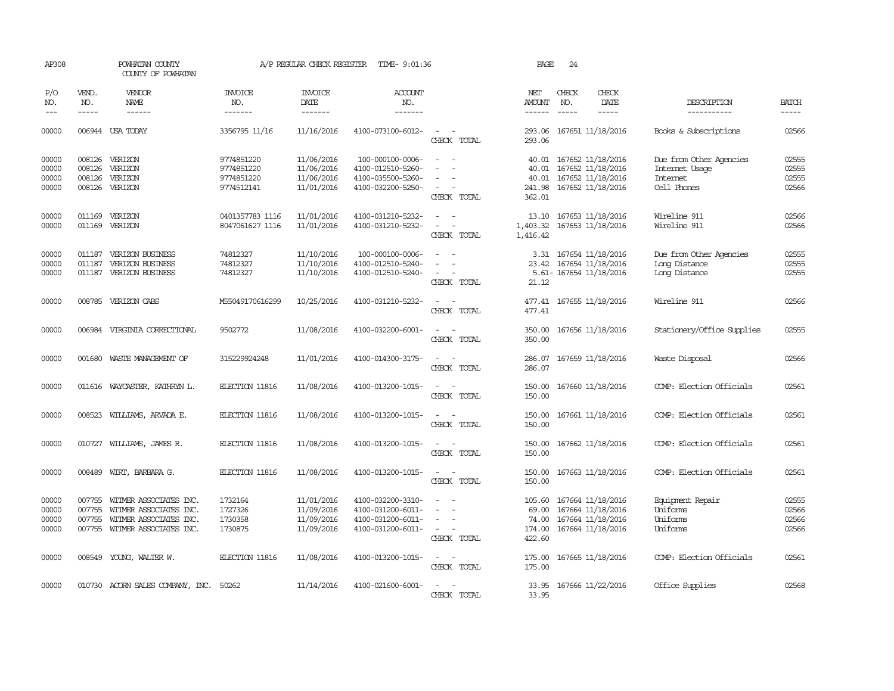AP308 POWHATAN COUNTY A/P REGULAR CHECK REGISTER TIME- 9:01:36 PAGE 24

COUNTY OF POWHATAN

| P/O NO. | VEND. NO. | VENDOR NAME | INVOICE NO. | INVOICE DATE | ACCOUNT NO. | | NET AMOUNT | CHECK NO. | CHECK DATE | DESCRIPTION | BATCH |
|---|---|---|---|---|---|---|---|---|---|---|---|
| 00000 | 006944 | USA TODAY | 3356795 11/16 | 11/16/2016 | 4100-073100-6012- | | 293.06 | 167651 | 11/18/2016 | Books & Subscriptions | 02566 |
| | | | | | | CHECK TOTAL | 293.06 | | | | |
| 00000 | 008126 | VERIZON | 9774851220 | 11/06/2016 | 100-000100-0006- | | 40.01 | 167652 | 11/18/2016 | Due from Other Agencies | 02555 |
| 00000 | 008126 | VERIZON | 9774851220 | 11/06/2016 | 4100-012510-5260- | | 40.01 | 167652 | 11/18/2016 | Internet Usage | 02555 |
| 00000 | 008126 | VERIZON | 9774851220 | 11/06/2016 | 4100-035500-5260- | | 40.01 | 167652 | 11/18/2016 | Internet | 02555 |
| 00000 | 008126 | VERIZON | 9774512141 | 11/01/2016 | 4100-032200-5250- | | 241.98 | 167652 | 11/18/2016 | Cell Phones | 02566 |
| | | | | | | CHECK TOTAL | 362.01 | | | | |
| 00000 | 011169 | VERIZON | 0401357783 1116 | 11/01/2016 | 4100-031210-5232- | | 13.10 | 167653 | 11/18/2016 | Wireline 911 | 02566 |
| 00000 | 011169 | VERIZON | 8047061627 1116 | 11/01/2016 | 4100-031210-5232- | | 1,403.32 | 167653 | 11/18/2016 | Wireline 911 | 02566 |
| | | | | | | CHECK TOTAL | 1,416.42 | | | | |
| 00000 | 011187 | VERIZON BUSINESS | 74812327 | 11/10/2016 | 100-000100-0006- | | 3.31 | 167654 | 11/18/2016 | Due from Other Agencies | 02555 |
| 00000 | 011187 | VERIZON BUSINESS | 74812327 | 11/10/2016 | 4100-012510-5240- | | 23.42 | 167654 | 11/18/2016 | Long Distance | 02555 |
| 00000 | 011187 | VERIZON BUSINESS | 74812327 | 11/10/2016 | 4100-012510-5240- | | 5.61- | 167654 | 11/18/2016 | Long Distance | 02555 |
| | | | | | | CHECK TOTAL | 21.12 | | | | |
| 00000 | 008785 | VERIZON CABS | M55049170616299 | 10/25/2016 | 4100-031210-5232- | | 477.41 | 167655 | 11/18/2016 | Wireline 911 | 02566 |
| | | | | | | CHECK TOTAL | 477.41 | | | | |
| 00000 | 006984 | VIRGINIA CORRECTIONAL | 9502772 | 11/08/2016 | 4100-032200-6001- | | 350.00 | 167656 | 11/18/2016 | Stationery/Office Supplies | 02555 |
| | | | | | | CHECK TOTAL | 350.00 | | | | |
| 00000 | 001680 | WASTE MANAGEMENT OF | 315229924248 | 11/01/2016 | 4100-014300-3175- | | 286.07 | 167659 | 11/18/2016 | Waste Disposal | 02566 |
| | | | | | | CHECK TOTAL | 286.07 | | | | |
| 00000 | 011616 | WAYCASTER, KATHRYN L. | ELECTION 11816 | 11/08/2016 | 4100-013200-1015- | | 150.00 | 167660 | 11/18/2016 | COMP: Election Officials | 02561 |
| | | | | | | CHECK TOTAL | 150.00 | | | | |
| 00000 | 008523 | WILLIAMS, ARVADA E. | ELECTION 11816 | 11/08/2016 | 4100-013200-1015- | | 150.00 | 167661 | 11/18/2016 | COMP: Election Officials | 02561 |
| | | | | | | CHECK TOTAL | 150.00 | | | | |
| 00000 | 010727 | WILLIAMS, JAMES R. | ELECTION 11816 | 11/08/2016 | 4100-013200-1015- | | 150.00 | 167662 | 11/18/2016 | COMP: Election Officials | 02561 |
| | | | | | | CHECK TOTAL | 150.00 | | | | |
| 00000 | 008489 | WIRT, BARBARA G. | ELECTION 11816 | 11/08/2016 | 4100-013200-1015- | | 150.00 | 167663 | 11/18/2016 | COMP: Election Officials | 02561 |
| | | | | | | CHECK TOTAL | 150.00 | | | | |
| 00000 | 007755 | WITMER ASSOCIATES INC. | 1732164 | 11/01/2016 | 4100-032200-3310- | | 105.60 | 167664 | 11/18/2016 | Equipment Repair | 02555 |
| 00000 | 007755 | WITMER ASSOCIATES INC. | 1727326 | 11/09/2016 | 4100-031200-6011- | | 69.00 | 167664 | 11/18/2016 | Uniforms | 02566 |
| 00000 | 007755 | WITMER ASSOCIATES INC. | 1730358 | 11/09/2016 | 4100-031200-6011- | | 74.00 | 167664 | 11/18/2016 | Uniforms | 02566 |
| 00000 | 007755 | WITMER ASSOCIATES INC. | 1730875 | 11/09/2016 | 4100-031200-6011- | | 174.00 | 167664 | 11/18/2016 | Uniforms | 02566 |
| | | | | | | CHECK TOTAL | 422.60 | | | | |
| 00000 | 008549 | YOUNG, WALTER W. | ELECTION 11816 | 11/08/2016 | 4100-013200-1015- | | 175.00 | 167665 | 11/18/2016 | COMP: Election Officials | 02561 |
| | | | | | | CHECK TOTAL | 175.00 | | | | |
| 00000 | 010730 | ACORN SALES COMPANY, INC. | 50262 | 11/14/2016 | 4100-021600-6001- | | 33.95 | 167666 | 11/22/2016 | Office Supplies | 02568 |
| | | | | | | CHECK TOTAL | 33.95 | | | | |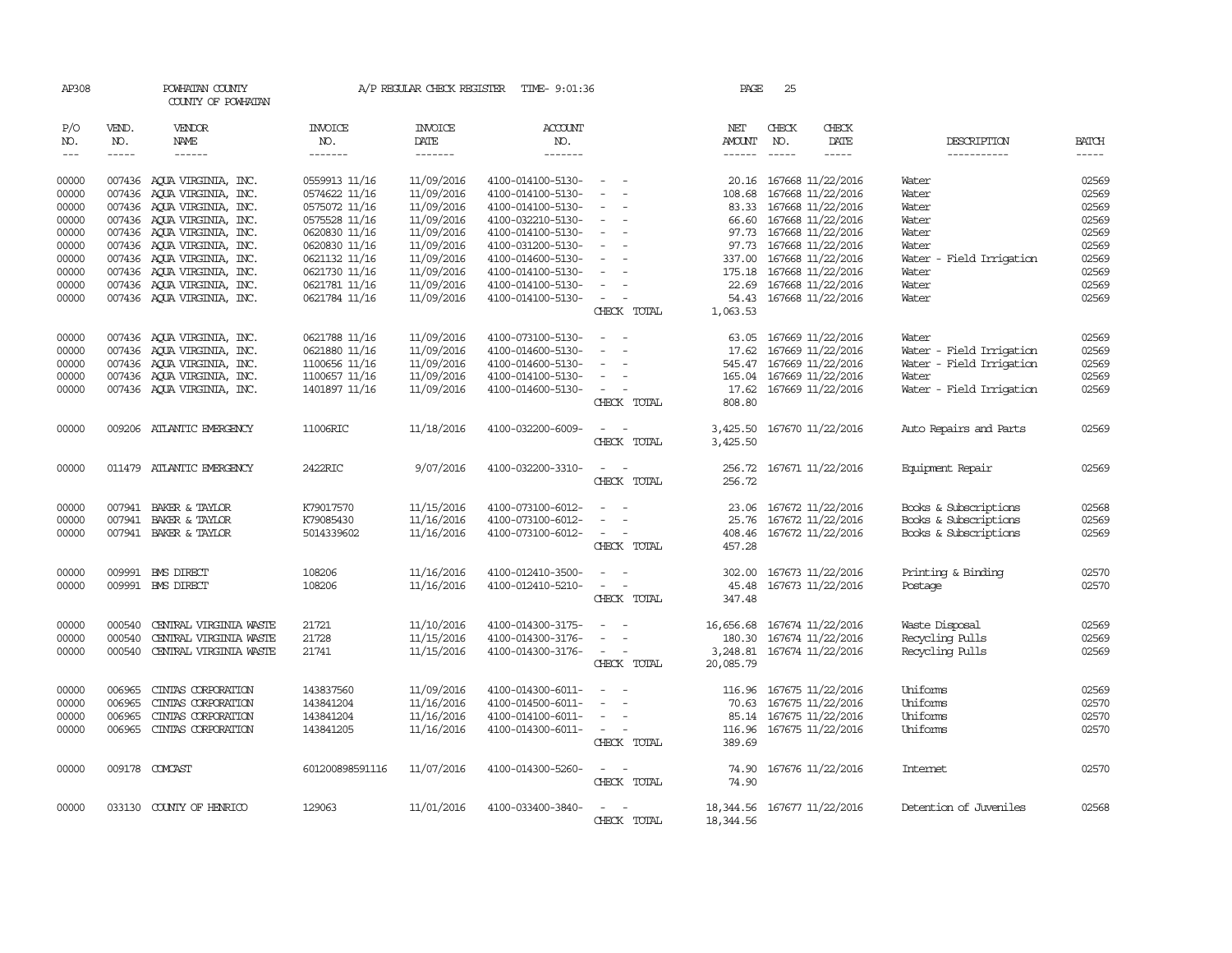AP308 POWHATAN COUNTY A/P REGULAR CHECK REGISTER TIME- 9:01:36 PAGE 25
COUNTY OF POWHATAN

| P/O NO. | VEND. NO. | VENDOR NAME | INVOICE NO. | INVOICE DATE | ACCOUNT NO. | | NET AMOUNT | CHECK NO. | CHECK DATE | DESCRIPTION | BATCH |
|---|---|---|---|---|---|---|---|---|---|---|---|
| 00000 | 007436 | AQUA VIRGINIA, INC. | 0559913 11/16 | 11/09/2016 | 4100-014100-5130- | - - | 20.16 | 167668 | 11/22/2016 | Water | 02569 |
| 00000 | 007436 | AQUA VIRGINIA, INC. | 0574622 11/16 | 11/09/2016 | 4100-014100-5130- | - - | 108.68 | 167668 | 11/22/2016 | Water | 02569 |
| 00000 | 007436 | AQUA VIRGINIA, INC. | 0575072 11/16 | 11/09/2016 | 4100-014100-5130- | - - | 83.33 | 167668 | 11/22/2016 | Water | 02569 |
| 00000 | 007436 | AQUA VIRGINIA, INC. | 0575528 11/16 | 11/09/2016 | 4100-032210-5130- | - - | 66.60 | 167668 | 11/22/2016 | Water | 02569 |
| 00000 | 007436 | AQUA VIRGINIA, INC. | 0620830 11/16 | 11/09/2016 | 4100-014100-5130- | - - | 97.73 | 167668 | 11/22/2016 | Water | 02569 |
| 00000 | 007436 | AQUA VIRGINIA, INC. | 0620830 11/16 | 11/09/2016 | 4100-031200-5130- | - - | 97.73 | 167668 | 11/22/2016 | Water | 02569 |
| 00000 | 007436 | AQUA VIRGINIA, INC. | 0621132 11/16 | 11/09/2016 | 4100-014600-5130- | - - | 337.00 | 167668 | 11/22/2016 | Water - Field Irrigation | 02569 |
| 00000 | 007436 | AQUA VIRGINIA, INC. | 0621730 11/16 | 11/09/2016 | 4100-014100-5130- | - - | 175.18 | 167668 | 11/22/2016 | Water | 02569 |
| 00000 | 007436 | AQUA VIRGINIA, INC. | 0621781 11/16 | 11/09/2016 | 4100-014100-5130- | - - | 22.69 | 167668 | 11/22/2016 | Water | 02569 |
| 00000 | 007436 | AQUA VIRGINIA, INC. | 0621784 11/16 | 11/09/2016 | 4100-014100-5130- | - - | 54.43 | 167668 | 11/22/2016 | Water | 02569 |
| | | | | | | CHECK TOTAL | 1,063.53 | | | | |
| 00000 | 007436 | AQUA VIRGINIA, INC. | 0621788 11/16 | 11/09/2016 | 4100-073100-5130- | - - | 63.05 | 167669 | 11/22/2016 | Water | 02569 |
| 00000 | 007436 | AQUA VIRGINIA, INC. | 0621880 11/16 | 11/09/2016 | 4100-014600-5130- | - - | 17.62 | 167669 | 11/22/2016 | Water - Field Irrigation | 02569 |
| 00000 | 007436 | AQUA VIRGINIA, INC. | 1100656 11/16 | 11/09/2016 | 4100-014600-5130- | - - | 545.47 | 167669 | 11/22/2016 | Water - Field Irrigation | 02569 |
| 00000 | 007436 | AQUA VIRGINIA, INC. | 1100657 11/16 | 11/09/2016 | 4100-014100-5130- | - - | 165.04 | 167669 | 11/22/2016 | Water | 02569 |
| 00000 | 007436 | AQUA VIRGINIA, INC. | 1401897 11/16 | 11/09/2016 | 4100-014600-5130- | - - | 17.62 | 167669 | 11/22/2016 | Water - Field Irrigation | 02569 |
| | | | | | | CHECK TOTAL | 808.80 | | | | |
| 00000 | 009206 | ATLANTIC EMERGENCY | 11006RIC | 11/18/2016 | 4100-032200-6009- | - - | 3,425.50 | 167670 | 11/22/2016 | Auto Repairs and Parts | 02569 |
| | | | | | | CHECK TOTAL | 3,425.50 | | | | |
| 00000 | 011479 | ATLANTIC EMERGENCY | 2422RIC | 9/07/2016 | 4100-032200-3310- | - - | 256.72 | 167671 | 11/22/2016 | Equipment Repair | 02569 |
| | | | | | | CHECK TOTAL | 256.72 | | | | |
| 00000 | 007941 | BAKER & TAYLOR | K79017570 | 11/15/2016 | 4100-073100-6012- | - - | 23.06 | 167672 | 11/22/2016 | Books & Subscriptions | 02568 |
| 00000 | 007941 | BAKER & TAYLOR | K79085430 | 11/16/2016 | 4100-073100-6012- | - - | 25.76 | 167672 | 11/22/2016 | Books & Subscriptions | 02569 |
| 00000 | 007941 | BAKER & TAYLOR | 5014339602 | 11/16/2016 | 4100-073100-6012- | - - | 408.46 | 167672 | 11/22/2016 | Books & Subscriptions | 02569 |
| | | | | | | CHECK TOTAL | 457.28 | | | | |
| 00000 | 009991 | BMS DIRECT | 108206 | 11/16/2016 | 4100-012410-3500- | - - | 302.00 | 167673 | 11/22/2016 | Printing & Binding | 02570 |
| 00000 | 009991 | BMS DIRECT | 108206 | 11/16/2016 | 4100-012410-5210- | - - | 45.48 | 167673 | 11/22/2016 | Postage | 02570 |
| | | | | | | CHECK TOTAL | 347.48 | | | | |
| 00000 | 000540 | CENTRAL VIRGINIA WASTE | 21721 | 11/10/2016 | 4100-014300-3175- | - - | 16,656.68 | 167674 | 11/22/2016 | Waste Disposal | 02569 |
| 00000 | 000540 | CENTRAL VIRGINIA WASTE | 21728 | 11/15/2016 | 4100-014300-3176- | - - | 180.30 | 167674 | 11/22/2016 | Recycling Pulls | 02569 |
| 00000 | 000540 | CENTRAL VIRGINIA WASTE | 21741 | 11/15/2016 | 4100-014300-3176- | - - | 3,248.81 | 167674 | 11/22/2016 | Recycling Pulls | 02569 |
| | | | | | | CHECK TOTAL | 20,085.79 | | | | |
| 00000 | 006965 | CINTAS CORPORATION | 143837560 | 11/09/2016 | 4100-014300-6011- | - - | 116.96 | 167675 | 11/22/2016 | Uniforms | 02569 |
| 00000 | 006965 | CINTAS CORPORATION | 143841204 | 11/16/2016 | 4100-014500-6011- | - - | 70.63 | 167675 | 11/22/2016 | Uniforms | 02570 |
| 00000 | 006965 | CINTAS CORPORATION | 143841204 | 11/16/2016 | 4100-014100-6011- | - - | 85.14 | 167675 | 11/22/2016 | Uniforms | 02570 |
| 00000 | 006965 | CINTAS CORPORATION | 143841205 | 11/16/2016 | 4100-014300-6011- | - - | 116.96 | 167675 | 11/22/2016 | Uniforms | 02570 |
| | | | | | | CHECK TOTAL | 389.69 | | | | |
| 00000 | 009178 | COMCAST | 601200898591116 | 11/07/2016 | 4100-014300-5260- | - - | 74.90 | 167676 | 11/22/2016 | Internet | 02570 |
| | | | | | | CHECK TOTAL | 74.90 | | | | |
| 00000 | 033130 | COUNTY OF HENRICO | 129063 | 11/01/2016 | 4100-033400-3840- | - - | 18,344.56 | 167677 | 11/22/2016 | Detention of Juveniles | 02568 |
| | | | | | | CHECK TOTAL | 18,344.56 | | | | |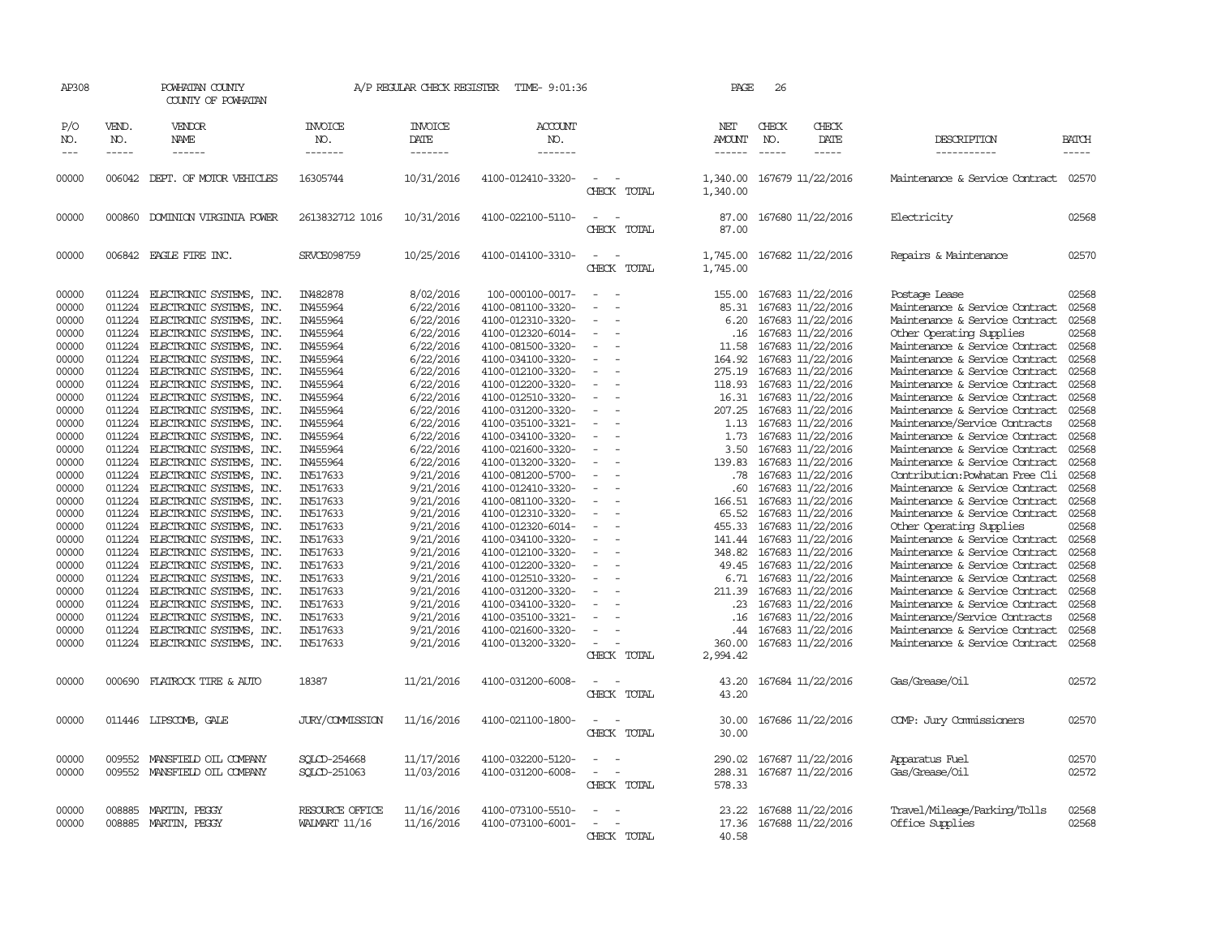AP308 POWHATAN COUNTY A/P REGULAR CHECK REGISTER TIME- 9:01:36 PAGE 26

COUNTY OF POWHATAN

| P/O NO. | VEND. NO. | VENDOR NAME | INVOICE NO. | INVOICE DATE | ACCOUNT NO. | | NET AMOUNT | CHECK NO. | CHECK DATE | DESCRIPTION | BATCH |
|---|---|---|---|---|---|---|---|---|---|---|---|
| 00000 | 006042 | DEPT. OF MOTOR VEHICLES | 16305744 | 10/31/2016 | 4100-012410-3320- | - - | 1,340.00 | 167679 | 11/22/2016 | Maintenance & Service Contract | 02570 |
| | | | | | | CHECK TOTAL | 1,340.00 | | | | |
| 00000 | 000860 | DOMINION VIRGINIA POWER | 2613832712 1016 | 10/31/2016 | 4100-022100-5110- | - - | 87.00 | 167680 | 11/22/2016 | Electricity | 02568 |
| | | | | | | CHECK TOTAL | 87.00 | | | | |
| 00000 | 006842 | EAGLE FIRE INC. | SRVCE098759 | 10/25/2016 | 4100-014100-3310- | - - | 1,745.00 | 167682 | 11/22/2016 | Repairs & Maintenance | 02570 |
| | | | | | | CHECK TOTAL | 1,745.00 | | | | |
| 00000 | 011224 | ELECTRONIC SYSTEMS, INC. | IN482878 | 8/02/2016 | 100-000100-0017- | - - | 155.00 | 167683 | 11/22/2016 | Postage Lease | 02568 |
| 00000 | 011224 | ELECTRONIC SYSTEMS, INC. | IN455964 | 6/22/2016 | 4100-081100-3320- | - - | 85.31 | 167683 | 11/22/2016 | Maintenance & Service Contract | 02568 |
| 00000 | 011224 | ELECTRONIC SYSTEMS, INC. | IN455964 | 6/22/2016 | 4100-012310-3320- | - - | 6.20 | 167683 | 11/22/2016 | Maintenance & Service Contract | 02568 |
| 00000 | 011224 | ELECTRONIC SYSTEMS, INC. | IN455964 | 6/22/2016 | 4100-012320-6014- | - - | .16 | 167683 | 11/22/2016 | Other Operating Supplies | 02568 |
| 00000 | 011224 | ELECTRONIC SYSTEMS, INC. | IN455964 | 6/22/2016 | 4100-081500-3320- | - - | 11.58 | 167683 | 11/22/2016 | Maintenance & Service Contract | 02568 |
| 00000 | 011224 | ELECTRONIC SYSTEMS, INC. | IN455964 | 6/22/2016 | 4100-034100-3320- | - - | 164.92 | 167683 | 11/22/2016 | Maintenance & Service Contract | 02568 |
| 00000 | 011224 | ELECTRONIC SYSTEMS, INC. | IN455964 | 6/22/2016 | 4100-012100-3320- | - - | 275.19 | 167683 | 11/22/2016 | Maintenance & Service Contract | 02568 |
| 00000 | 011224 | ELECTRONIC SYSTEMS, INC. | IN455964 | 6/22/2016 | 4100-012200-3320- | - - | 118.93 | 167683 | 11/22/2016 | Maintenance & Service Contract | 02568 |
| 00000 | 011224 | ELECTRONIC SYSTEMS, INC. | IN455964 | 6/22/2016 | 4100-012510-3320- | - - | 16.31 | 167683 | 11/22/2016 | Maintenance & Service Contract | 02568 |
| 00000 | 011224 | ELECTRONIC SYSTEMS, INC. | IN455964 | 6/22/2016 | 4100-031200-3320- | - - | 207.25 | 167683 | 11/22/2016 | Maintenance & Service Contract | 02568 |
| 00000 | 011224 | ELECTRONIC SYSTEMS, INC. | IN455964 | 6/22/2016 | 4100-035100-3321- | - - | 1.13 | 167683 | 11/22/2016 | Maintenance/Service Contracts | 02568 |
| 00000 | 011224 | ELECTRONIC SYSTEMS, INC. | IN455964 | 6/22/2016 | 4100-034100-3320- | - - | 1.73 | 167683 | 11/22/2016 | Maintenance & Service Contract | 02568 |
| 00000 | 011224 | ELECTRONIC SYSTEMS, INC. | IN455964 | 6/22/2016 | 4100-021600-3320- | - - | 3.50 | 167683 | 11/22/2016 | Maintenance & Service Contract | 02568 |
| 00000 | 011224 | ELECTRONIC SYSTEMS, INC. | IN455964 | 6/22/2016 | 4100-013200-3320- | - - | 139.83 | 167683 | 11/22/2016 | Maintenance & Service Contract | 02568 |
| 00000 | 011224 | ELECTRONIC SYSTEMS, INC. | IN517633 | 9/21/2016 | 4100-081200-5700- | - - | .78 | 167683 | 11/22/2016 | Contribution:Powhatan Free Cli | 02568 |
| 00000 | 011224 | ELECTRONIC SYSTEMS, INC. | IN517633 | 9/21/2016 | 4100-012410-3320- | - - | .60 | 167683 | 11/22/2016 | Maintenance & Service Contract | 02568 |
| 00000 | 011224 | ELECTRONIC SYSTEMS, INC. | IN517633 | 9/21/2016 | 4100-081100-3320- | - - | 166.51 | 167683 | 11/22/2016 | Maintenance & Service Contract | 02568 |
| 00000 | 011224 | ELECTRONIC SYSTEMS, INC. | IN517633 | 9/21/2016 | 4100-012310-3320- | - - | 65.52 | 167683 | 11/22/2016 | Maintenance & Service Contract | 02568 |
| 00000 | 011224 | ELECTRONIC SYSTEMS, INC. | IN517633 | 9/21/2016 | 4100-012320-6014- | - - | 455.33 | 167683 | 11/22/2016 | Other Operating Supplies | 02568 |
| 00000 | 011224 | ELECTRONIC SYSTEMS, INC. | IN517633 | 9/21/2016 | 4100-034100-3320- | - - | 141.44 | 167683 | 11/22/2016 | Maintenance & Service Contract | 02568 |
| 00000 | 011224 | ELECTRONIC SYSTEMS, INC. | IN517633 | 9/21/2016 | 4100-012100-3320- | - - | 348.82 | 167683 | 11/22/2016 | Maintenance & Service Contract | 02568 |
| 00000 | 011224 | ELECTRONIC SYSTEMS, INC. | IN517633 | 9/21/2016 | 4100-012200-3320- | - - | 49.45 | 167683 | 11/22/2016 | Maintenance & Service Contract | 02568 |
| 00000 | 011224 | ELECTRONIC SYSTEMS, INC. | IN517633 | 9/21/2016 | 4100-012510-3320- | - - | 6.71 | 167683 | 11/22/2016 | Maintenance & Service Contract | 02568 |
| 00000 | 011224 | ELECTRONIC SYSTEMS, INC. | IN517633 | 9/21/2016 | 4100-031200-3320- | - - | 211.39 | 167683 | 11/22/2016 | Maintenance & Service Contract | 02568 |
| 00000 | 011224 | ELECTRONIC SYSTEMS, INC. | IN517633 | 9/21/2016 | 4100-034100-3320- | - - | .23 | 167683 | 11/22/2016 | Maintenance & Service Contract | 02568 |
| 00000 | 011224 | ELECTRONIC SYSTEMS, INC. | IN517633 | 9/21/2016 | 4100-035100-3321- | - - | .16 | 167683 | 11/22/2016 | Maintenance/Service Contracts | 02568 |
| 00000 | 011224 | ELECTRONIC SYSTEMS, INC. | IN517633 | 9/21/2016 | 4100-021600-3320- | - - | .44 | 167683 | 11/22/2016 | Maintenance & Service Contract | 02568 |
| 00000 | 011224 | ELECTRONIC SYSTEMS, INC. | IN517633 | 9/21/2016 | 4100-013200-3320- | - - | 360.00 | 167683 | 11/22/2016 | Maintenance & Service Contract | 02568 |
| | | | | | | CHECK TOTAL | 2,994.42 | | | | |
| 00000 | 000690 | FLATROCK TIRE & AUTO | 18387 | 11/21/2016 | 4100-031200-6008- | - - | 43.20 | 167684 | 11/22/2016 | Gas/Grease/Oil | 02572 |
| | | | | | | CHECK TOTAL | 43.20 | | | | |
| 00000 | 011446 | LIPSCOMB, GALE | JURY/COMMISSION | 11/16/2016 | 4100-021100-1800- | - - | 30.00 | 167686 | 11/22/2016 | COMP: Jury Commissioners | 02570 |
| | | | | | | CHECK TOTAL | 30.00 | | | | |
| 00000 | 009552 | MANSFIELD OIL COMPANY | SQLCD-254668 | 11/17/2016 | 4100-032200-5120- | - - | 290.02 | 167687 | 11/22/2016 | Apparatus Fuel | 02570 |
| 00000 | 009552 | MANSFIELD OIL COMPANY | SQLCD-251063 | 11/03/2016 | 4100-031200-6008- | - - | 288.31 | 167687 | 11/22/2016 | Gas/Grease/Oil | 02572 |
| | | | | | | CHECK TOTAL | 578.33 | | | | |
| 00000 | 008885 | MARTIN, PEGGY | RESOURCE OFFICE | 11/16/2016 | 4100-073100-5510- | - - | 23.22 | 167688 | 11/22/2016 | Travel/Mileage/Parking/Tolls | 02568 |
| 00000 | 008885 | MARTIN, PEGGY | WALMART 11/16 | 11/16/2016 | 4100-073100-6001- | - - | 17.36 | 167688 | 11/22/2016 | Office Supplies | 02568 |
| | | | | | | CHECK TOTAL | 40.58 | | | | |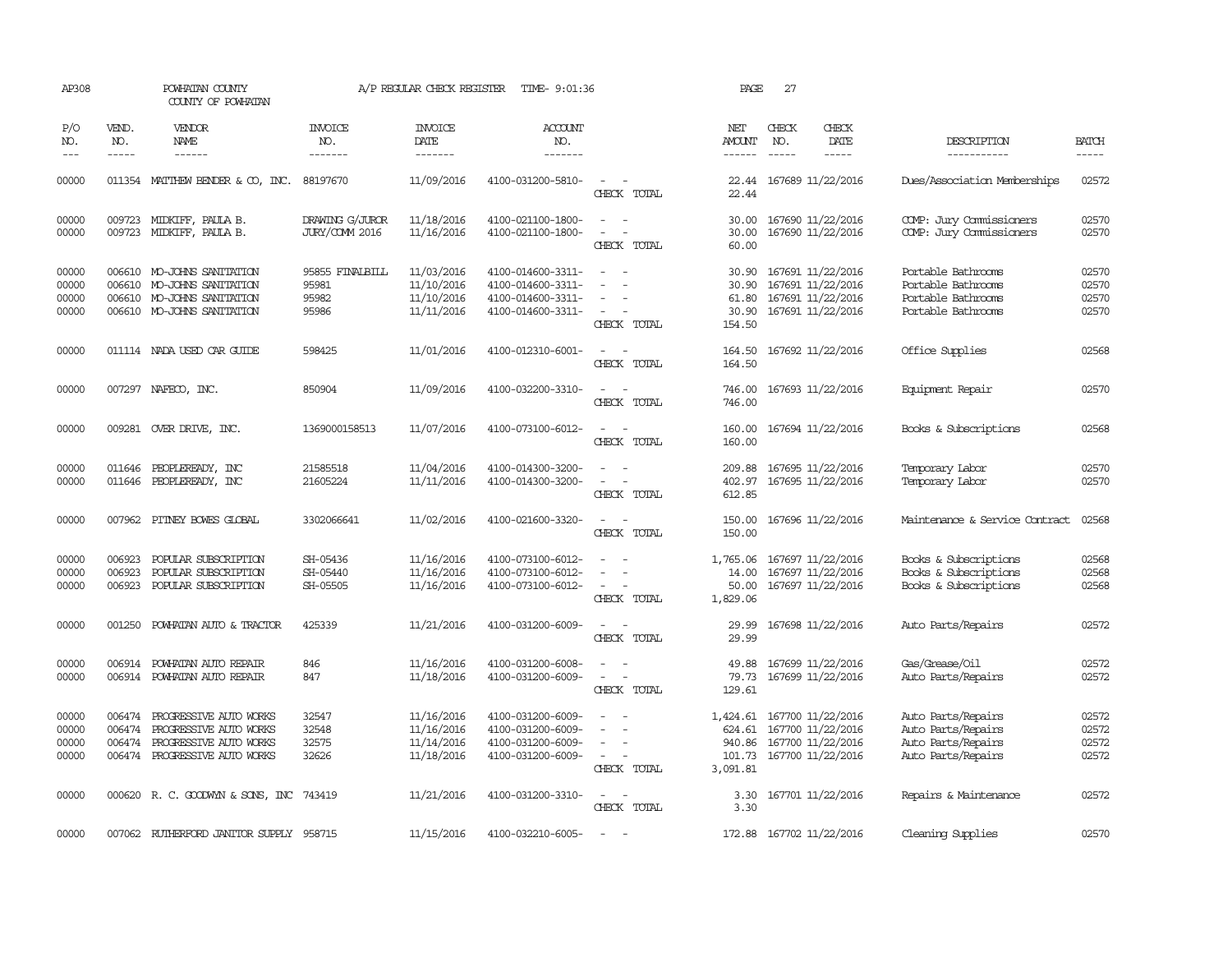AP308 POWHATAN COUNTY A/P REGULAR CHECK REGISTER TIME- 9:01:36 PAGE 27
COUNTY OF POWHATAN

| P/O NO. | VEND. NO. | VENDOR NAME | INVOICE NO. | INVOICE DATE | ACCOUNT NO. | | NET AMOUNT | CHECK NO. | CHECK DATE | DESCRIPTION | BATCH |
|---|---|---|---|---|---|---|---|---|---|---|---|
| 00000 | 011354 | MATTHEW BENDER & CO, INC. | 88197670 | 11/09/2016 | 4100-031200-5810- | - - | 22.44 | 167689 | 11/22/2016 | Dues/Association Memberships | 02572 |
| | | | | | | CHECK TOTAL | 22.44 | | | | |
| 00000 | 009723 | MIDKIFF, PAULA B. | DRAWING G/JUROR | 11/18/2016 | 4100-021100-1800- | - - | 30.00 | 167690 | 11/22/2016 | COMP: Jury Commissioners | 02570 |
| 00000 | 009723 | MIDKIFF, PAULA B. | JURY/COMM 2016 | 11/16/2016 | 4100-021100-1800- | - - | 30.00 | 167690 | 11/22/2016 | COMP: Jury Commissioners | 02570 |
| | | | | | | CHECK TOTAL | 60.00 | | | | |
| 00000 | 006610 | MO-JOHNS SANITATION | 95855 FINALBILL | 11/03/2016 | 4100-014600-3311- | - - | 30.90 | 167691 | 11/22/2016 | Portable Bathrooms | 02570 |
| 00000 | 006610 | MO-JOHNS SANITATION | 95981 | 11/10/2016 | 4100-014600-3311- | - - | 30.90 | 167691 | 11/22/2016 | Portable Bathrooms | 02570 |
| 00000 | 006610 | MO-JOHNS SANITATION | 95982 | 11/10/2016 | 4100-014600-3311- | - - | 61.80 | 167691 | 11/22/2016 | Portable Bathrooms | 02570 |
| 00000 | 006610 | MO-JOHNS SANITATION | 95986 | 11/11/2016 | 4100-014600-3311- | - - | 30.90 | 167691 | 11/22/2016 | Portable Bathrooms | 02570 |
| | | | | | | CHECK TOTAL | 154.50 | | | | |
| 00000 | 011114 | NADA USED CAR GUIDE | 598425 | 11/01/2016 | 4100-012310-6001- | - - | 164.50 | 167692 | 11/22/2016 | Office Supplies | 02568 |
| | | | | | | CHECK TOTAL | 164.50 | | | | |
| 00000 | 007297 | NAFECO, INC. | 850904 | 11/09/2016 | 4100-032200-3310- | - - | 746.00 | 167693 | 11/22/2016 | Equipment Repair | 02570 |
| | | | | | | CHECK TOTAL | 746.00 | | | | |
| 00000 | 009281 | OVER DRIVE, INC. | 1369000158513 | 11/07/2016 | 4100-073100-6012- | - - | 160.00 | 167694 | 11/22/2016 | Books & Subscriptions | 02568 |
| | | | | | | CHECK TOTAL | 160.00 | | | | |
| 00000 | 011646 | PEOPLEREADY, INC | 21585518 | 11/04/2016 | 4100-014300-3200- | - - | 209.88 | 167695 | 11/22/2016 | Temporary Labor | 02570 |
| 00000 | 011646 | PEOPLEREADY, INC | 21605224 | 11/11/2016 | 4100-014300-3200- | - - | 402.97 | 167695 | 11/22/2016 | Temporary Labor | 02570 |
| | | | | | | CHECK TOTAL | 612.85 | | | | |
| 00000 | 007962 | PITNEY BOWES GLOBAL | 3302066641 | 11/02/2016 | 4100-021600-3320- | - - | 150.00 | 167696 | 11/22/2016 | Maintenance & Service Contract | 02568 |
| | | | | | | CHECK TOTAL | 150.00 | | | | |
| 00000 | 006923 | POPULAR SUBSCRIPTION | SH-05436 | 11/16/2016 | 4100-073100-6012- | - - | 1,765.06 | 167697 | 11/22/2016 | Books & Subscriptions | 02568 |
| 00000 | 006923 | POPULAR SUBSCRIPTION | SH-05440 | 11/16/2016 | 4100-073100-6012- | - - | 14.00 | 167697 | 11/22/2016 | Books & Subscriptions | 02568 |
| 00000 | 006923 | POPULAR SUBSCRIPTION | SH-05505 | 11/16/2016 | 4100-073100-6012- | - - | 50.00 | 167697 | 11/22/2016 | Books & Subscriptions | 02568 |
| | | | | | | CHECK TOTAL | 1,829.06 | | | | |
| 00000 | 001250 | POWHATAN AUTO & TRACTOR | 425339 | 11/21/2016 | 4100-031200-6009- | - - | 29.99 | 167698 | 11/22/2016 | Auto Parts/Repairs | 02572 |
| | | | | | | CHECK TOTAL | 29.99 | | | | |
| 00000 | 006914 | POWHATAN AUTO REPAIR | 846 | 11/16/2016 | 4100-031200-6008- | - - | 49.88 | 167699 | 11/22/2016 | Gas/Grease/Oil | 02572 |
| 00000 | 006914 | POWHATAN AUTO REPAIR | 847 | 11/18/2016 | 4100-031200-6009- | - - | 79.73 | 167699 | 11/22/2016 | Auto Parts/Repairs | 02572 |
| | | | | | | CHECK TOTAL | 129.61 | | | | |
| 00000 | 006474 | PROGRESSIVE AUTO WORKS | 32547 | 11/16/2016 | 4100-031200-6009- | - - | 1,424.61 | 167700 | 11/22/2016 | Auto Parts/Repairs | 02572 |
| 00000 | 006474 | PROGRESSIVE AUTO WORKS | 32548 | 11/16/2016 | 4100-031200-6009- | - - | 624.61 | 167700 | 11/22/2016 | Auto Parts/Repairs | 02572 |
| 00000 | 006474 | PROGRESSIVE AUTO WORKS | 32575 | 11/14/2016 | 4100-031200-6009- | - - | 940.86 | 167700 | 11/22/2016 | Auto Parts/Repairs | 02572 |
| 00000 | 006474 | PROGRESSIVE AUTO WORKS | 32626 | 11/18/2016 | 4100-031200-6009- | - - | 101.73 | 167700 | 11/22/2016 | Auto Parts/Repairs | 02572 |
| | | | | | | CHECK TOTAL | 3,091.81 | | | | |
| 00000 | 000620 | R. C. GOODWYN & SONS, INC | 743419 | 11/21/2016 | 4100-031200-3310- | - - | 3.30 | 167701 | 11/22/2016 | Repairs & Maintenance | 02572 |
| | | | | | | CHECK TOTAL | 3.30 | | | | |
| 00000 | 007062 | RUTHERFORD JANITOR SUPPLY | 958715 | 11/15/2016 | 4100-032210-6005- | - - | 172.88 | 167702 | 11/22/2016 | Cleaning Supplies | 02570 |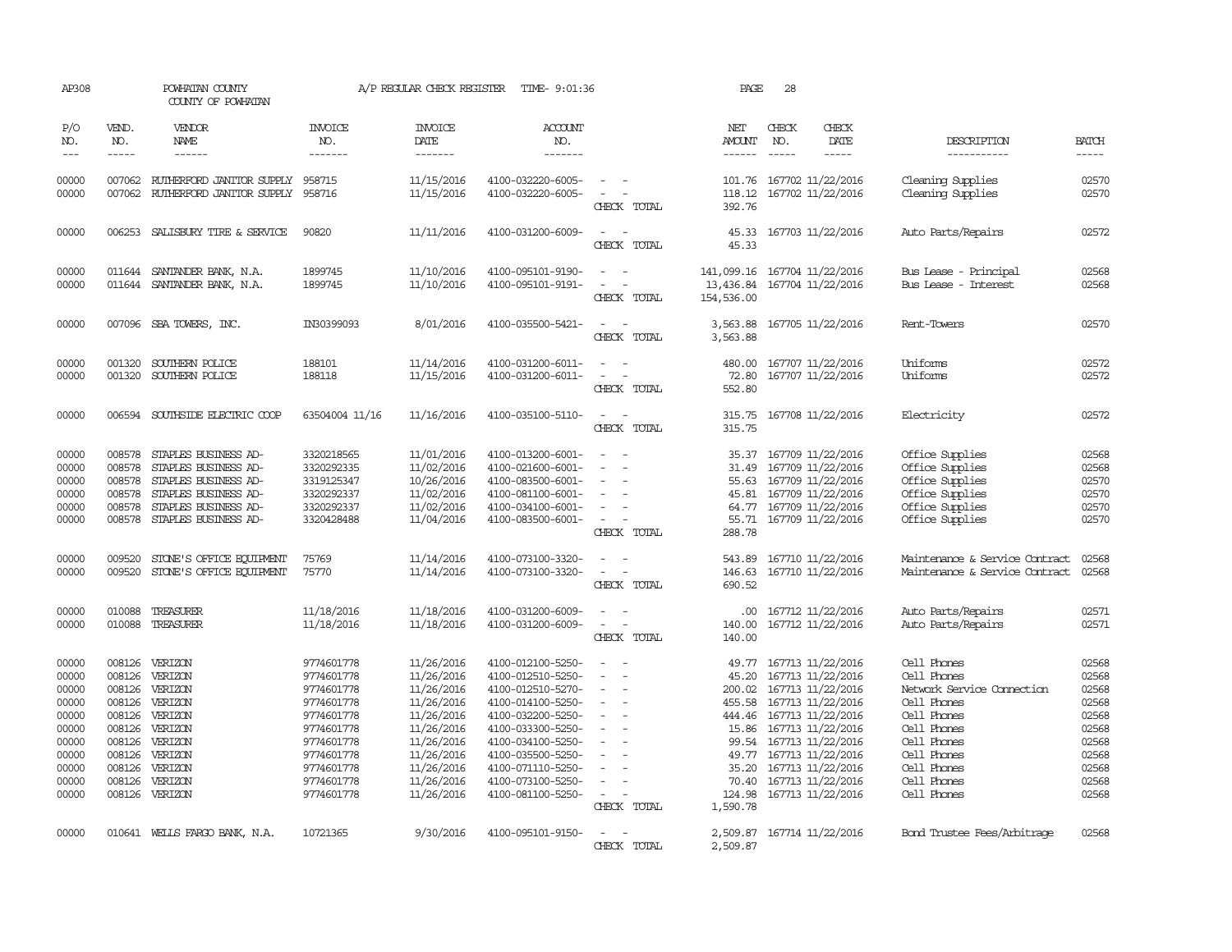AP308 POWHATAN COUNTY A/P REGULAR CHECK REGISTER TIME- 9:01:36 PAGE 28

COUNTY OF POWHATAN

| P/O NO. | VEND. NO. | VENDOR NAME | INVOICE NO. | INVOICE DATE | ACCOUNT NO. | | NET AMOUNT | CHECK NO. | CHECK DATE | DESCRIPTION | BATCH |
|---|---|---|---|---|---|---|---|---|---|---|---|
| --- | ----- | ------ | ------- | ------- | ------- | | ------ | ----- | ----- | ----------- | ----- |
| 00000 | 007062 | RUTHERFORD JANITOR SUPPLY | 958715 | 11/15/2016 | 4100-032220-6005- | - - | 101.76 | 167702 | 11/22/2016 | Cleaning Supplies | 02570 |
| 00000 | 007062 | RUTHERFORD JANITOR SUPPLY | 958716 | 11/15/2016 | 4100-032220-6005- | - - | 118.12 | 167702 | 11/22/2016 | Cleaning Supplies | 02570 |
| | | | | | | CHECK TOTAL | 392.76 | | | | |
| 00000 | 006253 | SALISBURY TIRE & SERVICE | 90820 | 11/11/2016 | 4100-031200-6009- | - - | 45.33 | 167703 | 11/22/2016 | Auto Parts/Repairs | 02572 |
| | | | | | | CHECK TOTAL | 45.33 | | | | |
| 00000 | 011644 | SANTANDER BANK, N.A. | 1899745 | 11/10/2016 | 4100-095101-9190- | - - | 141,099.16 | 167704 | 11/22/2016 | Bus Lease - Principal | 02568 |
| 00000 | 011644 | SANTANDER BANK, N.A. | 1899745 | 11/10/2016 | 4100-095101-9191- | - - | 13,436.84 | 167704 | 11/22/2016 | Bus Lease - Interest | 02568 |
| | | | | | | CHECK TOTAL | 154,536.00 | | | | |
| 00000 | 007096 | SBA TOWERS, INC. | IN30399093 | 8/01/2016 | 4100-035500-5421- | - - | 3,563.88 | 167705 | 11/22/2016 | Rent-Towers | 02570 |
| | | | | | | CHECK TOTAL | 3,563.88 | | | | |
| 00000 | 001320 | SOUTHERN POLICE | 188101 | 11/14/2016 | 4100-031200-6011- | - - | 480.00 | 167707 | 11/22/2016 | Uniforms | 02572 |
| 00000 | 001320 | SOUTHERN POLICE | 188118 | 11/15/2016 | 4100-031200-6011- | - - | 72.80 | 167707 | 11/22/2016 | Uniforms | 02572 |
| | | | | | | CHECK TOTAL | 552.80 | | | | |
| 00000 | 006594 | SOUTHSIDE ELECTRIC COOP | 63504004 11/16 | 11/16/2016 | 4100-035100-5110- | - - | 315.75 | 167708 | 11/22/2016 | Electricity | 02572 |
| | | | | | | CHECK TOTAL | 315.75 | | | | |
| 00000 | 008578 | STAPLES BUSINESS AD- | 3320218565 | 11/01/2016 | 4100-013200-6001- | - - | 35.37 | 167709 | 11/22/2016 | Office Supplies | 02568 |
| 00000 | 008578 | STAPLES BUSINESS AD- | 3320292335 | 11/02/2016 | 4100-021600-6001- | - - | 31.49 | 167709 | 11/22/2016 | Office Supplies | 02568 |
| 00000 | 008578 | STAPLES BUSINESS AD- | 3319125347 | 10/26/2016 | 4100-083500-6001- | - - | 55.63 | 167709 | 11/22/2016 | Office Supplies | 02570 |
| 00000 | 008578 | STAPLES BUSINESS AD- | 3320292337 | 11/02/2016 | 4100-081100-6001- | - - | 45.81 | 167709 | 11/22/2016 | Office Supplies | 02570 |
| 00000 | 008578 | STAPLES BUSINESS AD- | 3320292337 | 11/02/2016 | 4100-034100-6001- | - - | 64.77 | 167709 | 11/22/2016 | Office Supplies | 02570 |
| 00000 | 008578 | STAPLES BUSINESS AD- | 3320428488 | 11/04/2016 | 4100-083500-6001- | - - | 55.71 | 167709 | 11/22/2016 | Office Supplies | 02570 |
| | | | | | | CHECK TOTAL | 288.78 | | | | |
| 00000 | 009520 | STONE'S OFFICE EQUIPMENT | 75769 | 11/14/2016 | 4100-073100-3320- | - - | 543.89 | 167710 | 11/22/2016 | Maintenance & Service Contract | 02568 |
| 00000 | 009520 | STONE'S OFFICE EQUIPMENT | 75770 | 11/14/2016 | 4100-073100-3320- | - - | 146.63 | 167710 | 11/22/2016 | Maintenance & Service Contract | 02568 |
| | | | | | | CHECK TOTAL | 690.52 | | | | |
| 00000 | 010088 | TREASURER | 11/18/2016 | 11/18/2016 | 4100-031200-6009- | - - | .00 | 167712 | 11/22/2016 | Auto Parts/Repairs | 02571 |
| 00000 | 010088 | TREASURER | 11/18/2016 | 11/18/2016 | 4100-031200-6009- | - - | 140.00 | 167712 | 11/22/2016 | Auto Parts/Repairs | 02571 |
| | | | | | | CHECK TOTAL | 140.00 | | | | |
| 00000 | 008126 | VERIZON | 9774601778 | 11/26/2016 | 4100-012100-5250- | - - | 49.77 | 167713 | 11/22/2016 | Cell Phones | 02568 |
| 00000 | 008126 | VERIZON | 9774601778 | 11/26/2016 | 4100-012510-5250- | - - | 45.20 | 167713 | 11/22/2016 | Cell Phones | 02568 |
| 00000 | 008126 | VERIZON | 9774601778 | 11/26/2016 | 4100-012510-5270- | - - | 200.02 | 167713 | 11/22/2016 | Network Service Connection | 02568 |
| 00000 | 008126 | VERIZON | 9774601778 | 11/26/2016 | 4100-014100-5250- | - - | 455.58 | 167713 | 11/22/2016 | Cell Phones | 02568 |
| 00000 | 008126 | VERIZON | 9774601778 | 11/26/2016 | 4100-032200-5250- | - - | 444.46 | 167713 | 11/22/2016 | Cell Phones | 02568 |
| 00000 | 008126 | VERIZON | 9774601778 | 11/26/2016 | 4100-033300-5250- | - - | 15.86 | 167713 | 11/22/2016 | Cell Phones | 02568 |
| 00000 | 008126 | VERIZON | 9774601778 | 11/26/2016 | 4100-034100-5250- | - - | 99.54 | 167713 | 11/22/2016 | Cell Phones | 02568 |
| 00000 | 008126 | VERIZON | 9774601778 | 11/26/2016 | 4100-035500-5250- | - - | 49.77 | 167713 | 11/22/2016 | Cell Phones | 02568 |
| 00000 | 008126 | VERIZON | 9774601778 | 11/26/2016 | 4100-071110-5250- | - - | 35.20 | 167713 | 11/22/2016 | Cell Phones | 02568 |
| 00000 | 008126 | VERIZON | 9774601778 | 11/26/2016 | 4100-073100-5250- | - - | 70.40 | 167713 | 11/22/2016 | Cell Phones | 02568 |
| 00000 | 008126 | VERIZON | 9774601778 | 11/26/2016 | 4100-081100-5250- | - - | 124.98 | 167713 | 11/22/2016 | Cell Phones | 02568 |
| | | | | | | CHECK TOTAL | 1,590.78 | | | | |
| 00000 | 010641 | WELLS FARGO BANK, N.A. | 10721365 | 9/30/2016 | 4100-095101-9150- | - - | 2,509.87 | 167714 | 11/22/2016 | Bond Trustee Fees/Arbitrage | 02568 |
| | | | | | | CHECK TOTAL | 2,509.87 | | | | |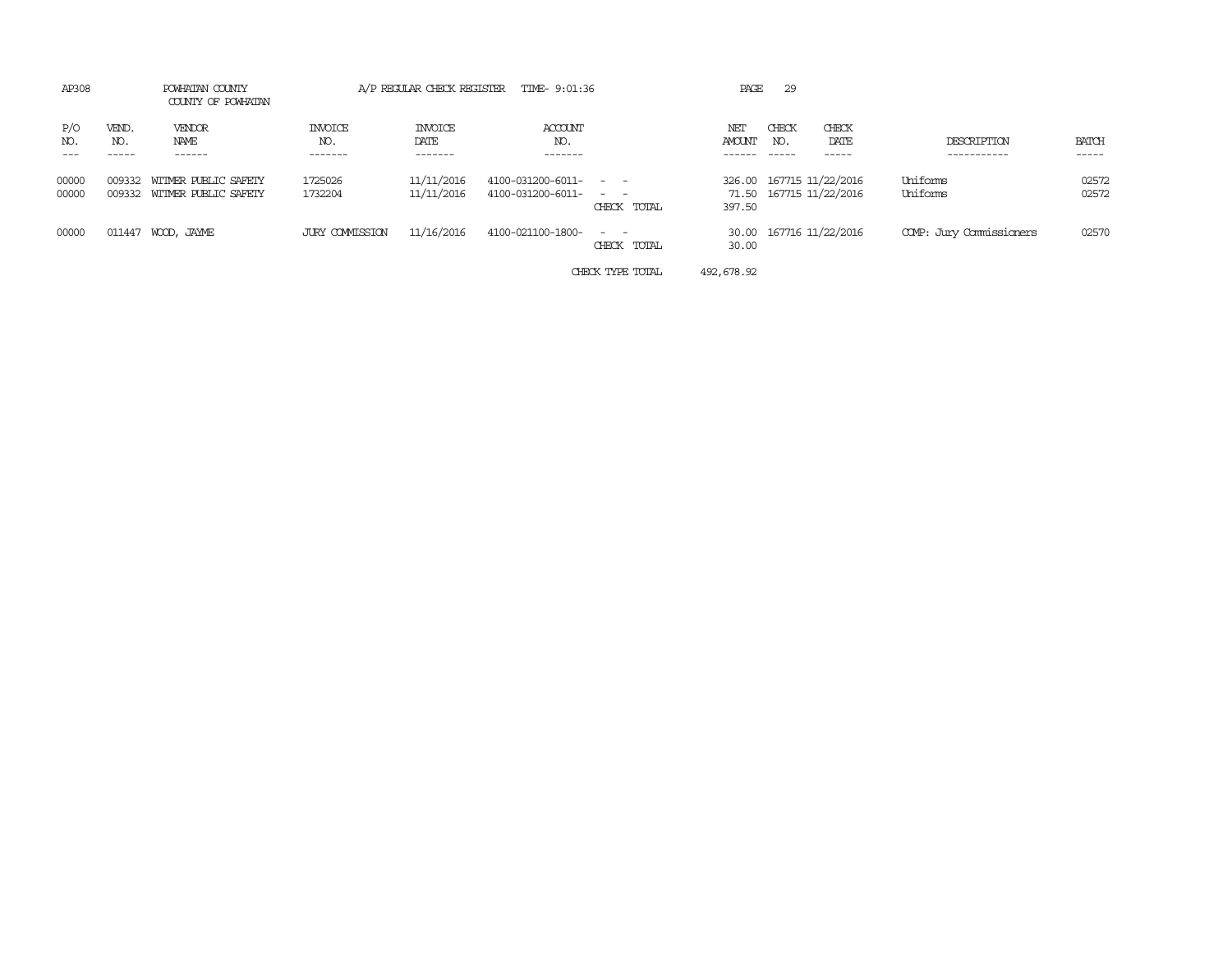AP308 POWHATAN COUNTY A/P REGULAR CHECK REGISTER TIME- 9:01:36

COUNTY OF POWHATAN

| P/O NO. | VEND. NO. | VENDOR NAME | INVOICE NO. | INVOICE DATE | ACCOUNT NO. | | NET AMOUNT | CHECK NO. | CHECK DATE | DESCRIPTION | BATCH |
|---|---|---|---|---|---|---|---|---|---|---|---|
| 00000 | 009332 | WITMER PUBLIC SAFETY | 1725026 | 11/11/2016 | 4100-031200-6011- | - - | 326.00 | 167715 | 11/22/2016 | Uniforms | 02572 |
| 00000 | 009332 | WITMER PUBLIC SAFETY | 1732204 | 11/11/2016 | 4100-031200-6011- | - - | 71.50 | 167715 | 11/22/2016 | Uniforms | 02572 |
| | | | | | | CHECK TOTAL | 397.50 | | | | |
| 00000 | 011447 | WOOD, JAYME | JURY COMMISSION | 11/16/2016 | 4100-021100-1800- | - - | 30.00 | 167716 | 11/22/2016 | COMP: Jury Commissioners | 02570 |
| | | | | | | CHECK TOTAL | 30.00 | | | | |
| | | | | | | CHECK TYPE TOTAL | 492,678.92 | | | | |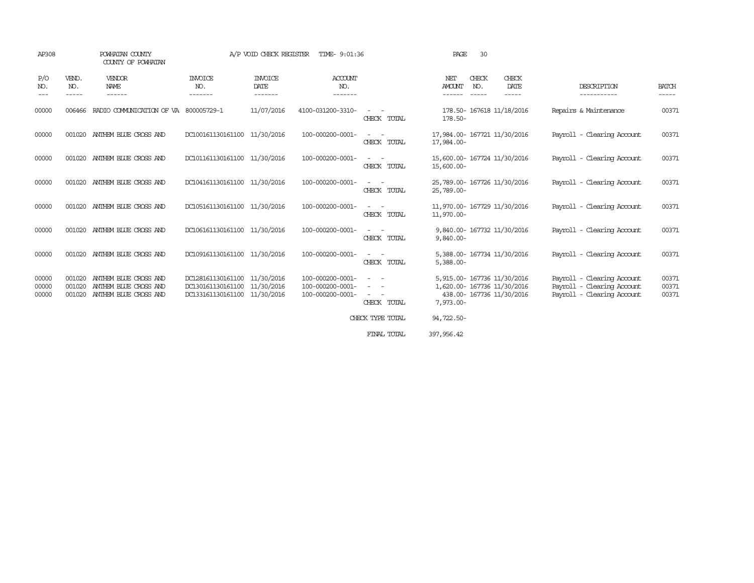AP308 POWHATAN COUNTY A/P VOID CHECK REGISTER TIME- 9:01:36 PAGE 30

COUNTY OF POWHATAN

| P/O NO. | VEND. NO. | VENDOR NAME | INVOICE NO. | INVOICE DATE | ACCOUNT NO. | | NET AMOUNT | CHECK NO. | CHECK DATE | DESCRIPTION | BATCH |
|---|---|---|---|---|---|---|---|---|---|---|---|
| 00000 | 006466 | RADIO COMMUNICATION OF VA | 800005729-1 | 11/07/2016 | 4100-031200-3310- | - - | 178.50- | 167618 | 11/18/2016 | Repairs & Maintenance | 00371 |
| | | | | | | CHECK TOTAL | 178.50- | | | | |
| 00000 | 001020 | ANTHEM BLUE CROSS AND | DC100161130161100 | 11/30/2016 | 100-000200-0001- | - - | 17,984.00- | 167721 | 11/30/2016 | Payroll - Clearing Account | 00371 |
| | | | | | | CHECK TOTAL | 17,984.00- | | | | |
| 00000 | 001020 | ANTHEM BLUE CROSS AND | DC101161130161100 | 11/30/2016 | 100-000200-0001- | - - | 15,600.00- | 167724 | 11/30/2016 | Payroll - Clearing Account | 00371 |
| | | | | | | CHECK TOTAL | 15,600.00- | | | | |
| 00000 | 001020 | ANTHEM BLUE CROSS AND | DC104161130161100 | 11/30/2016 | 100-000200-0001- | - - | 25,789.00- | 167726 | 11/30/2016 | Payroll - Clearing Account | 00371 |
| | | | | | | CHECK TOTAL | 25,789.00- | | | | |
| 00000 | 001020 | ANTHEM BLUE CROSS AND | DC105161130161100 | 11/30/2016 | 100-000200-0001- | - - | 11,970.00- | 167729 | 11/30/2016 | Payroll - Clearing Account | 00371 |
| | | | | | | CHECK TOTAL | 11,970.00- | | | | |
| 00000 | 001020 | ANTHEM BLUE CROSS AND | DC106161130161100 | 11/30/2016 | 100-000200-0001- | - - | 9,840.00- | 167732 | 11/30/2016 | Payroll - Clearing Account | 00371 |
| | | | | | | CHECK TOTAL | 9,840.00- | | | | |
| 00000 | 001020 | ANTHEM BLUE CROSS AND | DC109161130161100 | 11/30/2016 | 100-000200-0001- | - - | 5,388.00- | 167734 | 11/30/2016 | Payroll - Clearing Account | 00371 |
| | | | | | | CHECK TOTAL | 5,388.00- | | | | |
| 00000 | 001020 | ANTHEM BLUE CROSS AND | DC128161130161100 | 11/30/2016 | 100-000200-0001- | - - | 5,915.00- | 167736 | 11/30/2016 | Payroll - Clearing Account | 00371 |
| 00000 | 001020 | ANTHEM BLUE CROSS AND | DC130161130161100 | 11/30/2016 | 100-000200-0001- | - - | 1,620.00- | 167736 | 11/30/2016 | Payroll - Clearing Account | 00371 |
| 00000 | 001020 | ANTHEM BLUE CROSS AND | DC133161130161100 | 11/30/2016 | 100-000200-0001- | - - | 438.00- | 167736 | 11/30/2016 | Payroll - Clearing Account | 00371 |
| | | | | | | CHECK TOTAL | 7,973.00- | | | | |
| | | | | | | CHECK TYPE TOTAL | 94,722.50- | | | | |
| | | | | | | FINAL TOTAL | 397,956.42 | | | | |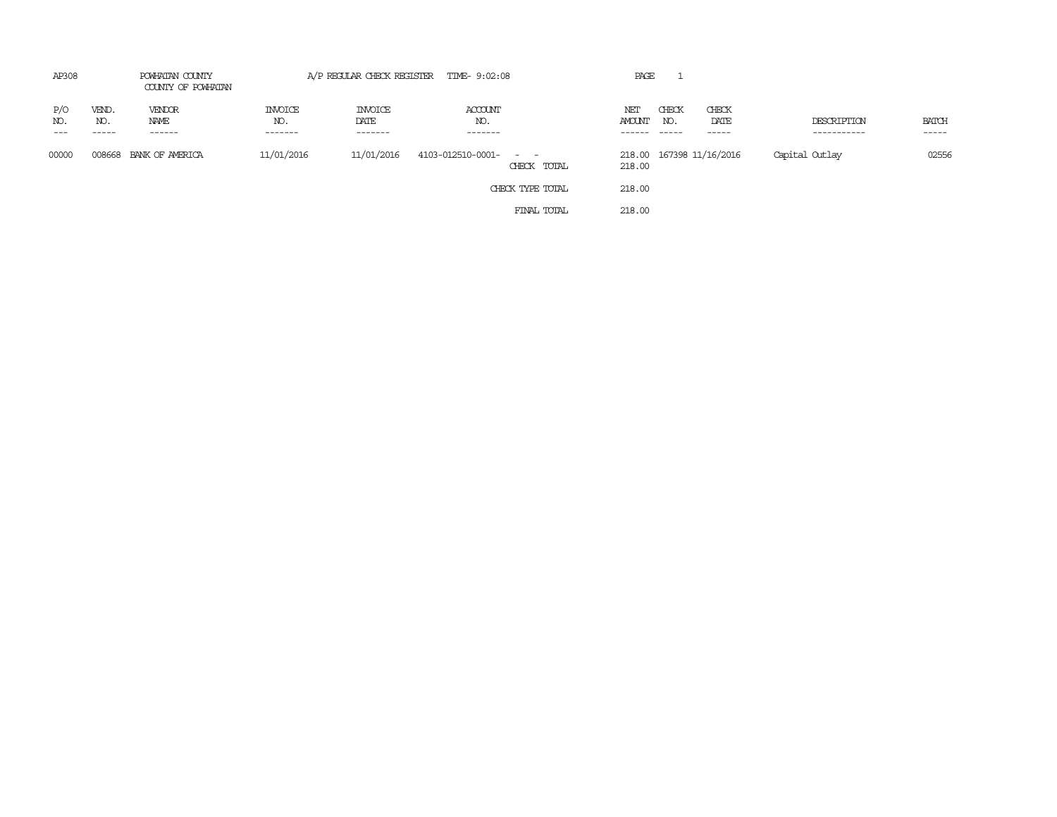AP308 POWHATAN COUNTY A/P REGULAR CHECK REGISTER TIME- 9:02:08 PAGE 1

COUNTY OF POWHATAN

| P/O NO. | VEND. NO. | VENDOR NAME | INVOICE NO. | INVOICE DATE | ACCOUNT NO. | | NET AMOUNT | CHECK NO. | CHECK DATE | DESCRIPTION | BATCH |
|---|---|---|---|---|---|---|---|---|---|---|---|
| 00000 | 008668 | BANK OF AMERICA | 11/01/2016 | 11/01/2016 | 4103-012510-0001- | - - | 218.00 | 167398 | 11/16/2016 | Capital Outlay | 02556 |
| | | | | | | CHECK TOTAL | 218.00 | | | | |
| | | | | | | CHECK TYPE TOTAL | 218.00 | | | | |
| | | | | | | FINAL TOTAL | 218.00 | | | | |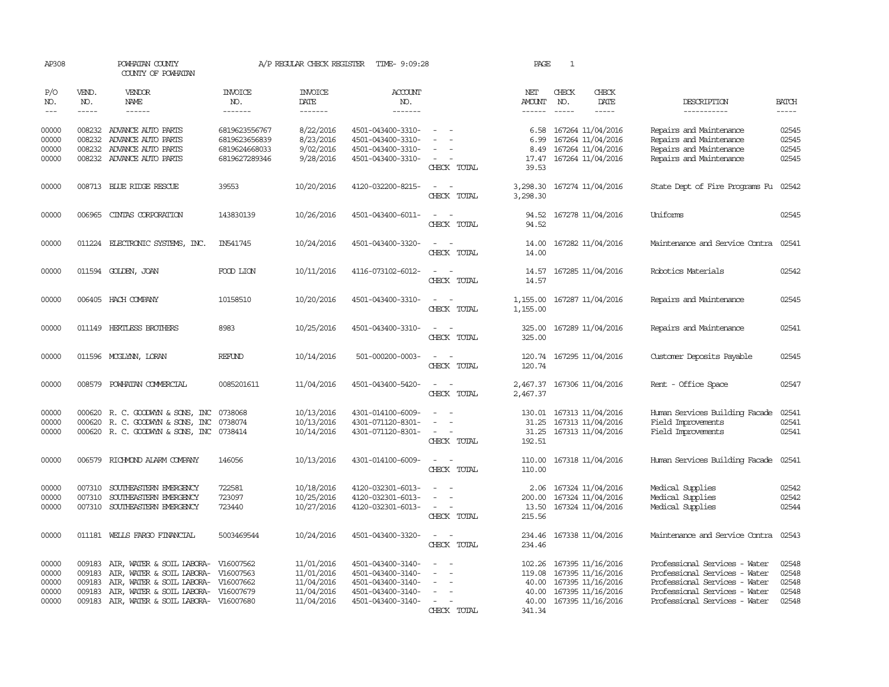AP308 POWHATAN COUNTY A/P REGULAR CHECK REGISTER TIME- 9:09:28 PAGE 1

COUNTY OF POWHATAN

| P/O NO. | VEND. NO. | VENDOR NAME | INVOICE NO. | INVOICE DATE | ACCOUNT NO. | | NET AMOUNT | CHECK NO. | CHECK DATE | DESCRIPTION | BATCH |
|---|---|---|---|---|---|---|---|---|---|---|---|
| 00000 | 008232 | ADVANCE AUTO PARTS | 6819623556767 | 8/22/2016 | 4501-043400-3310- | - - | 6.58 | 167264 | 11/04/2016 | Repairs and Maintenance | 02545 |
| 00000 | 008232 | ADVANCE AUTO PARTS | 6819623656839 | 8/23/2016 | 4501-043400-3310- | - - | 6.99 | 167264 | 11/04/2016 | Repairs and Maintenance | 02545 |
| 00000 | 008232 | ADVANCE AUTO PARTS | 6819624668033 | 9/02/2016 | 4501-043400-3310- | - - | 8.49 | 167264 | 11/04/2016 | Repairs and Maintenance | 02545 |
| 00000 | 008232 | ADVANCE AUTO PARTS | 6819627289346 | 9/28/2016 | 4501-043400-3310- | - - | 17.47 | 167264 | 11/04/2016 | Repairs and Maintenance | 02545 |
| | | | | | | CHECK TOTAL | 39.53 | | | | |
| 00000 | 008713 | BLUE RIDGE RESCUE | 39553 | 10/20/2016 | 4120-032200-8215- | - - | 3,298.30 | 167274 | 11/04/2016 | State Dept of Fire Programs Fu | 02542 |
| | | | | | | CHECK TOTAL | 3,298.30 | | | | |
| 00000 | 006965 | CINTAS CORPORATION | 143830139 | 10/26/2016 | 4501-043400-6011- | - - | 94.52 | 167278 | 11/04/2016 | Uniforms | 02545 |
| | | | | | | CHECK TOTAL | 94.52 | | | | |
| 00000 | 011224 | ELECTRONIC SYSTEMS, INC. | IN541745 | 10/24/2016 | 4501-043400-3320- | - - | 14.00 | 167282 | 11/04/2016 | Maintenance and Service Contra | 02541 |
| | | | | | | CHECK TOTAL | 14.00 | | | | |
| 00000 | 011594 | GOLDEN, JOAN | FOOD LION | 10/11/2016 | 4116-073102-6012- | - - | 14.57 | 167285 | 11/04/2016 | Robotics Materials | 02542 |
| | | | | | | CHECK TOTAL | 14.57 | | | | |
| 00000 | 006405 | HACH COMPANY | 10158510 | 10/20/2016 | 4501-043400-3310- | - - | 1,155.00 | 167287 | 11/04/2016 | Repairs and Maintenance | 02545 |
| | | | | | | CHECK TOTAL | 1,155.00 | | | | |
| 00000 | 011149 | HERTLESS BROTHERS | 8983 | 10/25/2016 | 4501-043400-3310- | - - | 325.00 | 167289 | 11/04/2016 | Repairs and Maintenance | 02541 |
| | | | | | | CHECK TOTAL | 325.00 | | | | |
| 00000 | 011596 | MCGLYNN, LORAN | REFUND | 10/14/2016 | 501-000200-0003- | - - | 120.74 | 167295 | 11/04/2016 | Customer Deposits Payable | 02545 |
| | | | | | | CHECK TOTAL | 120.74 | | | | |
| 00000 | 008579 | POWHATAN COMMERCIAL | 0085201611 | 11/04/2016 | 4501-043400-5420- | - - | 2,467.37 | 167306 | 11/04/2016 | Rent - Office Space | 02547 |
| | | | | | | CHECK TOTAL | 2,467.37 | | | | |
| 00000 | 000620 | R. C. GOODWYN & SONS, INC | 0738068 | 10/13/2016 | 4301-014100-6009- | - - | 130.01 | 167313 | 11/04/2016 | Human Services Building Facade | 02541 |
| 00000 | 000620 | R. C. GOODWYN & SONS, INC | 0738074 | 10/13/2016 | 4301-071120-8301- | - - | 31.25 | 167313 | 11/04/2016 | Field Improvements | 02541 |
| 00000 | 000620 | R. C. GOODWYN & SONS, INC | 0738414 | 10/14/2016 | 4301-071120-8301- | - - | 31.25 | 167313 | 11/04/2016 | Field Improvements | 02541 |
| | | | | | | CHECK TOTAL | 192.51 | | | | |
| 00000 | 006579 | RICHMOND ALARM COMPANY | 146056 | 10/13/2016 | 4301-014100-6009- | - - | 110.00 | 167318 | 11/04/2016 | Human Services Building Facade | 02541 |
| | | | | | | CHECK TOTAL | 110.00 | | | | |
| 00000 | 007310 | SOUTHEASTERN EMERGENCY | 722581 | 10/18/2016 | 4120-032301-6013- | - - | 2.06 | 167324 | 11/04/2016 | Medical Supplies | 02542 |
| 00000 | 007310 | SOUTHEASTERN EMERGENCY | 723097 | 10/25/2016 | 4120-032301-6013- | - - | 200.00 | 167324 | 11/04/2016 | Medical Supplies | 02542 |
| 00000 | 007310 | SOUTHEASTERN EMERGENCY | 723440 | 10/27/2016 | 4120-032301-6013- | - - | 13.50 | 167324 | 11/04/2016 | Medical Supplies | 02544 |
| | | | | | | CHECK TOTAL | 215.56 | | | | |
| 00000 | 011181 | WELLS FARGO FINANCIAL | 5003469544 | 10/24/2016 | 4501-043400-3320- | - - | 234.46 | 167338 | 11/04/2016 | Maintenance and Service Contra | 02543 |
| | | | | | | CHECK TOTAL | 234.46 | | | | |
| 00000 | 009183 | AIR, WATER & SOIL LABORA- | V16007562 | 11/01/2016 | 4501-043400-3140- | - - | 102.26 | 167395 | 11/16/2016 | Professional Services - Water | 02548 |
| 00000 | 009183 | AIR, WATER & SOIL LABORA- | V16007563 | 11/01/2016 | 4501-043400-3140- | - - | 119.08 | 167395 | 11/16/2016 | Professional Services - Water | 02548 |
| 00000 | 009183 | AIR, WATER & SOIL LABORA- | V16007662 | 11/04/2016 | 4501-043400-3140- | - - | 40.00 | 167395 | 11/16/2016 | Professional Services - Water | 02548 |
| 00000 | 009183 | AIR, WATER & SOIL LABORA- | V16007679 | 11/04/2016 | 4501-043400-3140- | - - | 40.00 | 167395 | 11/16/2016 | Professional Services - Water | 02548 |
| 00000 | 009183 | AIR, WATER & SOIL LABORA- | V16007680 | 11/04/2016 | 4501-043400-3140- | - - | 40.00 | 167395 | 11/16/2016 | Professional Services - Water | 02548 |
| | | | | | | CHECK TOTAL | 341.34 | | | | |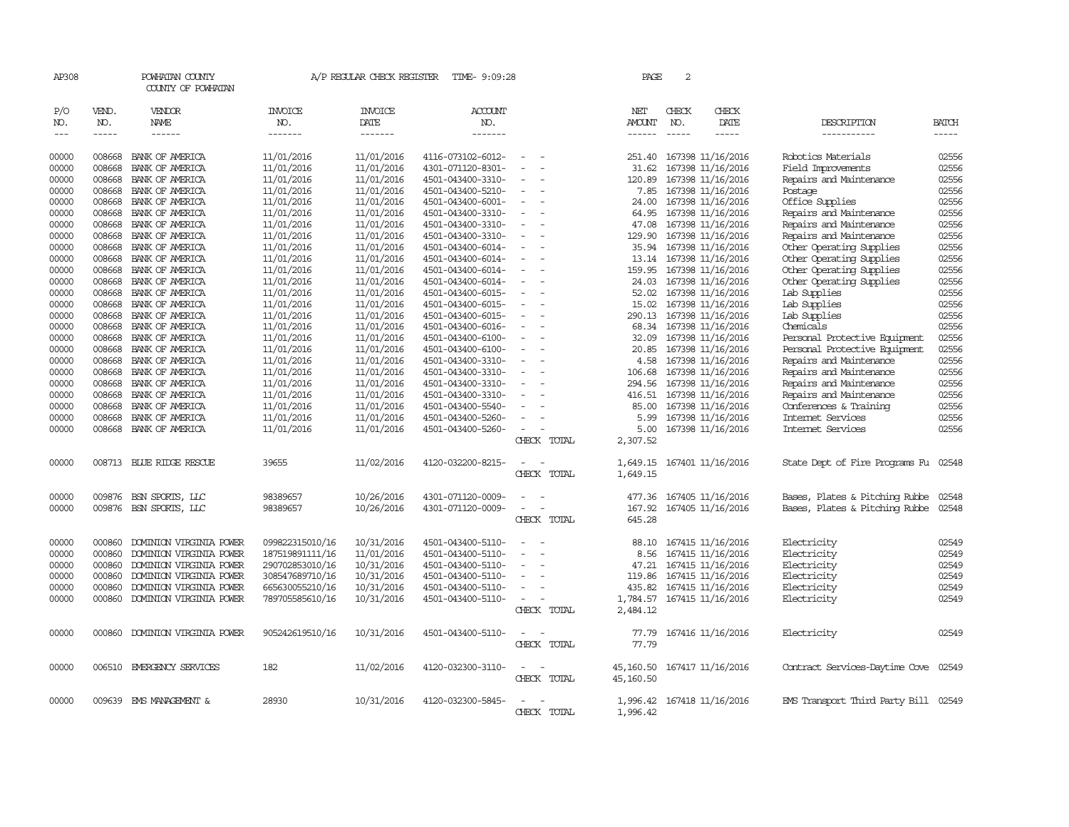AP308 POWHATAN COUNTY A/P REGULAR CHECK REGISTER TIME- 9:09:28 PAGE 2

COUNTY OF POWHATAN

| P/O NO. | VEND. NO. | VENDOR NAME | INVOICE NO. | INVOICE DATE | ACCOUNT NO. | | NET AMOUNT | CHECK NO. | CHECK DATE | DESCRIPTION | BATCH |
|---|---|---|---|---|---|---|---|---|---|---|---|
| --- | ----- | ------ | ------- | ------- | ------- | | ------ | ----- | ----- | ----------- | ----- |
| 00000 | 008668 | BANK OF AMERICA | 11/01/2016 | 11/01/2016 | 4116-073102-6012- | - - | 251.40 | 167398 | 11/16/2016 | Robotics Materials | 02556 |
| 00000 | 008668 | BANK OF AMERICA | 11/01/2016 | 11/01/2016 | 4301-071120-8301- | - - | 31.62 | 167398 | 11/16/2016 | Field Improvements | 02556 |
| 00000 | 008668 | BANK OF AMERICA | 11/01/2016 | 11/01/2016 | 4501-043400-3310- | - - | 120.89 | 167398 | 11/16/2016 | Repairs and Maintenance | 02556 |
| 00000 | 008668 | BANK OF AMERICA | 11/01/2016 | 11/01/2016 | 4501-043400-5210- | - - | 7.85 | 167398 | 11/16/2016 | Postage | 02556 |
| 00000 | 008668 | BANK OF AMERICA | 11/01/2016 | 11/01/2016 | 4501-043400-6001- | - - | 24.00 | 167398 | 11/16/2016 | Office Supplies | 02556 |
| 00000 | 008668 | BANK OF AMERICA | 11/01/2016 | 11/01/2016 | 4501-043400-3310- | - - | 64.95 | 167398 | 11/16/2016 | Repairs and Maintenance | 02556 |
| 00000 | 008668 | BANK OF AMERICA | 11/01/2016 | 11/01/2016 | 4501-043400-3310- | - - | 47.08 | 167398 | 11/16/2016 | Repairs and Maintenance | 02556 |
| 00000 | 008668 | BANK OF AMERICA | 11/01/2016 | 11/01/2016 | 4501-043400-3310- | - - | 129.90 | 167398 | 11/16/2016 | Repairs and Maintenance | 02556 |
| 00000 | 008668 | BANK OF AMERICA | 11/01/2016 | 11/01/2016 | 4501-043400-6014- | - - | 35.94 | 167398 | 11/16/2016 | Other Operating Supplies | 02556 |
| 00000 | 008668 | BANK OF AMERICA | 11/01/2016 | 11/01/2016 | 4501-043400-6014- | - - | 13.14 | 167398 | 11/16/2016 | Other Operating Supplies | 02556 |
| 00000 | 008668 | BANK OF AMERICA | 11/01/2016 | 11/01/2016 | 4501-043400-6014- | - - | 159.95 | 167398 | 11/16/2016 | Other Operating Supplies | 02556 |
| 00000 | 008668 | BANK OF AMERICA | 11/01/2016 | 11/01/2016 | 4501-043400-6014- | - - | 24.03 | 167398 | 11/16/2016 | Other Operating Supplies | 02556 |
| 00000 | 008668 | BANK OF AMERICA | 11/01/2016 | 11/01/2016 | 4501-043400-6015- | - - | 52.02 | 167398 | 11/16/2016 | Lab Supplies | 02556 |
| 00000 | 008668 | BANK OF AMERICA | 11/01/2016 | 11/01/2016 | 4501-043400-6015- | - - | 15.02 | 167398 | 11/16/2016 | Lab Supplies | 02556 |
| 00000 | 008668 | BANK OF AMERICA | 11/01/2016 | 11/01/2016 | 4501-043400-6015- | - - | 290.13 | 167398 | 11/16/2016 | Lab Supplies | 02556 |
| 00000 | 008668 | BANK OF AMERICA | 11/01/2016 | 11/01/2016 | 4501-043400-6016- | - - | 68.34 | 167398 | 11/16/2016 | Chemicals | 02556 |
| 00000 | 008668 | BANK OF AMERICA | 11/01/2016 | 11/01/2016 | 4501-043400-6100- | - - | 32.09 | 167398 | 11/16/2016 | Personal Protective Equipment | 02556 |
| 00000 | 008668 | BANK OF AMERICA | 11/01/2016 | 11/01/2016 | 4501-043400-6100- | - - | 20.85 | 167398 | 11/16/2016 | Personal Protective Equipment | 02556 |
| 00000 | 008668 | BANK OF AMERICA | 11/01/2016 | 11/01/2016 | 4501-043400-3310- | - - | 4.58 | 167398 | 11/16/2016 | Repairs and Maintenance | 02556 |
| 00000 | 008668 | BANK OF AMERICA | 11/01/2016 | 11/01/2016 | 4501-043400-3310- | - - | 106.68 | 167398 | 11/16/2016 | Repairs and Maintenance | 02556 |
| 00000 | 008668 | BANK OF AMERICA | 11/01/2016 | 11/01/2016 | 4501-043400-3310- | - - | 294.56 | 167398 | 11/16/2016 | Repairs and Maintenance | 02556 |
| 00000 | 008668 | BANK OF AMERICA | 11/01/2016 | 11/01/2016 | 4501-043400-3310- | - - | 416.51 | 167398 | 11/16/2016 | Repairs and Maintenance | 02556 |
| 00000 | 008668 | BANK OF AMERICA | 11/01/2016 | 11/01/2016 | 4501-043400-5540- | - - | 85.00 | 167398 | 11/16/2016 | Conferences & Training | 02556 |
| 00000 | 008668 | BANK OF AMERICA | 11/01/2016 | 11/01/2016 | 4501-043400-5260- | - - | 5.99 | 167398 | 11/16/2016 | Internet Services | 02556 |
| 00000 | 008668 | BANK OF AMERICA | 11/01/2016 | 11/01/2016 | 4501-043400-5260- | - - | 5.00 | 167398 | 11/16/2016 | Internet Services | 02556 |
| | | | | | | CHECK TOTAL | 2,307.52 | | | | |
| 00000 | 008713 | BLUE RIDGE RESCUE | 39655 | 11/02/2016 | 4120-032200-8215- | - - | 1,649.15 | 167401 | 11/16/2016 | State Dept of Fire Programs Fu | 02548 |
| | | | | | | CHECK TOTAL | 1,649.15 | | | | |
| 00000 | 009876 | BSN SPORTS, LLC | 98389657 | 10/26/2016 | 4301-071120-0009- | - - | 477.36 | 167405 | 11/16/2016 | Bases, Plates & Pitching Rubbe | 02548 |
| 00000 | 009876 | BSN SPORTS, LLC | 98389657 | 10/26/2016 | 4301-071120-0009- | - - | 167.92 | 167405 | 11/16/2016 | Bases, Plates & Pitching Rubbe | 02548 |
| | | | | | | CHECK TOTAL | 645.28 | | | | |
| 00000 | 000860 | DOMINION VIRGINIA POWER | 099822315010/16 | 10/31/2016 | 4501-043400-5110- | - - | 88.10 | 167415 | 11/16/2016 | Electricity | 02549 |
| 00000 | 000860 | DOMINION VIRGINIA POWER | 187519891111/16 | 11/01/2016 | 4501-043400-5110- | - - | 8.56 | 167415 | 11/16/2016 | Electricity | 02549 |
| 00000 | 000860 | DOMINION VIRGINIA POWER | 290702853010/16 | 10/31/2016 | 4501-043400-5110- | - - | 47.21 | 167415 | 11/16/2016 | Electricity | 02549 |
| 00000 | 000860 | DOMINION VIRGINIA POWER | 308547689710/16 | 10/31/2016 | 4501-043400-5110- | - - | 119.86 | 167415 | 11/16/2016 | Electricity | 02549 |
| 00000 | 000860 | DOMINION VIRGINIA POWER | 665630055210/16 | 10/31/2016 | 4501-043400-5110- | - - | 435.82 | 167415 | 11/16/2016 | Electricity | 02549 |
| 00000 | 000860 | DOMINION VIRGINIA POWER | 789705585610/16 | 10/31/2016 | 4501-043400-5110- | - - | 1,784.57 | 167415 | 11/16/2016 | Electricity | 02549 |
| | | | | | | CHECK TOTAL | 2,484.12 | | | | |
| 00000 | 000860 | DOMINION VIRGINIA POWER | 905242619510/16 | 10/31/2016 | 4501-043400-5110- | - - | 77.79 | 167416 | 11/16/2016 | Electricity | 02549 |
| | | | | | | CHECK TOTAL | 77.79 | | | | |
| 00000 | 006510 | EMERGENCY SERVICES | 182 | 11/02/2016 | 4120-032300-3110- | - - | 45,160.50 | 167417 | 11/16/2016 | Contract Services-Daytime Cove | 02549 |
| | | | | | | CHECK TOTAL | 45,160.50 | | | | |
| 00000 | 009639 | EMS MANAGEMENT & | 28930 | 10/31/2016 | 4120-032300-5845- | - - | 1,996.42 | 167418 | 11/16/2016 | EMS Transport Third Party Bill | 02549 |
| | | | | | | CHECK TOTAL | 1,996.42 | | | | |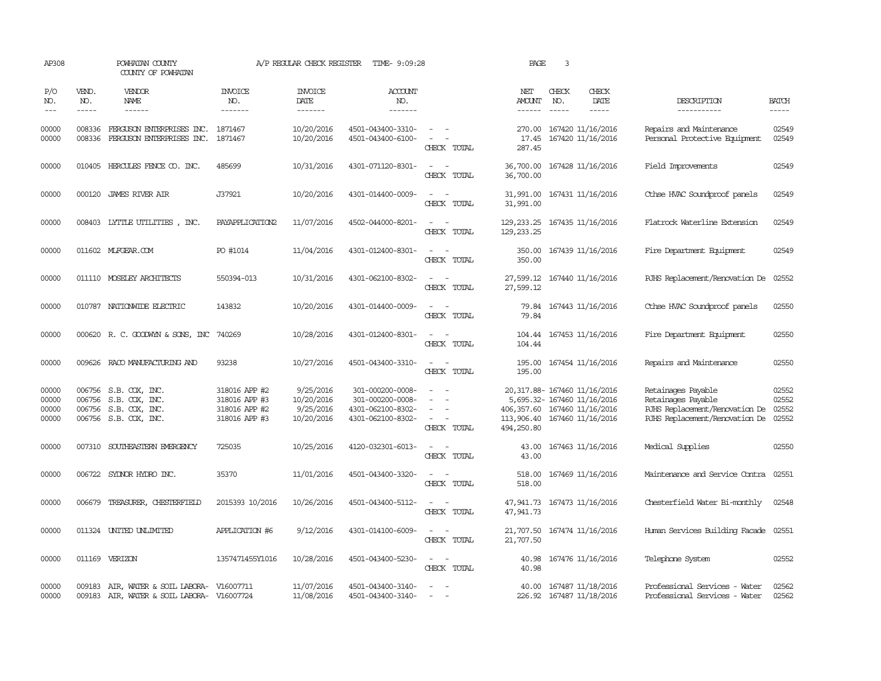AP308 POWHATAN COUNTY A/P REGULAR CHECK REGISTER TIME- 9:09:28 PAGE 3

COUNTY OF POWHATAN

| P/O NO. | VEND. NO. | VENDOR NAME | INVOICE NO. | INVOICE DATE | ACCOUNT NO. | | NET AMOUNT | CHECK NO. | CHECK DATE | DESCRIPTION | BATCH |
|---|---|---|---|---|---|---|---|---|---|---|---|
| 00000 | 008336 | FERGUSON ENTERPRISES INC. | 1871467 | 10/20/2016 | 4501-043400-3310- | - - | 270.00 | 167420 | 11/16/2016 | Repairs and Maintenance | 02549 |
| 00000 | 008336 | FERGUSON ENTERPRISES INC. | 1871467 | 10/20/2016 | 4501-043400-6100- | - - | 17.45 | 167420 | 11/16/2016 | Personal Protective Equipment | 02549 |
| | | | | | | CHECK TOTAL | 287.45 | | | | |
| 00000 | 010405 | HERCULES FENCE CO. INC. | 485699 | 10/31/2016 | 4301-071120-8301- | - - | 36,700.00 | 167428 | 11/16/2016 | Field Improvements | 02549 |
| | | | | | | CHECK TOTAL | 36,700.00 | | | | |
| 00000 | 000120 | JAMES RIVER AIR | J37921 | 10/20/2016 | 4301-014400-0009- | - - | 31,991.00 | 167431 | 11/16/2016 | Cthse HVAC Soundproof panels | 02549 |
| | | | | | | CHECK TOTAL | 31,991.00 | | | | |
| 00000 | 008403 | LYTTLE UTILITIES , INC. | PAYAPPLICATION2 | 11/07/2016 | 4502-044000-8201- | - - | 129,233.25 | 167435 | 11/16/2016 | Flatrock Waterline Extension | 02549 |
| | | | | | | CHECK TOTAL | 129,233.25 | | | | |
| 00000 | 011602 | MLFGEAR.COM | PO #1014 | 11/04/2016 | 4301-012400-8301- | - - | 350.00 | 167439 | 11/16/2016 | Fire Department Equipment | 02549 |
| | | | | | | CHECK TOTAL | 350.00 | | | | |
| 00000 | 011110 | MOSELEY ARCHITECTS | 550394-013 | 10/31/2016 | 4301-062100-8302- | - - | 27,599.12 | 167440 | 11/16/2016 | PJHS Replacement/Renovation De | 02552 |
| | | | | | | CHECK TOTAL | 27,599.12 | | | | |
| 00000 | 010787 | NATIONWIDE ELECTRIC | 143832 | 10/20/2016 | 4301-014400-0009- | - - | 79.84 | 167443 | 11/16/2016 | Cthse HVAC Soundproof panels | 02550 |
| | | | | | | CHECK TOTAL | 79.84 | | | | |
| 00000 | 000620 | R. C. GOODWYN & SONS, INC | 740269 | 10/28/2016 | 4301-012400-8301- | - - | 104.44 | 167453 | 11/16/2016 | Fire Department Equipment | 02550 |
| | | | | | | CHECK TOTAL | 104.44 | | | | |
| 00000 | 009626 | RACO MANUFACTURING AND | 93238 | 10/27/2016 | 4501-043400-3310- | - - | 195.00 | 167454 | 11/16/2016 | Repairs and Maintenance | 02550 |
| | | | | | | CHECK TOTAL | 195.00 | | | | |
| 00000 | 006756 | S.B. COX, INC. | 318016 APP #2 | 9/25/2016 | 301-000200-0008- | - - | 20,317.88- | 167460 | 11/16/2016 | Retainages Payable | 02552 |
| 00000 | 006756 | S.B. COX, INC. | 318016 APP #3 | 10/20/2016 | 301-000200-0008- | - - | 5,695.32- | 167460 | 11/16/2016 | Retainages Payable | 02552 |
| 00000 | 006756 | S.B. COX, INC. | 318016 APP #2 | 9/25/2016 | 4301-062100-8302- | - - | 406,357.60 | 167460 | 11/16/2016 | PJHS Replacement/Renovation De | 02552 |
| 00000 | 006756 | S.B. COX, INC. | 318016 APP #3 | 10/20/2016 | 4301-062100-8302- | - - | 113,906.40 | 167460 | 11/16/2016 | PJHS Replacement/Renovation De | 02552 |
| | | | | | | CHECK TOTAL | 494,250.80 | | | | |
| 00000 | 007310 | SOUTHEASTERN EMERGENCY | 725035 | 10/25/2016 | 4120-032301-6013- | - - | 43.00 | 167463 | 11/16/2016 | Medical Supplies | 02550 |
| | | | | | | CHECK TOTAL | 43.00 | | | | |
| 00000 | 006722 | SYDNOR HYDRO INC. | 35370 | 11/01/2016 | 4501-043400-3320- | - - | 518.00 | 167469 | 11/16/2016 | Maintenance and Service Contra | 02551 |
| | | | | | | CHECK TOTAL | 518.00 | | | | |
| 00000 | 006679 | TREASURER, CHESTERFIELD | 2015393 10/2016 | 10/26/2016 | 4501-043400-5112- | - - | 47,941.73 | 167473 | 11/16/2016 | Chesterfield Water Bi-monthly | 02548 |
| | | | | | | CHECK TOTAL | 47,941.73 | | | | |
| 00000 | 011324 | UNITED UNLIMITED | APPLICATION #6 | 9/12/2016 | 4301-014100-6009- | - - | 21,707.50 | 167474 | 11/16/2016 | Human Services Building Facade | 02551 |
| | | | | | | CHECK TOTAL | 21,707.50 | | | | |
| 00000 | 011169 | VERIZON | 1357471455Y1016 | 10/28/2016 | 4501-043400-5230- | - - | 40.98 | 167476 | 11/16/2016 | Telephone System | 02552 |
| | | | | | | CHECK TOTAL | 40.98 | | | | |
| 00000 | 009183 | AIR, WATER & SOIL LABORA- | V16007711 | 11/07/2016 | 4501-043400-3140- | - - | 40.00 | 167487 | 11/18/2016 | Professional Services - Water | 02562 |
| 00000 | 009183 | AIR, WATER & SOIL LABORA- | V16007724 | 11/08/2016 | 4501-043400-3140- | - - | 226.92 | 167487 | 11/18/2016 | Professional Services - Water | 02562 |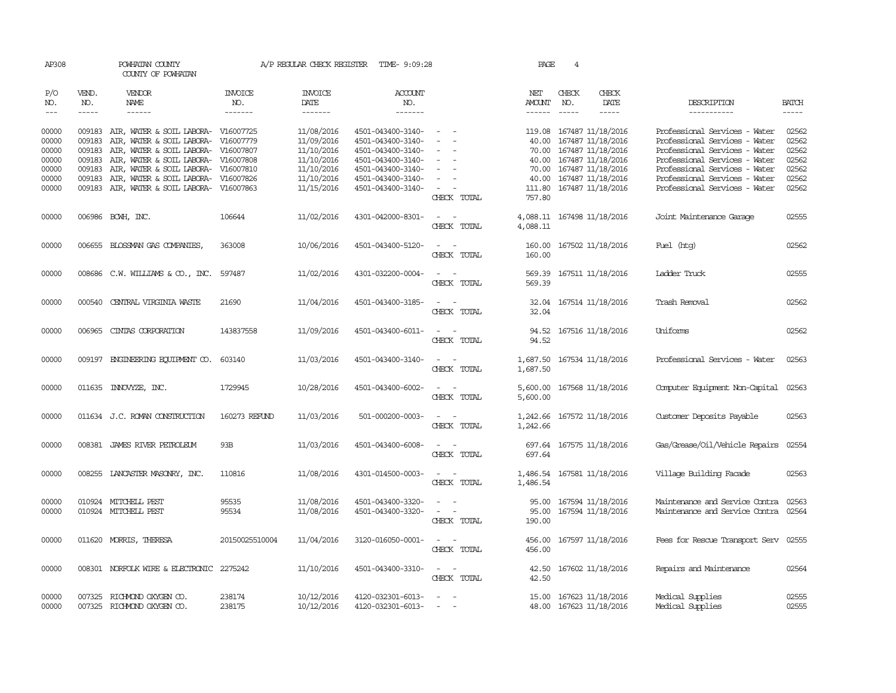AP308 POWHATAN COUNTY A/P REGULAR CHECK REGISTER TIME- 9:09:28 PAGE 4

COUNTY OF POWHATAN

| P/O NO. | VEND. NO. | VENDOR NAME | INVOICE NO. | INVOICE DATE | ACCOUNT NO. | | NET AMOUNT | CHECK NO. | CHECK DATE | DESCRIPTION | BATCH |
|---|---|---|---|---|---|---|---|---|---|---|---|
| --- | ----- | ------ | ------- | ------- | ------- | | ------ | ----- | ----- | ----------- | ----- |
| 00000 | 009183 | AIR, WATER & SOIL LABORA- | V16007725 | 11/08/2016 | 4501-043400-3140- | - - | 119.08 | 167487 | 11/18/2016 | Professional Services - Water | 02562 |
| 00000 | 009183 | AIR, WATER & SOIL LABORA- | V16007779 | 11/09/2016 | 4501-043400-3140- | - - | 40.00 | 167487 | 11/18/2016 | Professional Services - Water | 02562 |
| 00000 | 009183 | AIR, WATER & SOIL LABORA- | V16007807 | 11/10/2016 | 4501-043400-3140- | - - | 70.00 | 167487 | 11/18/2016 | Professional Services - Water | 02562 |
| 00000 | 009183 | AIR, WATER & SOIL LABORA- | V16007808 | 11/10/2016 | 4501-043400-3140- | - - | 40.00 | 167487 | 11/18/2016 | Professional Services - Water | 02562 |
| 00000 | 009183 | AIR, WATER & SOIL LABORA- | V16007810 | 11/10/2016 | 4501-043400-3140- | - - | 70.00 | 167487 | 11/18/2016 | Professional Services - Water | 02562 |
| 00000 | 009183 | AIR, WATER & SOIL LABORA- | V16007826 | 11/10/2016 | 4501-043400-3140- | - - | 40.00 | 167487 | 11/18/2016 | Professional Services - Water | 02562 |
| 00000 | 009183 | AIR, WATER & SOIL LABORA- | V16007863 | 11/15/2016 | 4501-043400-3140- | - - | 111.80 | 167487 | 11/18/2016 | Professional Services - Water | 02562 |
| | | | | | | CHECK TOTAL | 757.80 | | | | |
| 00000 | 006986 | BCWH, INC. | 106644 | 11/02/2016 | 4301-042000-8301- | - - | 4,088.11 | 167498 | 11/18/2016 | Joint Maintenance Garage | 02555 |
| | | | | | | CHECK TOTAL | 4,088.11 | | | | |
| 00000 | 006655 | BLOSSMAN GAS COMPANIES, | 363008 | 10/06/2016 | 4501-043400-5120- | - - | 160.00 | 167502 | 11/18/2016 | Fuel (htg) | 02562 |
| | | | | | | CHECK TOTAL | 160.00 | | | | |
| 00000 | 008686 | C.W. WILLIAMS & CO., INC. | 597487 | 11/02/2016 | 4301-032200-0004- | - - | 569.39 | 167511 | 11/18/2016 | Ladder Truck | 02555 |
| | | | | | | CHECK TOTAL | 569.39 | | | | |
| 00000 | 000540 | CENTRAL VIRGINIA WASTE | 21690 | 11/04/2016 | 4501-043400-3185- | - - | 32.04 | 167514 | 11/18/2016 | Trash Removal | 02562 |
| | | | | | | CHECK TOTAL | 32.04 | | | | |
| 00000 | 006965 | CINTAS CORPORATION | 143837558 | 11/09/2016 | 4501-043400-6011- | - - | 94.52 | 167516 | 11/18/2016 | Uniforms | 02562 |
| | | | | | | CHECK TOTAL | 94.52 | | | | |
| 00000 | 009197 | ENGINEERING EQUIPMENT CO. | 603140 | 11/03/2016 | 4501-043400-3140- | - - | 1,687.50 | 167534 | 11/18/2016 | Professional Services - Water | 02563 |
| | | | | | | CHECK TOTAL | 1,687.50 | | | | |
| 00000 | 011635 | INNOVYZE, INC. | 1729945 | 10/28/2016 | 4501-043400-6002- | - - | 5,600.00 | 167568 | 11/18/2016 | Computer Equipment Non-Capital | 02563 |
| | | | | | | CHECK TOTAL | 5,600.00 | | | | |
| 00000 | 011634 | J.C. ROMAN CONSTRUCTION | 160273 REFUND | 11/03/2016 | 501-000200-0003- | - - | 1,242.66 | 167572 | 11/18/2016 | Customer Deposits Payable | 02563 |
| | | | | | | CHECK TOTAL | 1,242.66 | | | | |
| 00000 | 008381 | JAMES RIVER PETROLEUM | 93B | 11/03/2016 | 4501-043400-6008- | - - | 697.64 | 167575 | 11/18/2016 | Gas/Grease/Oil/Vehicle Repairs | 02554 |
| | | | | | | CHECK TOTAL | 697.64 | | | | |
| 00000 | 008255 | LANCASTER MASONRY, INC. | 110816 | 11/08/2016 | 4301-014500-0003- | - - | 1,486.54 | 167581 | 11/18/2016 | Village Building Facade | 02563 |
| | | | | | | CHECK TOTAL | 1,486.54 | | | | |
| 00000 | 010924 | MITCHELL PEST | 95535 | 11/08/2016 | 4501-043400-3320- | - - | 95.00 | 167594 | 11/18/2016 | Maintenance and Service Contra | 02563 |
| 00000 | 010924 | MITCHELL PEST | 95534 | 11/08/2016 | 4501-043400-3320- | - - | 95.00 | 167594 | 11/18/2016 | Maintenance and Service Contra | 02564 |
| | | | | | | CHECK TOTAL | 190.00 | | | | |
| 00000 | 011620 | MORRIS, THERESA | 20150025510004 | 11/04/2016 | 3120-016050-0001- | - - | 456.00 | 167597 | 11/18/2016 | Fees for Rescue Transport Serv | 02555 |
| | | | | | | CHECK TOTAL | 456.00 | | | | |
| 00000 | 008301 | NORFOLK WIRE & ELECTRONIC | 2275242 | 11/10/2016 | 4501-043400-3310- | - - | 42.50 | 167602 | 11/18/2016 | Repairs and Maintenance | 02564 |
| | | | | | | CHECK TOTAL | 42.50 | | | | |
| 00000 | 007325 | RICHMOND OXYGEN CO. | 238174 | 10/12/2016 | 4120-032301-6013- | - - | 15.00 | 167623 | 11/18/2016 | Medical Supplies | 02555 |
| 00000 | 007325 | RICHMOND OXYGEN CO. | 238175 | 10/12/2016 | 4120-032301-6013- | - - | 48.00 | 167623 | 11/18/2016 | Medical Supplies | 02555 |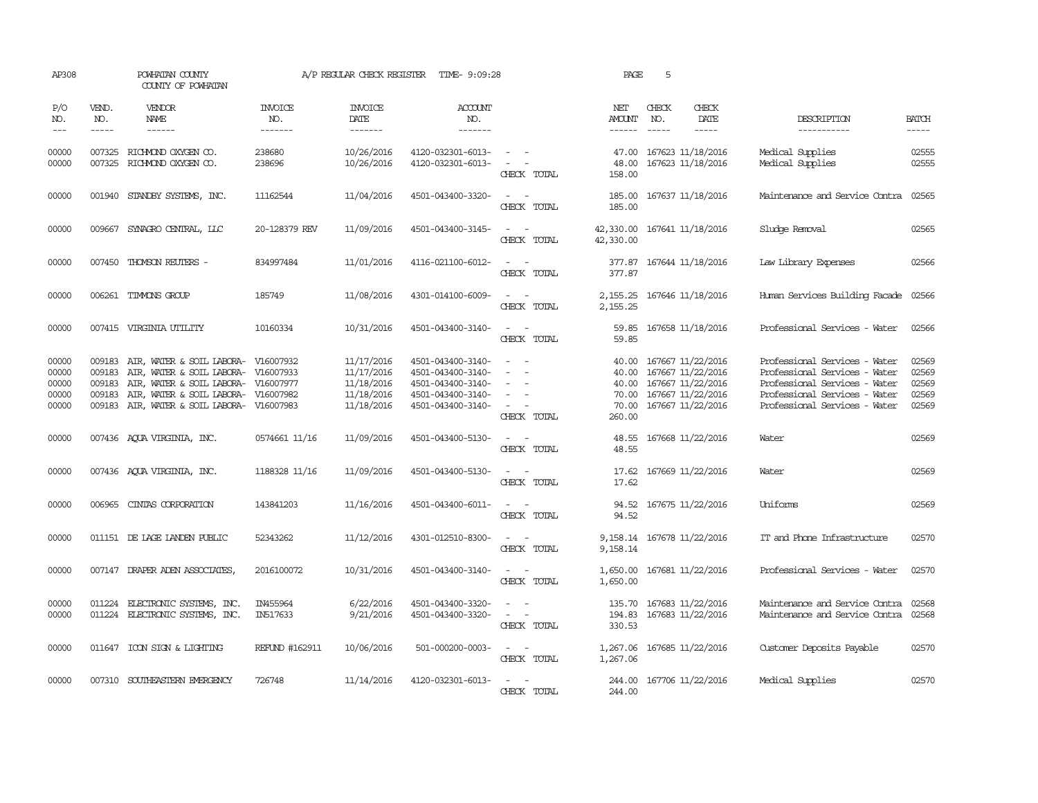AP308 POWHATAN COUNTY A/P REGULAR CHECK REGISTER TIME- 9:09:28 PAGE 5

COUNTY OF POWHATAN

| P/O NO. | VEND. NO. | VENDOR NAME | INVOICE NO. | INVOICE DATE | ACCOUNT NO. | | NET AMOUNT | CHECK NO. | CHECK DATE | DESCRIPTION | BATCH |
|---|---|---|---|---|---|---|---|---|---|---|---|
| 00000 | 007325 | RICHMOND OXYGEN CO. | 238680 | 10/26/2016 | 4120-032301-6013- | - - | 47.00 | 167623 | 11/18/2016 | Medical Supplies | 02555 |
| 00000 | 007325 | RICHMOND OXYGEN CO. | 238696 | 10/26/2016 | 4120-032301-6013- | - - | 48.00 | 167623 | 11/18/2016 | Medical Supplies | 02555 |
| | | | | | | CHECK TOTAL | 158.00 | | | | |
| 00000 | 001940 | STANDBY SYSTEMS, INC. | 11162544 | 11/04/2016 | 4501-043400-3320- | - - | 185.00 | 167637 | 11/18/2016 | Maintenance and Service Contra | 02565 |
| | | | | | | CHECK TOTAL | 185.00 | | | | |
| 00000 | 009667 | SYNAGRO CENTRAL, LLC | 20-128379 REV | 11/09/2016 | 4501-043400-3145- | - - | 42,330.00 | 167641 | 11/18/2016 | Sludge Removal | 02565 |
| | | | | | | CHECK TOTAL | 42,330.00 | | | | |
| 00000 | 007450 | THOMSON REUTERS - | 834997484 | 11/01/2016 | 4116-021100-6012- | - - | 377.87 | 167644 | 11/18/2016 | Law Library Expenses | 02566 |
| | | | | | | CHECK TOTAL | 377.87 | | | | |
| 00000 | 006261 | TIMMONS GROUP | 185749 | 11/08/2016 | 4301-014100-6009- | - - | 2,155.25 | 167646 | 11/18/2016 | Human Services Building Facade | 02566 |
| | | | | | | CHECK TOTAL | 2,155.25 | | | | |
| 00000 | 007415 | VIRGINIA UTILITY | 10160334 | 10/31/2016 | 4501-043400-3140- | - - | 59.85 | 167658 | 11/18/2016 | Professional Services - Water | 02566 |
| | | | | | | CHECK TOTAL | 59.85 | | | | |
| 00000 | 009183 | AIR, WATER & SOIL LABORA- | V16007932 | 11/17/2016 | 4501-043400-3140- | - - | 40.00 | 167667 | 11/22/2016 | Professional Services - Water | 02569 |
| 00000 | 009183 | AIR, WATER & SOIL LABORA- | V16007933 | 11/17/2016 | 4501-043400-3140- | - - | 40.00 | 167667 | 11/22/2016 | Professional Services - Water | 02569 |
| 00000 | 009183 | AIR, WATER & SOIL LABORA- | V16007977 | 11/18/2016 | 4501-043400-3140- | - - | 40.00 | 167667 | 11/22/2016 | Professional Services - Water | 02569 |
| 00000 | 009183 | AIR, WATER & SOIL LABORA- | V16007982 | 11/18/2016 | 4501-043400-3140- | - - | 70.00 | 167667 | 11/22/2016 | Professional Services - Water | 02569 |
| 00000 | 009183 | AIR, WATER & SOIL LABORA- | V16007983 | 11/18/2016 | 4501-043400-3140- | - - | 70.00 | 167667 | 11/22/2016 | Professional Services - Water | 02569 |
| | | | | | | CHECK TOTAL | 260.00 | | | | |
| 00000 | 007436 | AQUA VIRGINIA, INC. | 0574661 11/16 | 11/09/2016 | 4501-043400-5130- | - - | 48.55 | 167668 | 11/22/2016 | Water | 02569 |
| | | | | | | CHECK TOTAL | 48.55 | | | | |
| 00000 | 007436 | AQUA VIRGINIA, INC. | 1188328 11/16 | 11/09/2016 | 4501-043400-5130- | - - | 17.62 | 167669 | 11/22/2016 | Water | 02569 |
| | | | | | | CHECK TOTAL | 17.62 | | | | |
| 00000 | 006965 | CINTAS CORPORATION | 143841203 | 11/16/2016 | 4501-043400-6011- | - - | 94.52 | 167675 | 11/22/2016 | Uniforms | 02569 |
| | | | | | | CHECK TOTAL | 94.52 | | | | |
| 00000 | 011151 | DE LAGE LANDEN PUBLIC | 52343262 | 11/12/2016 | 4301-012510-8300- | - - | 9,158.14 | 167678 | 11/22/2016 | IT and Phone Infrastructure | 02570 |
| | | | | | | CHECK TOTAL | 9,158.14 | | | | |
| 00000 | 007147 | DRAPER ADEN ASSOCIATES, | 2016100072 | 10/31/2016 | 4501-043400-3140- | - - | 1,650.00 | 167681 | 11/22/2016 | Professional Services - Water | 02570 |
| | | | | | | CHECK TOTAL | 1,650.00 | | | | |
| 00000 | 011224 | ELECTRONIC SYSTEMS, INC. | IN455964 | 6/22/2016 | 4501-043400-3320- | - - | 135.70 | 167683 | 11/22/2016 | Maintenance and Service Contra | 02568 |
| 00000 | 011224 | ELECTRONIC SYSTEMS, INC. | IN517633 | 9/21/2016 | 4501-043400-3320- | - - | 194.83 | 167683 | 11/22/2016 | Maintenance and Service Contra | 02568 |
| | | | | | | CHECK TOTAL | 330.53 | | | | |
| 00000 | 011647 | ICON SIGN & LIGHTING | REFUND #162911 | 10/06/2016 | 501-000200-0003- | - - | 1,267.06 | 167685 | 11/22/2016 | Customer Deposits Payable | 02570 |
| | | | | | | CHECK TOTAL | 1,267.06 | | | | |
| 00000 | 007310 | SOUTHEASTERN EMERGENCY | 726748 | 11/14/2016 | 4120-032301-6013- | - - | 244.00 | 167706 | 11/22/2016 | Medical Supplies | 02570 |
| | | | | | | CHECK TOTAL | 244.00 | | | | |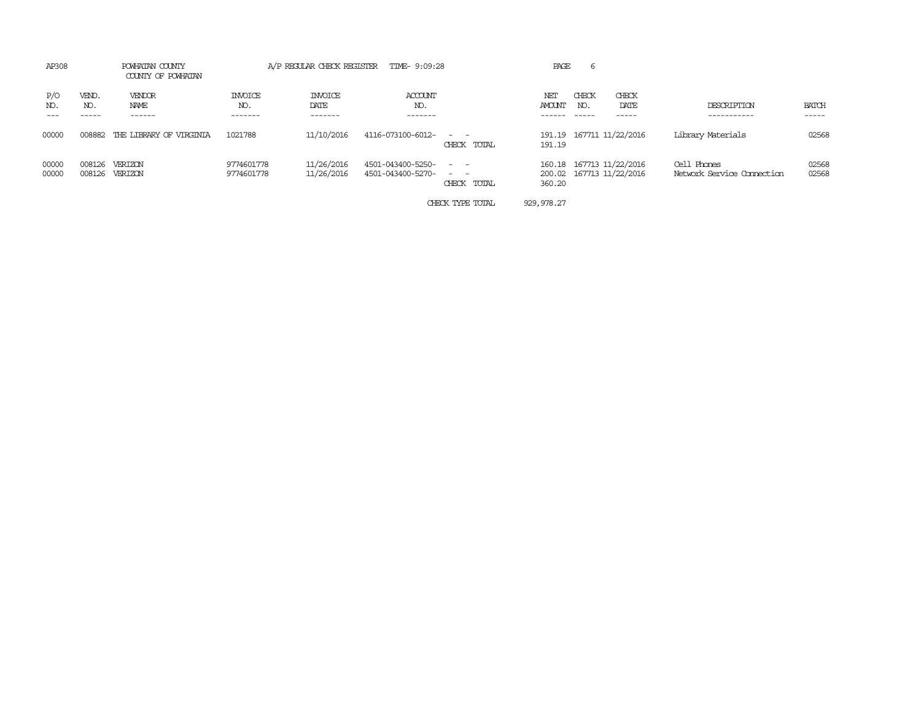AP308 POWHATAN COUNTY A/P REGULAR CHECK REGISTER TIME- 9:09:28 PAGE 6

COUNTY OF POWHATAN

| P/O NO. | VEND. NO. | VENDOR NAME | INVOICE NO. | INVOICE DATE | ACCOUNT NO. | | NET AMOUNT | CHECK NO. | CHECK DATE | DESCRIPTION | BATCH |
|---|---|---|---|---|---|---|---|---|---|---|---|
| 00000 | 008882 | THE LIBRARY OF VIRGINIA | 1021788 | 11/10/2016 | 4116-073100-6012- | - - | 191.19 | 167711 | 11/22/2016 | Library Materials | 02568 |
| | | | | | | CHECK TOTAL | 191.19 | | | | |
| 00000 | 008126 | VERIZON | 9774601778 | 11/26/2016 | 4501-043400-5250- | - - | 160.18 | 167713 | 11/22/2016 | Cell Phones | 02568 |
| 00000 | 008126 | VERIZON | 9774601778 | 11/26/2016 | 4501-043400-5270- | - - | 200.02 | 167713 | 11/22/2016 | Network Service Connection | 02568 |
| | | | | | | CHECK TOTAL | 360.20 | | | | |
| | | | | | | CHECK TYPE TOTAL | 929,978.27 | | | | |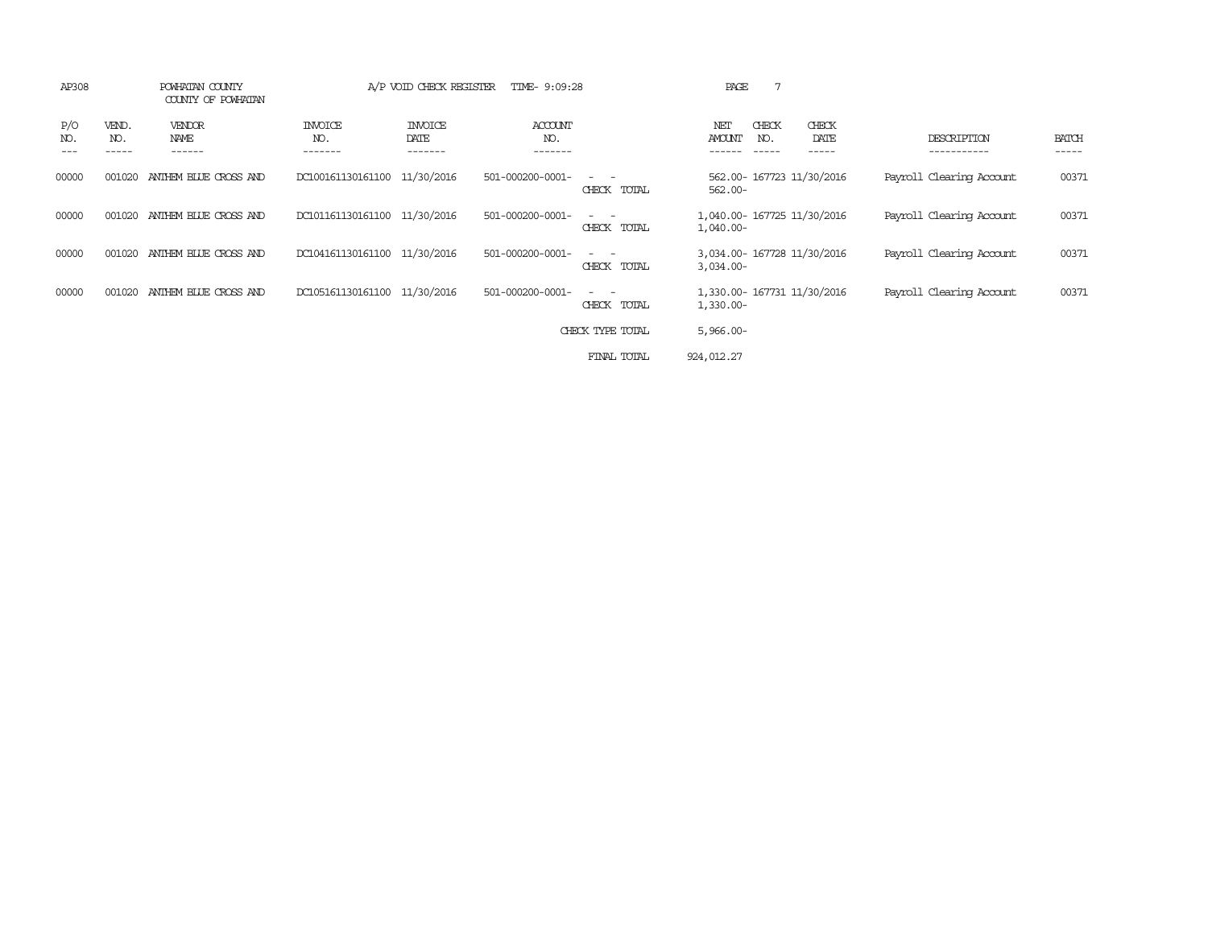AP308 POWHATAN COUNTY A/P VOID CHECK REGISTER TIME- 9:09:28 PAGE 7

COUNTY OF POWHATAN

| P/O NO. | VEND. NO. | VENDOR NAME | INVOICE NO. | INVOICE DATE | ACCOUNT NO. | | NET AMOUNT | CHECK NO. | CHECK DATE | DESCRIPTION | BATCH |
|---|---|---|---|---|---|---|---|---|---|---|---|
| 00000 | 001020 | ANTHEM BLUE CROSS AND | DC100161130161100 | 11/30/2016 | 501-000200-0001- | - - | 562.00- | 167723 | 11/30/2016 | Payroll Clearing Account | 00371 |
| | | | | | | CHECK TOTAL | 562.00- | | | | |
| 00000 | 001020 | ANTHEM BLUE CROSS AND | DC101161130161100 | 11/30/2016 | 501-000200-0001- | - - | 1,040.00- | 167725 | 11/30/2016 | Payroll Clearing Account | 00371 |
| | | | | | | CHECK TOTAL | 1,040.00- | | | | |
| 00000 | 001020 | ANTHEM BLUE CROSS AND | DC104161130161100 | 11/30/2016 | 501-000200-0001- | - - | 3,034.00- | 167728 | 11/30/2016 | Payroll Clearing Account | 00371 |
| | | | | | | CHECK TOTAL | 3,034.00- | | | | |
| 00000 | 001020 | ANTHEM BLUE CROSS AND | DC105161130161100 | 11/30/2016 | 501-000200-0001- | - - | 1,330.00- | 167731 | 11/30/2016 | Payroll Clearing Account | 00371 |
| | | | | | | CHECK TOTAL | 1,330.00- | | | | |
| | | | | | | CHECK TYPE TOTAL | 5,966.00- | | | | |
| | | | | | | FINAL TOTAL | 924,012.27 | | | | |